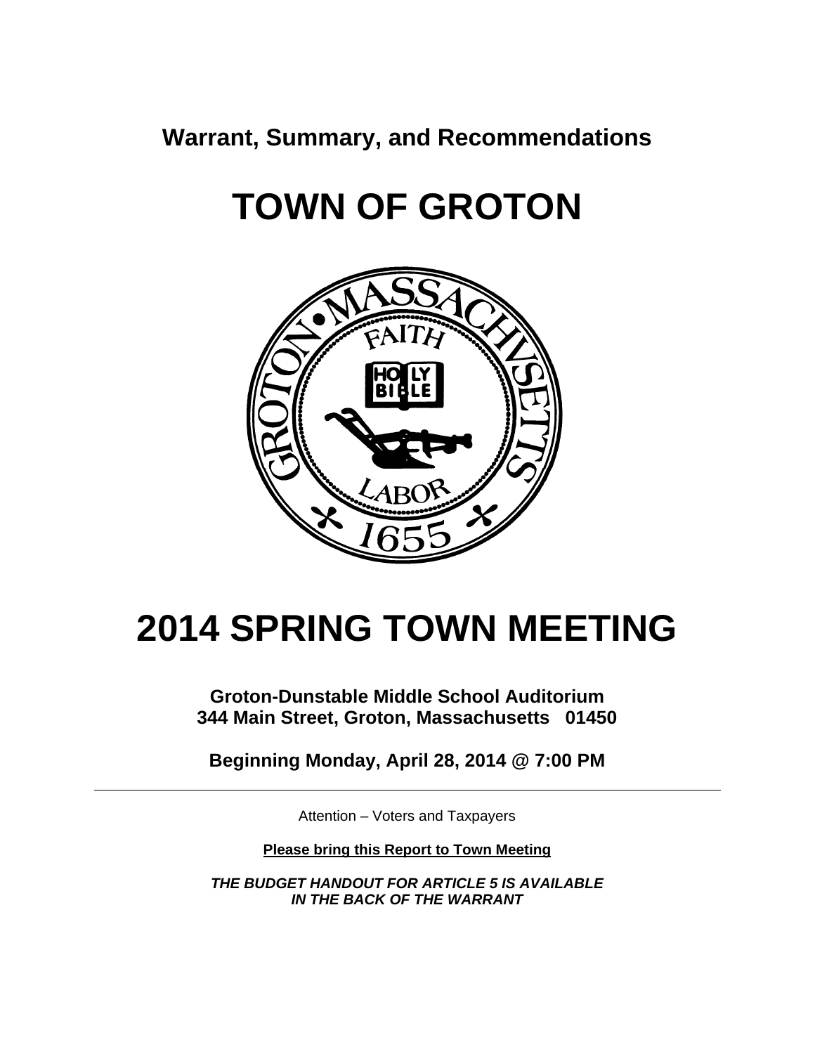**Warrant, Summary, and Recommendations**

# TOWN OF GROTON

# 2014 SPRING TOWN MEETING

**Groton-Dunstable Middle School Auditorium**
**344 Main Street, Groton, Massachusetts 01450**

**Beginning Monday, April 28, 2014 @ 7:00 PM**

---

Attention – Voters and Taxpayers

**Please bring this Report to Town Meeting**

***THE BUDGET HANDOUT FOR ARTICLE 5 IS AVAILABLE IN THE BACK OF THE WARRANT***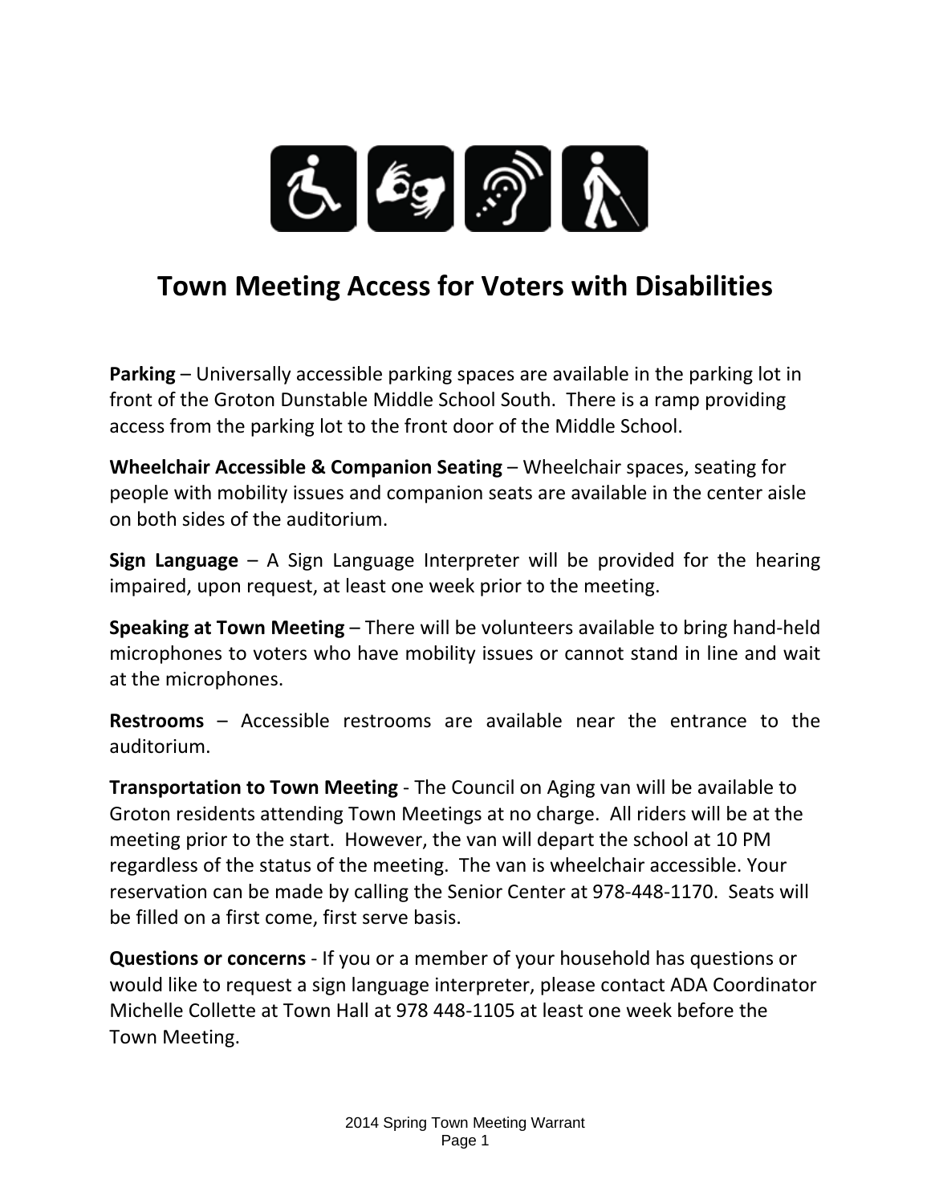# Town Meeting Access for Voters with Disabilities

**Parking** – Universally accessible parking spaces are available in the parking lot in front of the Groton Dunstable Middle School South. There is a ramp providing access from the parking lot to the front door of the Middle School.

**Wheelchair Accessible & Companion Seating** – Wheelchair spaces, seating for people with mobility issues and companion seats are available in the center aisle on both sides of the auditorium.

**Sign Language** – A Sign Language Interpreter will be provided for the hearing impaired, upon request, at least one week prior to the meeting.

**Speaking at Town Meeting** – There will be volunteers available to bring hand-held microphones to voters who have mobility issues or cannot stand in line and wait at the microphones.

**Restrooms** – Accessible restrooms are available near the entrance to the auditorium.

**Transportation to Town Meeting** - The Council on Aging van will be available to Groton residents attending Town Meetings at no charge. All riders will be at the meeting prior to the start. However, the van will depart the school at 10 PM regardless of the status of the meeting. The van is wheelchair accessible. Your reservation can be made by calling the Senior Center at 978-448-1170. Seats will be filled on a first come, first serve basis.

**Questions or concerns** - If you or a member of your household has questions or would like to request a sign language interpreter, please contact ADA Coordinator Michelle Collette at Town Hall at 978 448-1105 at least one week before the Town Meeting.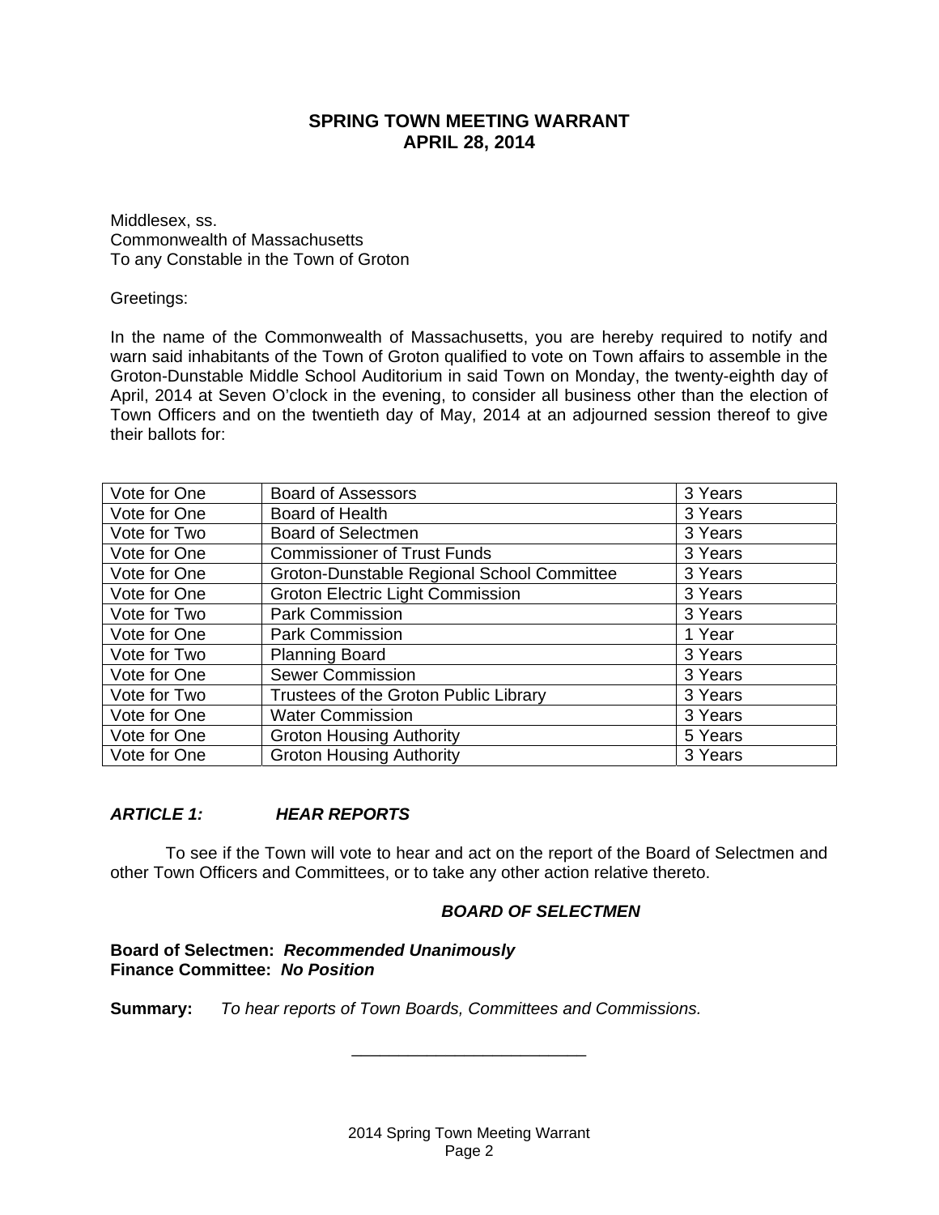# SPRING TOWN MEETING WARRANT
## APRIL 28, 2014

Middlesex, ss.
Commonwealth of Massachusetts
To any Constable in the Town of Groton

Greetings:

In the name of the Commonwealth of Massachusetts, you are hereby required to notify and warn said inhabitants of the Town of Groton qualified to vote on Town affairs to assemble in the Groton-Dunstable Middle School Auditorium in said Town on Monday, the twenty-eighth day of April, 2014 at Seven O'clock in the evening, to consider all business other than the election of Town Officers and on the twentieth day of May, 2014 at an adjourned session thereof to give their ballots for:

| | | |
|---|---|---|
| Vote for One | Board of Assessors | 3 Years |
| Vote for One | Board of Health | 3 Years |
| Vote for Two | Board of Selectmen | 3 Years |
| Vote for One | Commissioner of Trust Funds | 3 Years |
| Vote for One | Groton-Dunstable Regional School Committee | 3 Years |
| Vote for One | Groton Electric Light Commission | 3 Years |
| Vote for Two | Park Commission | 3 Years |
| Vote for One | Park Commission | 1 Year |
| Vote for Two | Planning Board | 3 Years |
| Vote for One | Sewer Commission | 3 Years |
| Vote for Two | Trustees of the Groton Public Library | 3 Years |
| Vote for One | Water Commission | 3 Years |
| Vote for One | Groton Housing Authority | 5 Years |
| Vote for One | Groton Housing Authority | 3 Years |

### *ARTICLE 1: HEAR REPORTS*

To see if the Town will vote to hear and act on the report of the Board of Selectmen and other Town Officers and Committees, or to take any other action relative thereto.

***BOARD OF SELECTMEN***

**Board of Selectmen:** ***Recommended Unanimously***
**Finance Committee:** ***No Position***

**Summary:** *To hear reports of Town Boards, Committees and Commissions.*

\_\_\_\_\_\_\_\_\_\_\_\_\_\_\_\_\_\_\_\_\_\_\_\_\_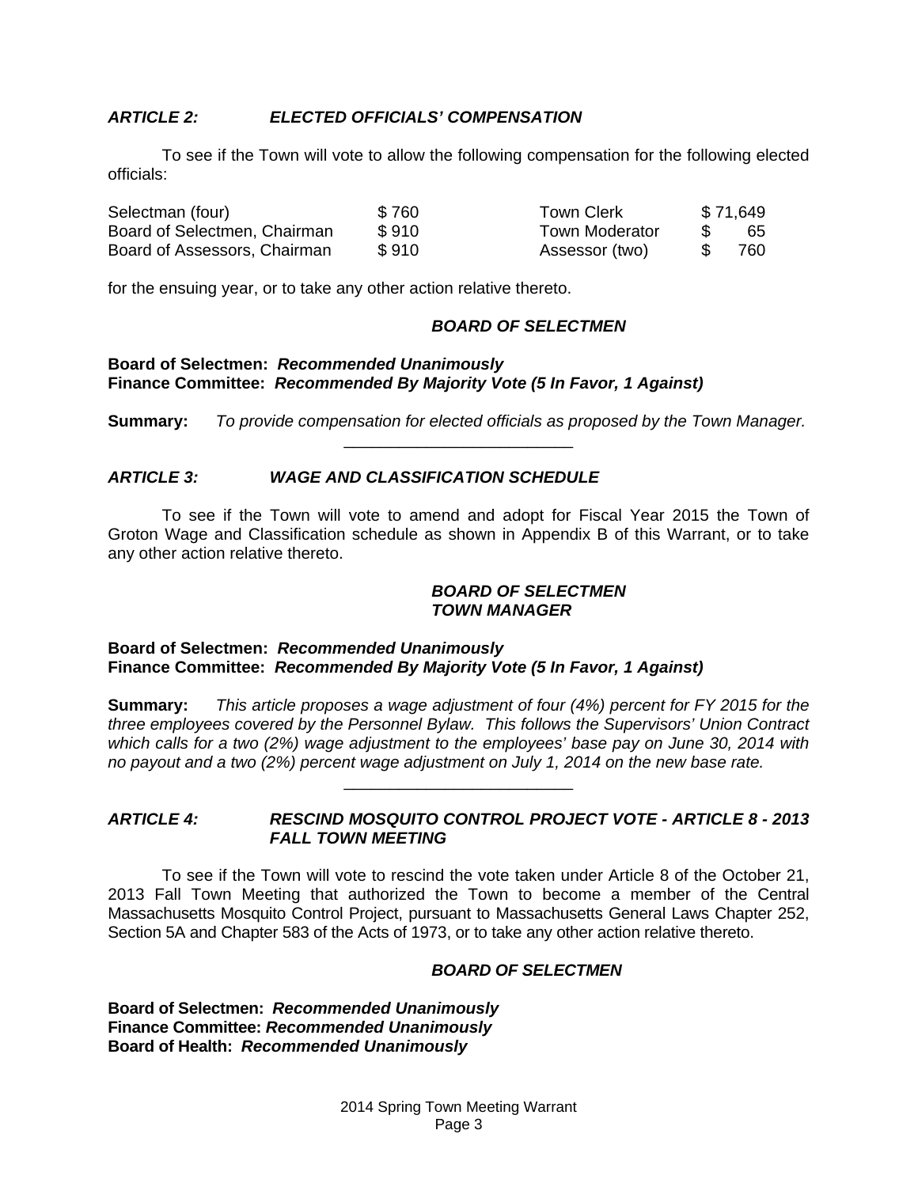### *ARTICLE 2: ELECTED OFFICIALS' COMPENSATION*

To see if the Town will vote to allow the following compensation for the following elected officials:

| | | | |
|---|---|---|---|
| Selectman (four) | $ 760 | Town Clerk | $ 71,649 |
| Board of Selectmen, Chairman | $ 910 | Town Moderator | $ 65 |
| Board of Assessors, Chairman | $ 910 | Assessor (two) | $ 760 |

for the ensuing year, or to take any other action relative thereto.

***BOARD OF SELECTMEN***

**Board of Selectmen:** ***Recommended Unanimously***
**Finance Committee:** ***Recommended By Majority Vote (5 In Favor, 1 Against)***

**Summary:** *To provide compensation for elected officials as proposed by the Town Manager.*

---

### *ARTICLE 3: WAGE AND CLASSIFICATION SCHEDULE*

To see if the Town will vote to amend and adopt for Fiscal Year 2015 the Town of Groton Wage and Classification schedule as shown in Appendix B of this Warrant, or to take any other action relative thereto.

***BOARD OF SELECTMEN***
***TOWN MANAGER***

**Board of Selectmen:** ***Recommended Unanimously***
**Finance Committee:** ***Recommended By Majority Vote (5 In Favor, 1 Against)***

**Summary:** *This article proposes a wage adjustment of four (4%) percent for FY 2015 for the three employees covered by the Personnel Bylaw. This follows the Supervisors' Union Contract which calls for a two (2%) wage adjustment to the employees' base pay on June 30, 2014 with no payout and a two (2%) percent wage adjustment on July 1, 2014 on the new base rate.*

---

### *ARTICLE 4: RESCIND MOSQUITO CONTROL PROJECT VOTE - ARTICLE 8 - 2013 FALL TOWN MEETING*

To see if the Town will vote to rescind the vote taken under Article 8 of the October 21, 2013 Fall Town Meeting that authorized the Town to become a member of the Central Massachusetts Mosquito Control Project, pursuant to Massachusetts General Laws Chapter 252, Section 5A and Chapter 583 of the Acts of 1973, or to take any other action relative thereto.

***BOARD OF SELECTMEN***

**Board of Selectmen:** ***Recommended Unanimously***
**Finance Committee:** ***Recommended Unanimously***
**Board of Health:** ***Recommended Unanimously***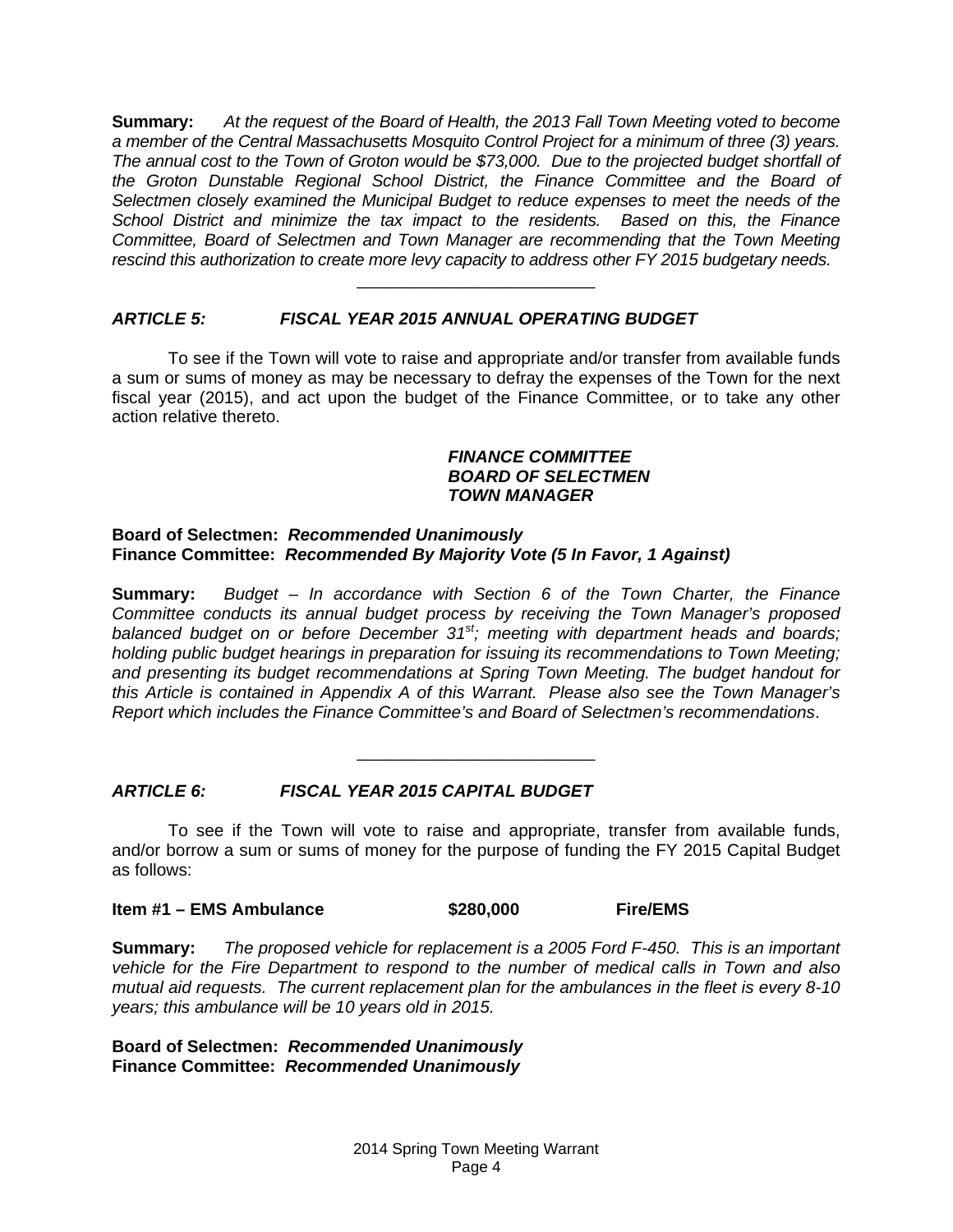**Summary:** *At the request of the Board of Health, the 2013 Fall Town Meeting voted to become a member of the Central Massachusetts Mosquito Control Project for a minimum of three (3) years. The annual cost to the Town of Groton would be $73,000. Due to the projected budget shortfall of the Groton Dunstable Regional School District, the Finance Committee and the Board of Selectmen closely examined the Municipal Budget to reduce expenses to meet the needs of the School District and minimize the tax impact to the residents. Based on this, the Finance Committee, Board of Selectmen and Town Manager are recommending that the Town Meeting rescind this authorization to create more levy capacity to address other FY 2015 budgetary needs.*

---

## *ARTICLE 5: FISCAL YEAR 2015 ANNUAL OPERATING BUDGET*

To see if the Town will vote to raise and appropriate and/or transfer from available funds a sum or sums of money as may be necessary to defray the expenses of the Town for the next fiscal year (2015), and act upon the budget of the Finance Committee, or to take any other action relative thereto.

***FINANCE COMMITTEE***
***BOARD OF SELECTMEN***
***TOWN MANAGER***

**Board of Selectmen: *Recommended Unanimously***
**Finance Committee: *Recommended By Majority Vote (5 In Favor, 1 Against)***

**Summary:** *Budget – In accordance with Section 6 of the Town Charter, the Finance Committee conducts its annual budget process by receiving the Town Manager's proposed balanced budget on or before December 31st; meeting with department heads and boards; holding public budget hearings in preparation for issuing its recommendations to Town Meeting; and presenting its budget recommendations at Spring Town Meeting. The budget handout for this Article is contained in Appendix A of this Warrant. Please also see the Town Manager's Report which includes the Finance Committee's and Board of Selectmen's recommendations*.

---

## *ARTICLE 6: FISCAL YEAR 2015 CAPITAL BUDGET*

To see if the Town will vote to raise and appropriate, transfer from available funds, and/or borrow a sum or sums of money for the purpose of funding the FY 2015 Capital Budget as follows:

**Item #1 – EMS Ambulance $280,000 Fire/EMS**

**Summary:** *The proposed vehicle for replacement is a 2005 Ford F-450. This is an important vehicle for the Fire Department to respond to the number of medical calls in Town and also mutual aid requests. The current replacement plan for the ambulances in the fleet is every 8-10 years; this ambulance will be 10 years old in 2015.*

**Board of Selectmen: *Recommended Unanimously***
**Finance Committee: *Recommended Unanimously***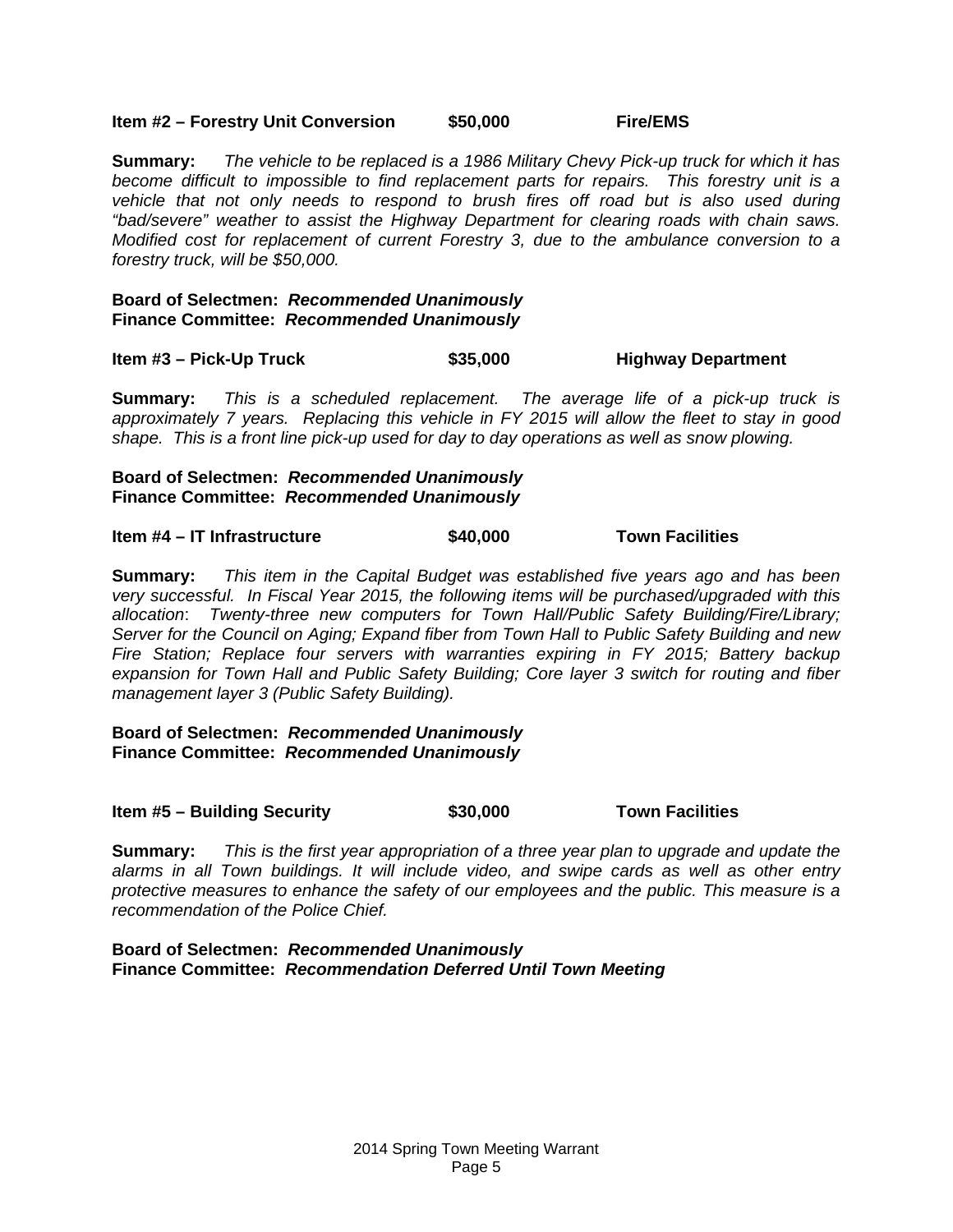**Item #2 – Forestry Unit Conversion $50,000 Fire/EMS**

**Summary:** *The vehicle to be replaced is a 1986 Military Chevy Pick-up truck for which it has become difficult to impossible to find replacement parts for repairs. This forestry unit is a vehicle that not only needs to respond to brush fires off road but is also used during "bad/severe" weather to assist the Highway Department for clearing roads with chain saws. Modified cost for replacement of current Forestry 3, due to the ambulance conversion to a forestry truck, will be $50,000.*

**Board of Selectmen:** ***Recommended Unanimously***
**Finance Committee:** ***Recommended Unanimously***

**Item #3 – Pick-Up Truck $35,000 Highway Department**

**Summary:** *This is a scheduled replacement. The average life of a pick-up truck is approximately 7 years. Replacing this vehicle in FY 2015 will allow the fleet to stay in good shape. This is a front line pick-up used for day to day operations as well as snow plowing.*

**Board of Selectmen:** ***Recommended Unanimously***
**Finance Committee:** ***Recommended Unanimously***

**Item #4 – IT Infrastructure $40,000 Town Facilities**

**Summary:** *This item in the Capital Budget was established five years ago and has been very successful. In Fiscal Year 2015, the following items will be purchased/upgraded with this allocation: Twenty-three new computers for Town Hall/Public Safety Building/Fire/Library; Server for the Council on Aging; Expand fiber from Town Hall to Public Safety Building and new Fire Station; Replace four servers with warranties expiring in FY 2015; Battery backup expansion for Town Hall and Public Safety Building; Core layer 3 switch for routing and fiber management layer 3 (Public Safety Building).*

**Board of Selectmen:** ***Recommended Unanimously***
**Finance Committee:** ***Recommended Unanimously***

**Item #5 – Building Security $30,000 Town Facilities**

**Summary:** *This is the first year appropriation of a three year plan to upgrade and update the alarms in all Town buildings. It will include video, and swipe cards as well as other entry protective measures to enhance the safety of our employees and the public. This measure is a recommendation of the Police Chief.*

**Board of Selectmen:** ***Recommended Unanimously***
**Finance Committee:** ***Recommendation Deferred Until Town Meeting***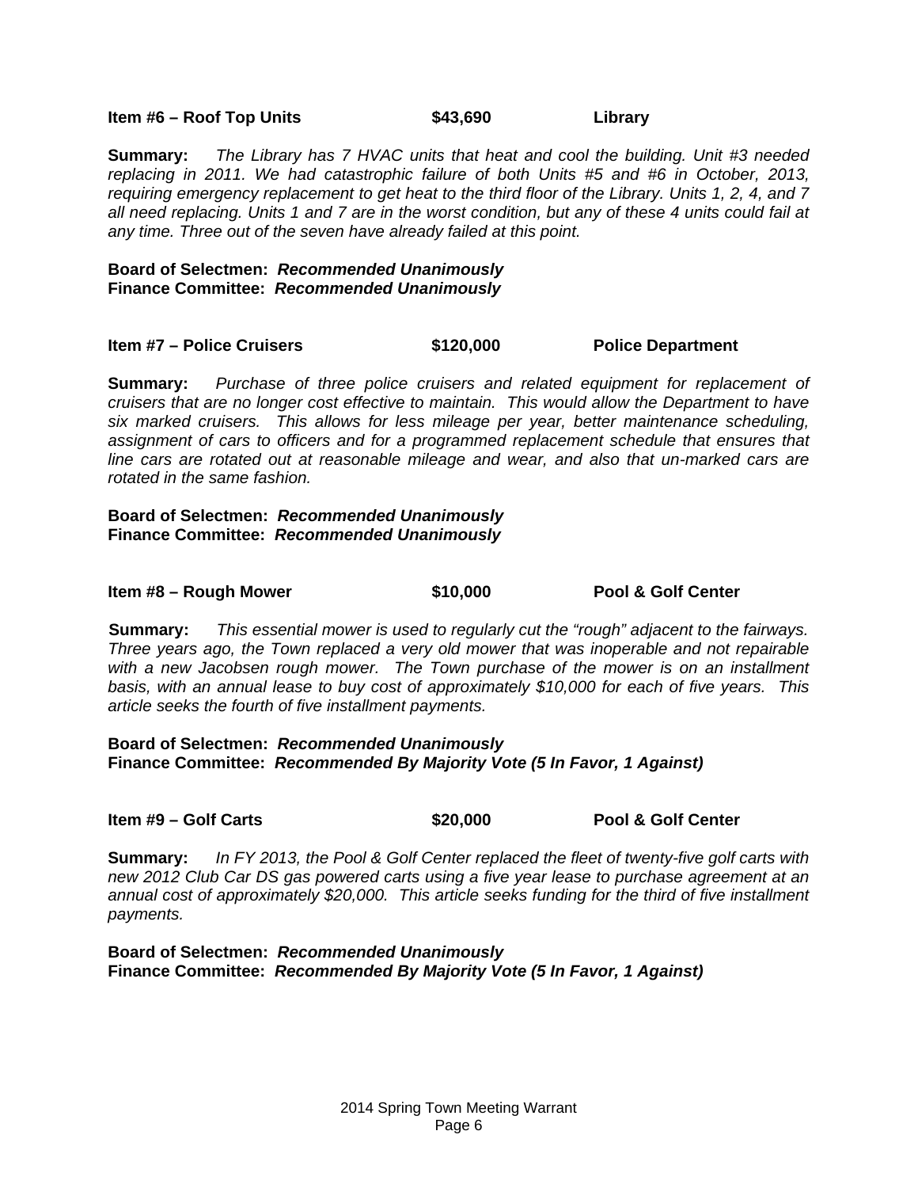**Item #6 – Roof Top Units** **$43,690** **Library**

**Summary:** *The Library has 7 HVAC units that heat and cool the building. Unit #3 needed replacing in 2011. We had catastrophic failure of both Units #5 and #6 in October, 2013, requiring emergency replacement to get heat to the third floor of the Library. Units 1, 2, 4, and 7 all need replacing. Units 1 and 7 are in the worst condition, but any of these 4 units could fail at any time. Three out of the seven have already failed at this point.*

**Board of Selectmen:** ***Recommended Unanimously***
**Finance Committee:** ***Recommended Unanimously***

**Item #7 – Police Cruisers** **$120,000** **Police Department**

**Summary:** *Purchase of three police cruisers and related equipment for replacement of cruisers that are no longer cost effective to maintain. This would allow the Department to have six marked cruisers. This allows for less mileage per year, better maintenance scheduling, assignment of cars to officers and for a programmed replacement schedule that ensures that line cars are rotated out at reasonable mileage and wear, and also that un-marked cars are rotated in the same fashion.*

**Board of Selectmen:** ***Recommended Unanimously***
**Finance Committee:** ***Recommended Unanimously***

**Item #8 – Rough Mower** **$10,000** **Pool & Golf Center**

**Summary:** *This essential mower is used to regularly cut the "rough" adjacent to the fairways. Three years ago, the Town replaced a very old mower that was inoperable and not repairable with a new Jacobsen rough mower. The Town purchase of the mower is on an installment basis, with an annual lease to buy cost of approximately $10,000 for each of five years. This article seeks the fourth of five installment payments.*

**Board of Selectmen:** ***Recommended Unanimously***
**Finance Committee:** ***Recommended By Majority Vote (5 In Favor, 1 Against)***

**Item #9 – Golf Carts** **$20,000** **Pool & Golf Center**

**Summary:** *In FY 2013, the Pool & Golf Center replaced the fleet of twenty-five golf carts with new 2012 Club Car DS gas powered carts using a five year lease to purchase agreement at an annual cost of approximately $20,000. This article seeks funding for the third of five installment payments.*

**Board of Selectmen:** ***Recommended Unanimously***
**Finance Committee:** ***Recommended By Majority Vote (5 In Favor, 1 Against)***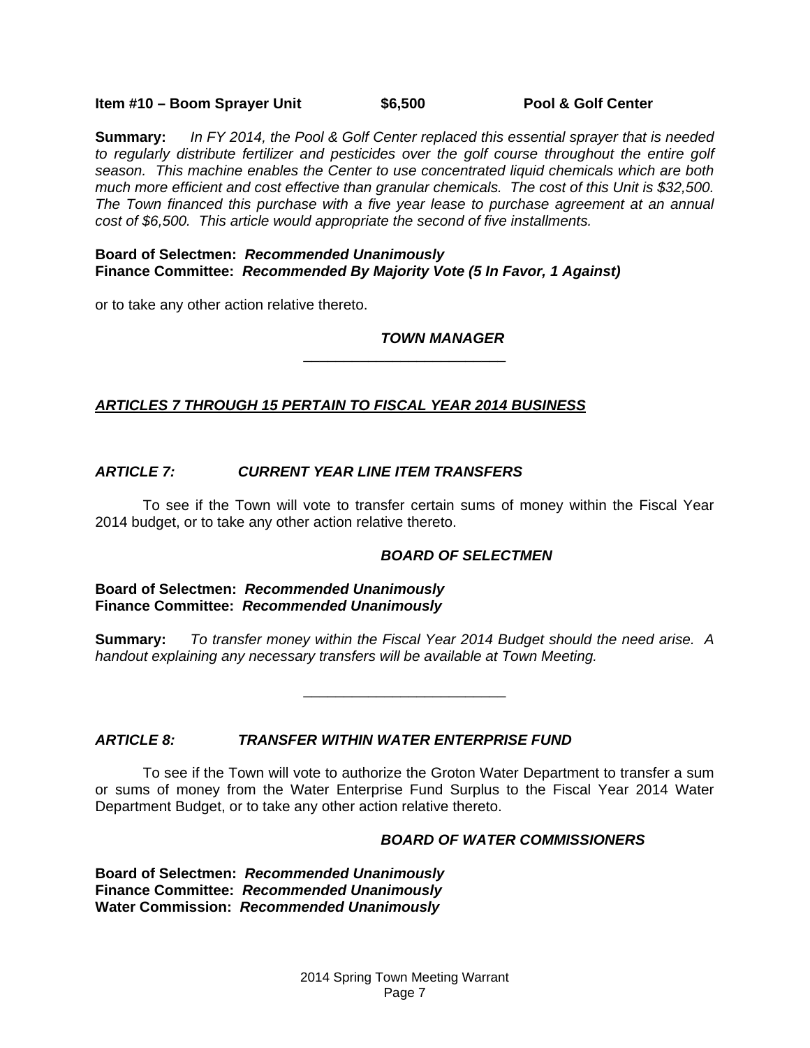**Item #10 – Boom Sprayer Unit $6,500 Pool & Golf Center**

**Summary:** *In FY 2014, the Pool & Golf Center replaced this essential sprayer that is needed to regularly distribute fertilizer and pesticides over the golf course throughout the entire golf season. This machine enables the Center to use concentrated liquid chemicals which are both much more efficient and cost effective than granular chemicals. The cost of this Unit is $32,500. The Town financed this purchase with a five year lease to purchase agreement at an annual cost of $6,500. This article would appropriate the second of five installments.*

**Board of Selectmen:** ***Recommended Unanimously***
**Finance Committee:** ***Recommended By Majority Vote (5 In Favor, 1 Against)***

or to take any other action relative thereto.

***TOWN MANAGER***

---

***ARTICLES 7 THROUGH 15 PERTAIN TO FISCAL YEAR 2014 BUSINESS***

## *ARTICLE 7: CURRENT YEAR LINE ITEM TRANSFERS*

To see if the Town will vote to transfer certain sums of money within the Fiscal Year 2014 budget, or to take any other action relative thereto.

***BOARD OF SELECTMEN***

**Board of Selectmen:** ***Recommended Unanimously***
**Finance Committee:** ***Recommended Unanimously***

**Summary:** *To transfer money within the Fiscal Year 2014 Budget should the need arise. A handout explaining any necessary transfers will be available at Town Meeting.*

---

## *ARTICLE 8: TRANSFER WITHIN WATER ENTERPRISE FUND*

To see if the Town will vote to authorize the Groton Water Department to transfer a sum or sums of money from the Water Enterprise Fund Surplus to the Fiscal Year 2014 Water Department Budget, or to take any other action relative thereto.

***BOARD OF WATER COMMISSIONERS***

**Board of Selectmen:** ***Recommended Unanimously***
**Finance Committee:** ***Recommended Unanimously***
**Water Commission:** ***Recommended Unanimously***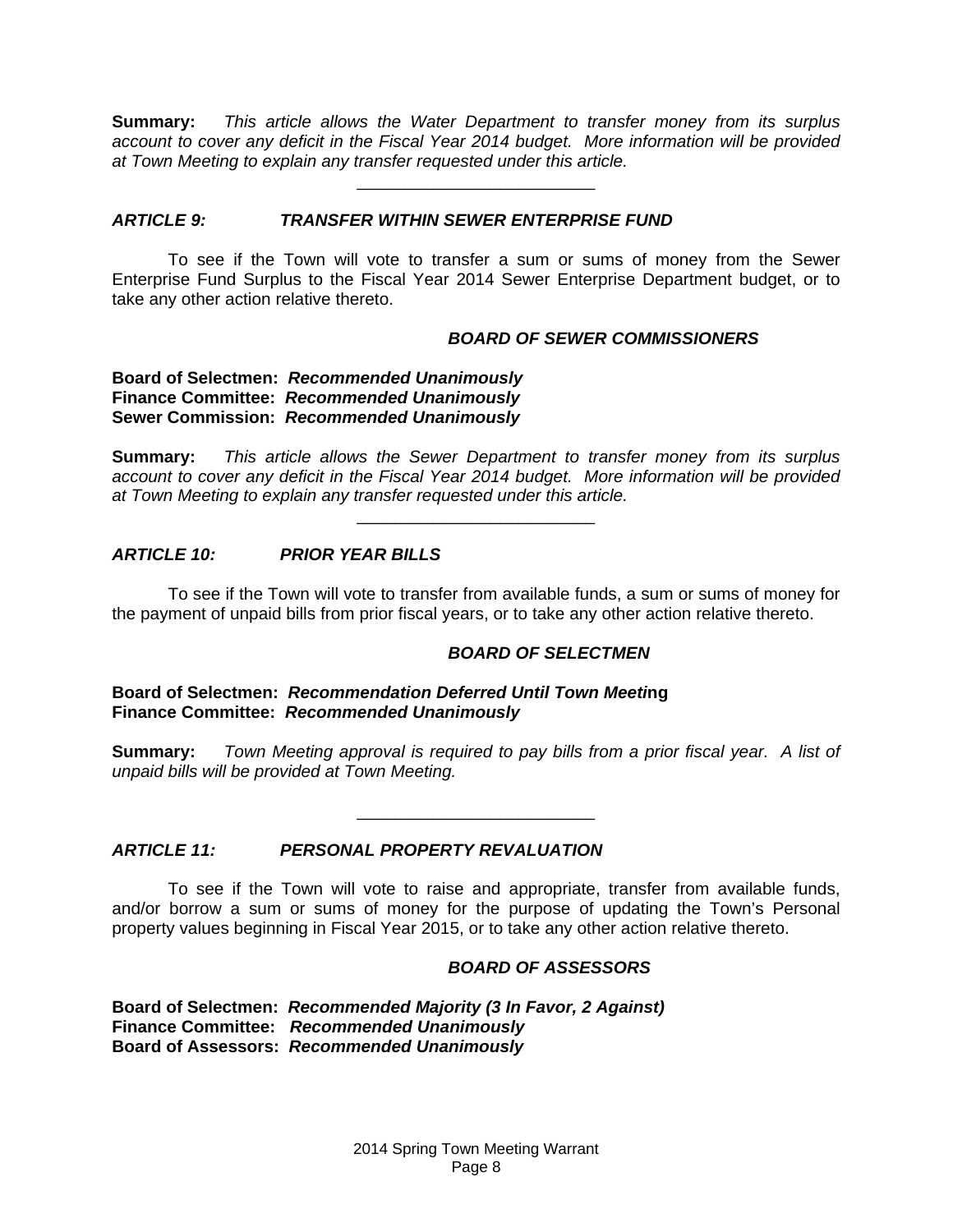**Summary:** *This article allows the Water Department to transfer money from its surplus account to cover any deficit in the Fiscal Year 2014 budget. More information will be provided at Town Meeting to explain any transfer requested under this article.*

---

### *ARTICLE 9: TRANSFER WITHIN SEWER ENTERPRISE FUND*

To see if the Town will vote to transfer a sum or sums of money from the Sewer Enterprise Fund Surplus to the Fiscal Year 2014 Sewer Enterprise Department budget, or to take any other action relative thereto.

***BOARD OF SEWER COMMISSIONERS***

**Board of Selectmen: *Recommended Unanimously***
**Finance Committee: *Recommended Unanimously***
**Sewer Commission: *Recommended Unanimously***

**Summary:** *This article allows the Sewer Department to transfer money from its surplus account to cover any deficit in the Fiscal Year 2014 budget. More information will be provided at Town Meeting to explain any transfer requested under this article.*

---

### *ARTICLE 10: PRIOR YEAR BILLS*

To see if the Town will vote to transfer from available funds, a sum or sums of money for the payment of unpaid bills from prior fiscal years, or to take any other action relative thereto.

***BOARD OF SELECTMEN***

**Board of Selectmen: *Recommendation Deferred Until Town Meeti*ng**
**Finance Committee: *Recommended Unanimously***

**Summary:** *Town Meeting approval is required to pay bills from a prior fiscal year. A list of unpaid bills will be provided at Town Meeting.*

---

### *ARTICLE 11: PERSONAL PROPERTY REVALUATION*

To see if the Town will vote to raise and appropriate, transfer from available funds, and/or borrow a sum or sums of money for the purpose of updating the Town's Personal property values beginning in Fiscal Year 2015, or to take any other action relative thereto.

***BOARD OF ASSESSORS***

**Board of Selectmen: *Recommended Majority (3 In Favor, 2 Against)***
**Finance Committee: *Recommended Unanimously***
**Board of Assessors: *Recommended Unanimously***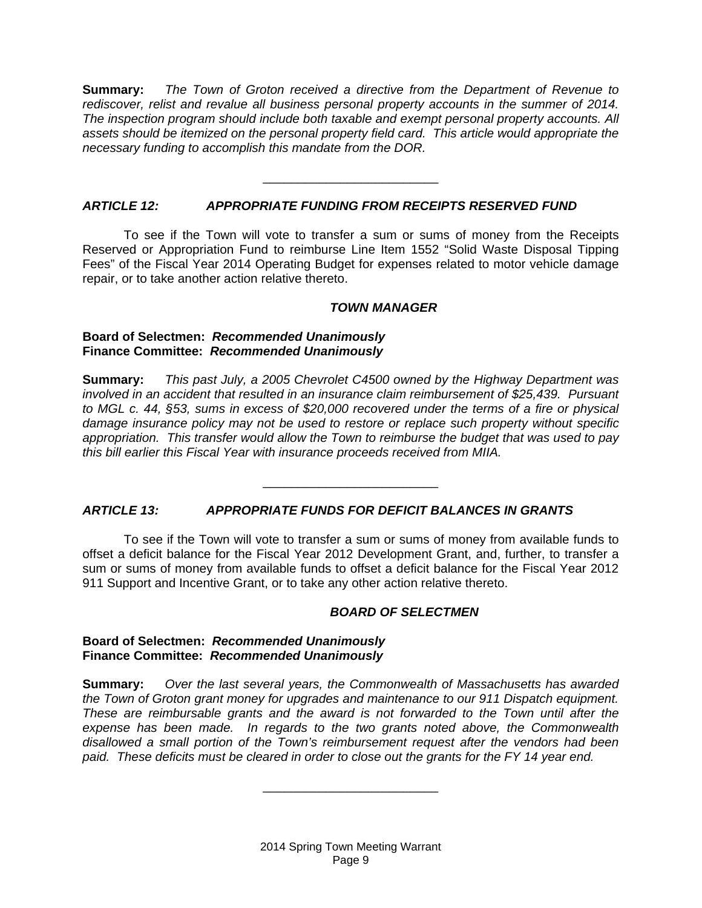**Summary:** *The Town of Groton received a directive from the Department of Revenue to rediscover, relist and revalue all business personal property accounts in the summer of 2014. The inspection program should include both taxable and exempt personal property accounts. All assets should be itemized on the personal property field card. This article would appropriate the necessary funding to accomplish this mandate from the DOR.*

---

### *ARTICLE 12: APPROPRIATE FUNDING FROM RECEIPTS RESERVED FUND*

To see if the Town will vote to transfer a sum or sums of money from the Receipts Reserved or Appropriation Fund to reimburse Line Item 1552 "Solid Waste Disposal Tipping Fees" of the Fiscal Year 2014 Operating Budget for expenses related to motor vehicle damage repair, or to take another action relative thereto.

***TOWN MANAGER***

**Board of Selectmen:** ***Recommended Unanimously***
**Finance Committee:** ***Recommended Unanimously***

**Summary:** *This past July, a 2005 Chevrolet C4500 owned by the Highway Department was involved in an accident that resulted in an insurance claim reimbursement of $25,439. Pursuant to MGL c. 44, §53, sums in excess of $20,000 recovered under the terms of a fire or physical damage insurance policy may not be used to restore or replace such property without specific appropriation. This transfer would allow the Town to reimburse the budget that was used to pay this bill earlier this Fiscal Year with insurance proceeds received from MIIA.*

---

### *ARTICLE 13: APPROPRIATE FUNDS FOR DEFICIT BALANCES IN GRANTS*

To see if the Town will vote to transfer a sum or sums of money from available funds to offset a deficit balance for the Fiscal Year 2012 Development Grant, and, further, to transfer a sum or sums of money from available funds to offset a deficit balance for the Fiscal Year 2012 911 Support and Incentive Grant, or to take any other action relative thereto.

***BOARD OF SELECTMEN***

**Board of Selectmen:** ***Recommended Unanimously***
**Finance Committee:** ***Recommended Unanimously***

**Summary:** *Over the last several years, the Commonwealth of Massachusetts has awarded the Town of Groton grant money for upgrades and maintenance to our 911 Dispatch equipment. These are reimbursable grants and the award is not forwarded to the Town until after the expense has been made. In regards to the two grants noted above, the Commonwealth disallowed a small portion of the Town's reimbursement request after the vendors had been paid. These deficits must be cleared in order to close out the grants for the FY 14 year end.*

---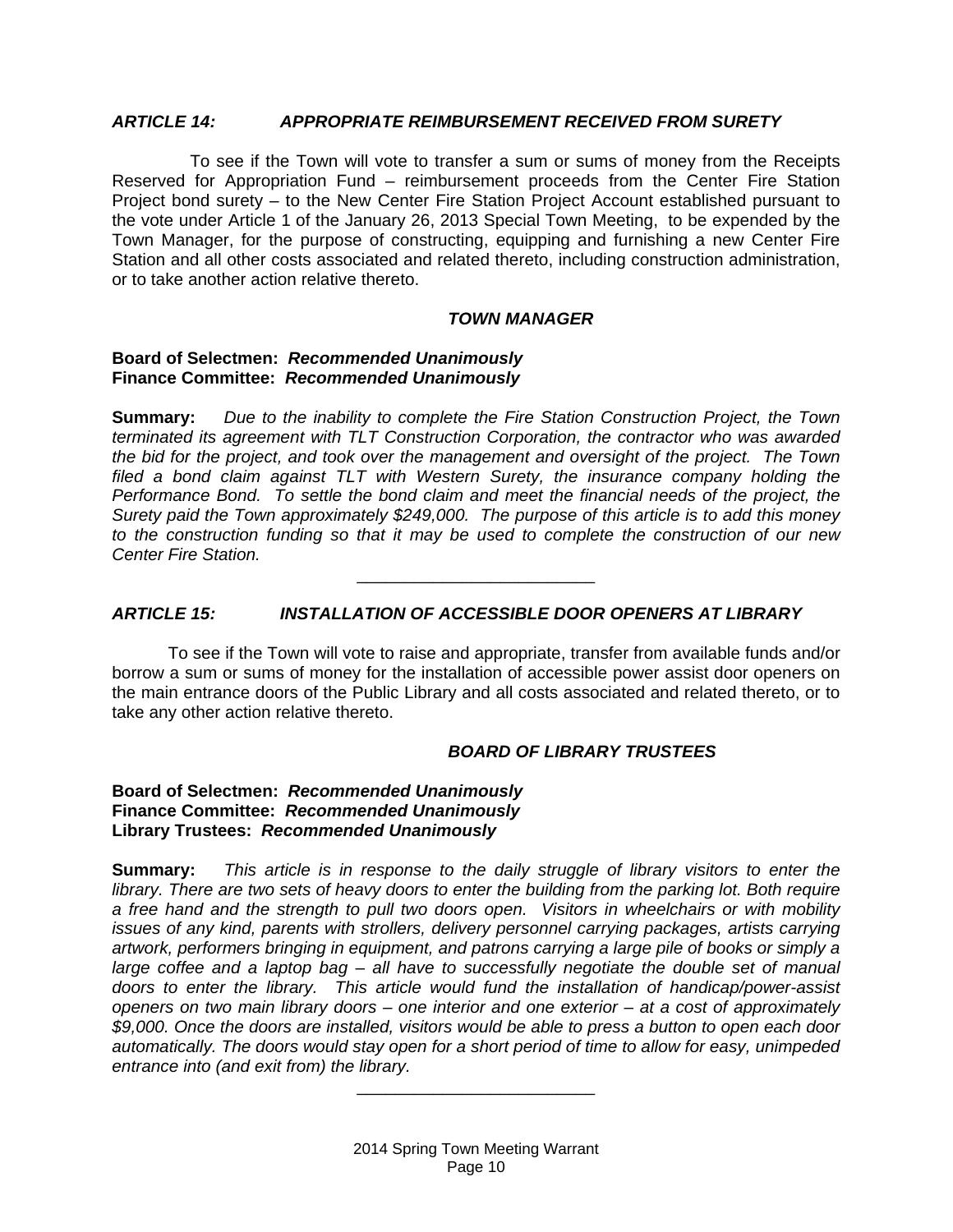### *ARTICLE 14: APPROPRIATE REIMBURSEMENT RECEIVED FROM SURETY*

To see if the Town will vote to transfer a sum or sums of money from the Receipts Reserved for Appropriation Fund – reimbursement proceeds from the Center Fire Station Project bond surety – to the New Center Fire Station Project Account established pursuant to the vote under Article 1 of the January 26, 2013 Special Town Meeting, to be expended by the Town Manager, for the purpose of constructing, equipping and furnishing a new Center Fire Station and all other costs associated and related thereto, including construction administration, or to take another action relative thereto.

***TOWN MANAGER***

**Board of Selectmen: *Recommended Unanimously***
**Finance Committee: *Recommended Unanimously***

**Summary:** *Due to the inability to complete the Fire Station Construction Project, the Town terminated its agreement with TLT Construction Corporation, the contractor who was awarded the bid for the project, and took over the management and oversight of the project. The Town filed a bond claim against TLT with Western Surety, the insurance company holding the Performance Bond. To settle the bond claim and meet the financial needs of the project, the Surety paid the Town approximately $249,000. The purpose of this article is to add this money to the construction funding so that it may be used to complete the construction of our new Center Fire Station.*

---

### *ARTICLE 15: INSTALLATION OF ACCESSIBLE DOOR OPENERS AT LIBRARY*

To see if the Town will vote to raise and appropriate, transfer from available funds and/or borrow a sum or sums of money for the installation of accessible power assist door openers on the main entrance doors of the Public Library and all costs associated and related thereto, or to take any other action relative thereto.

***BOARD OF LIBRARY TRUSTEES***

**Board of Selectmen: *Recommended Unanimously***
**Finance Committee: *Recommended Unanimously***
**Library Trustees: *Recommended Unanimously***

**Summary:** *This article is in response to the daily struggle of library visitors to enter the library. There are two sets of heavy doors to enter the building from the parking lot. Both require a free hand and the strength to pull two doors open. Visitors in wheelchairs or with mobility issues of any kind, parents with strollers, delivery personnel carrying packages, artists carrying artwork, performers bringing in equipment, and patrons carrying a large pile of books or simply a large coffee and a laptop bag – all have to successfully negotiate the double set of manual doors to enter the library. This article would fund the installation of handicap/power-assist openers on two main library doors – one interior and one exterior – at a cost of approximately $9,000. Once the doors are installed, visitors would be able to press a button to open each door automatically. The doors would stay open for a short period of time to allow for easy, unimpeded entrance into (and exit from) the library.*

---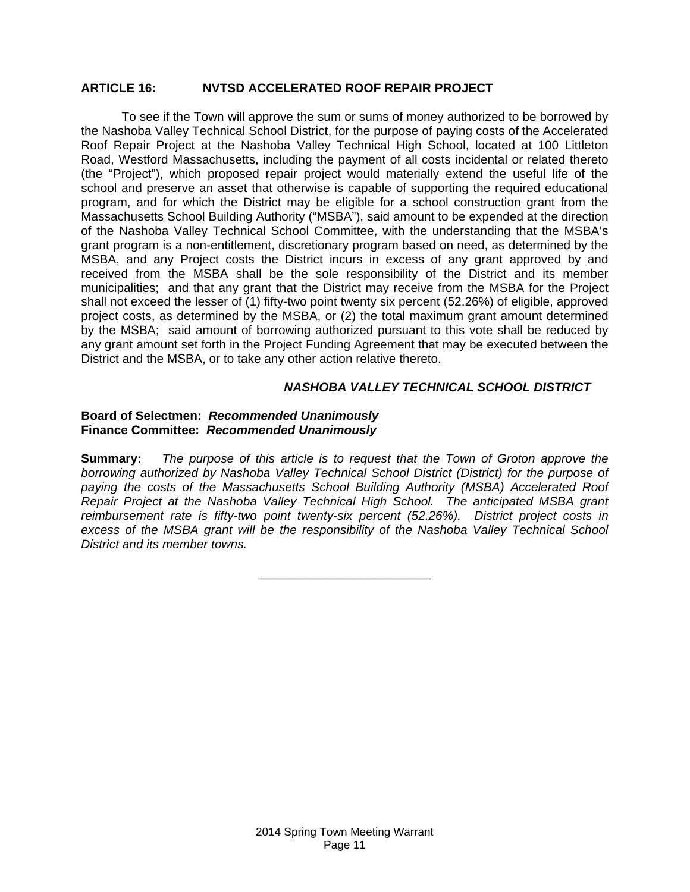## ARTICLE 16: NVTSD ACCELERATED ROOF REPAIR PROJECT

To see if the Town will approve the sum or sums of money authorized to be borrowed by the Nashoba Valley Technical School District, for the purpose of paying costs of the Accelerated Roof Repair Project at the Nashoba Valley Technical High School, located at 100 Littleton Road, Westford Massachusetts, including the payment of all costs incidental or related thereto (the "Project"), which proposed repair project would materially extend the useful life of the school and preserve an asset that otherwise is capable of supporting the required educational program, and for which the District may be eligible for a school construction grant from the Massachusetts School Building Authority ("MSBA"), said amount to be expended at the direction of the Nashoba Valley Technical School Committee, with the understanding that the MSBA's grant program is a non-entitlement, discretionary program based on need, as determined by the MSBA, and any Project costs the District incurs in excess of any grant approved by and received from the MSBA shall be the sole responsibility of the District and its member municipalities; and that any grant that the District may receive from the MSBA for the Project shall not exceed the lesser of (1) fifty-two point twenty six percent (52.26%) of eligible, approved project costs, as determined by the MSBA, or (2) the total maximum grant amount determined by the MSBA; said amount of borrowing authorized pursuant to this vote shall be reduced by any grant amount set forth in the Project Funding Agreement that may be executed between the District and the MSBA, or to take any other action relative thereto.

***NASHOBA VALLEY TECHNICAL SCHOOL DISTRICT***

**Board of Selectmen:** ***Recommended Unanimously***
**Finance Committee:** ***Recommended Unanimously***

**Summary:** *The purpose of this article is to request that the Town of Groton approve the borrowing authorized by Nashoba Valley Technical School District (District) for the purpose of paying the costs of the Massachusetts School Building Authority (MSBA) Accelerated Roof Repair Project at the Nashoba Valley Technical High School. The anticipated MSBA grant reimbursement rate is fifty-two point twenty-six percent (52.26%). District project costs in excess of the MSBA grant will be the responsibility of the Nashoba Valley Technical School District and its member towns.*

---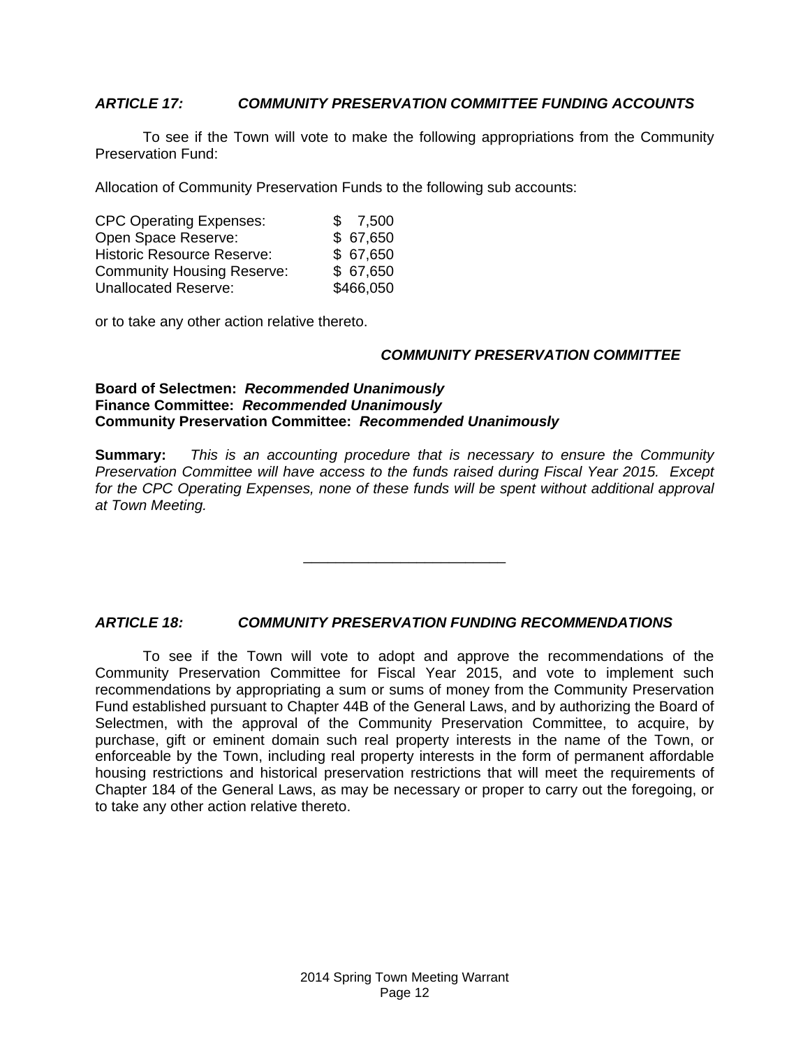### *ARTICLE 17: COMMUNITY PRESERVATION COMMITTEE FUNDING ACCOUNTS*

To see if the Town will vote to make the following appropriations from the Community Preservation Fund:

Allocation of Community Preservation Funds to the following sub accounts:

| | |
|---|---|
| CPC Operating Expenses: | $ 7,500 |
| Open Space Reserve: | $ 67,650 |
| Historic Resource Reserve: | $ 67,650 |
| Community Housing Reserve: | $ 67,650 |
| Unallocated Reserve: | $466,050 |

or to take any other action relative thereto.

***COMMUNITY PRESERVATION COMMITTEE***

**Board of Selectmen: *Recommended Unanimously***
**Finance Committee: *Recommended Unanimously***
**Community Preservation Committee: *Recommended Unanimously***

**Summary:** *This is an accounting procedure that is necessary to ensure the Community Preservation Committee will have access to the funds raised during Fiscal Year 2015. Except for the CPC Operating Expenses, none of these funds will be spent without additional approval at Town Meeting.*

---

### *ARTICLE 18: COMMUNITY PRESERVATION FUNDING RECOMMENDATIONS*

To see if the Town will vote to adopt and approve the recommendations of the Community Preservation Committee for Fiscal Year 2015, and vote to implement such recommendations by appropriating a sum or sums of money from the Community Preservation Fund established pursuant to Chapter 44B of the General Laws, and by authorizing the Board of Selectmen, with the approval of the Community Preservation Committee, to acquire, by purchase, gift or eminent domain such real property interests in the name of the Town, or enforceable by the Town, including real property interests in the form of permanent affordable housing restrictions and historical preservation restrictions that will meet the requirements of Chapter 184 of the General Laws, as may be necessary or proper to carry out the foregoing, or to take any other action relative thereto.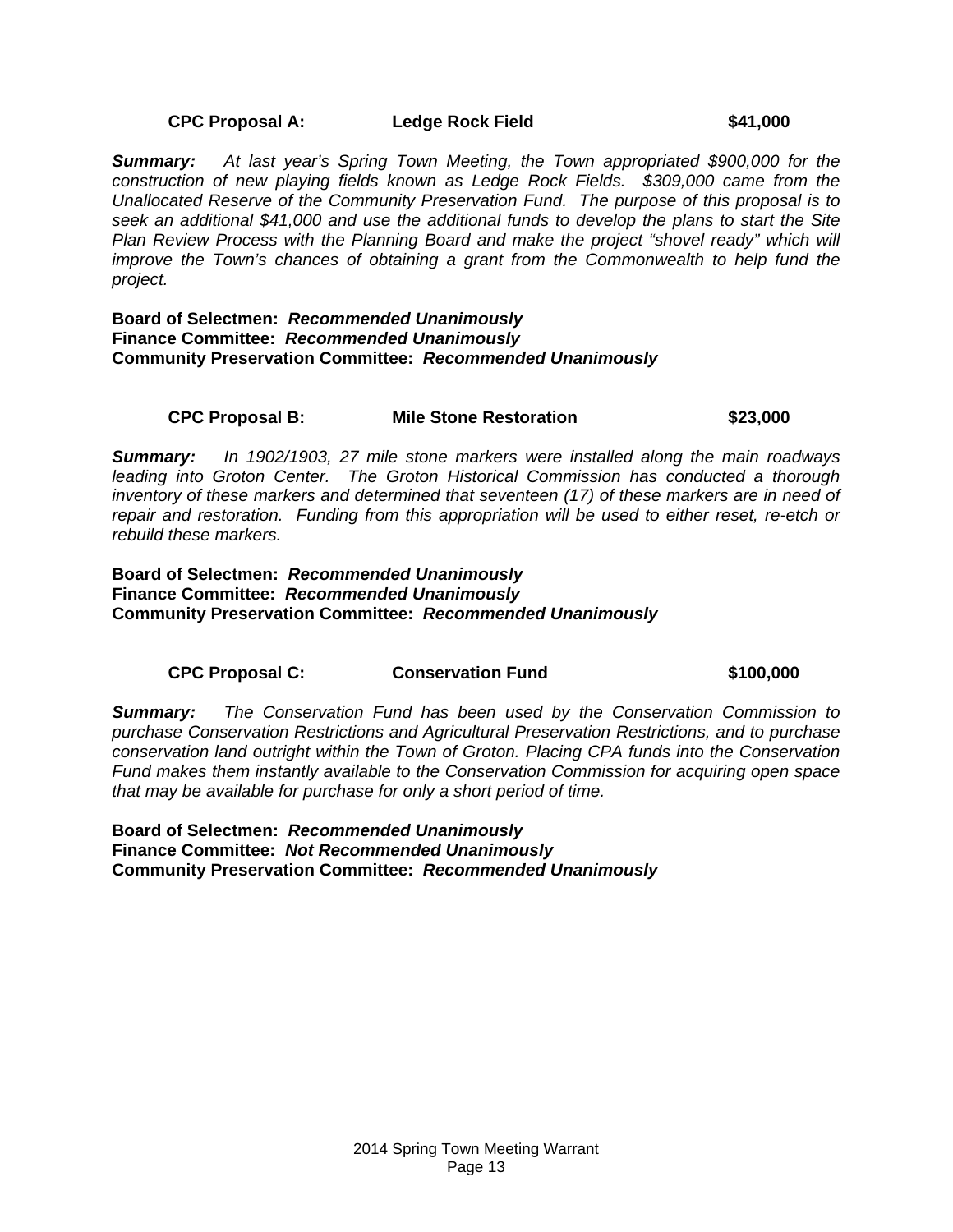**CPC Proposal A: Ledge Rock Field $41,000**

***Summary:*** *At last year's Spring Town Meeting, the Town appropriated $900,000 for the construction of new playing fields known as Ledge Rock Fields. $309,000 came from the Unallocated Reserve of the Community Preservation Fund. The purpose of this proposal is to seek an additional $41,000 and use the additional funds to develop the plans to start the Site Plan Review Process with the Planning Board and make the project "shovel ready" which will improve the Town's chances of obtaining a grant from the Commonwealth to help fund the project.*

**Board of Selectmen:** ***Recommended Unanimously***
**Finance Committee:** ***Recommended Unanimously***
**Community Preservation Committee:** ***Recommended Unanimously***

**CPC Proposal B: Mile Stone Restoration $23,000**

***Summary:*** *In 1902/1903, 27 mile stone markers were installed along the main roadways leading into Groton Center. The Groton Historical Commission has conducted a thorough inventory of these markers and determined that seventeen (17) of these markers are in need of repair and restoration. Funding from this appropriation will be used to either reset, re-etch or rebuild these markers.*

**Board of Selectmen:** ***Recommended Unanimously***
**Finance Committee:** ***Recommended Unanimously***
**Community Preservation Committee:** ***Recommended Unanimously***

**CPC Proposal C: Conservation Fund $100,000**

***Summary:*** *The Conservation Fund has been used by the Conservation Commission to purchase Conservation Restrictions and Agricultural Preservation Restrictions, and to purchase conservation land outright within the Town of Groton. Placing CPA funds into the Conservation Fund makes them instantly available to the Conservation Commission for acquiring open space that may be available for purchase for only a short period of time.*

**Board of Selectmen:** ***Recommended Unanimously***
**Finance Committee:** ***Not Recommended Unanimously***
**Community Preservation Committee:** ***Recommended Unanimously***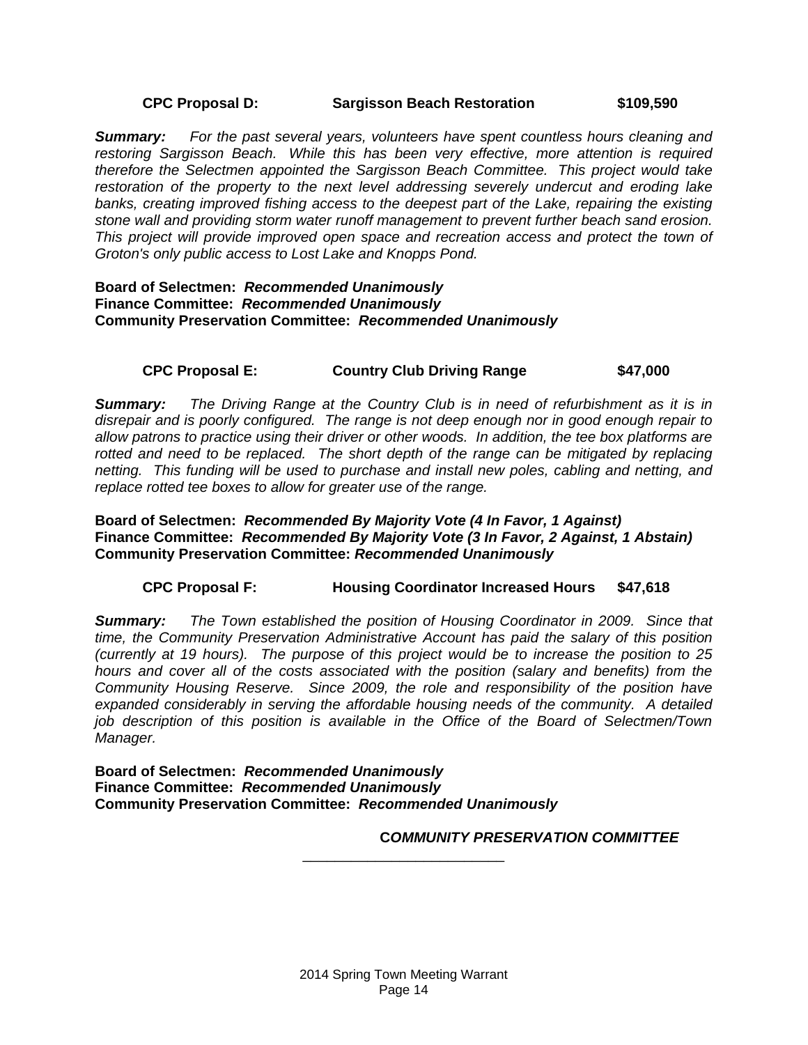**CPC Proposal D: Sargisson Beach Restoration $109,590**

***Summary:*** *For the past several years, volunteers have spent countless hours cleaning and restoring Sargisson Beach. While this has been very effective, more attention is required therefore the Selectmen appointed the Sargisson Beach Committee. This project would take restoration of the property to the next level addressing severely undercut and eroding lake banks, creating improved fishing access to the deepest part of the Lake, repairing the existing stone wall and providing storm water runoff management to prevent further beach sand erosion. This project will provide improved open space and recreation access and protect the town of Groton's only public access to Lost Lake and Knopps Pond.*

**Board of Selectmen:** ***Recommended Unanimously***
**Finance Committee:** ***Recommended Unanimously***
**Community Preservation Committee:** ***Recommended Unanimously***

**CPC Proposal E: Country Club Driving Range $47,000**

***Summary:*** *The Driving Range at the Country Club is in need of refurbishment as it is in disrepair and is poorly configured. The range is not deep enough nor in good enough repair to allow patrons to practice using their driver or other woods. In addition, the tee box platforms are rotted and need to be replaced. The short depth of the range can be mitigated by replacing netting. This funding will be used to purchase and install new poles, cabling and netting, and replace rotted tee boxes to allow for greater use of the range.*

**Board of Selectmen:** ***Recommended By Majority Vote (4 In Favor, 1 Against)***
**Finance Committee:** ***Recommended By Majority Vote (3 In Favor, 2 Against, 1 Abstain)***
**Community Preservation Committee:** ***Recommended Unanimously***

**CPC Proposal F: Housing Coordinator Increased Hours $47,618**

***Summary:*** *The Town established the position of Housing Coordinator in 2009. Since that time, the Community Preservation Administrative Account has paid the salary of this position (currently at 19 hours). The purpose of this project would be to increase the position to 25 hours and cover all of the costs associated with the position (salary and benefits) from the Community Housing Reserve. Since 2009, the role and responsibility of the position have expanded considerably in serving the affordable housing needs of the community. A detailed job description of this position is available in the Office of the Board of Selectmen/Town Manager.*

**Board of Selectmen:** ***Recommended Unanimously***
**Finance Committee:** ***Recommended Unanimously***
**Community Preservation Committee:** ***Recommended Unanimously***

***COMMUNITY PRESERVATION COMMITTEE***

\_\_\_\_\_\_\_\_\_\_\_\_\_\_\_\_\_\_\_\_\_\_\_\_\_\_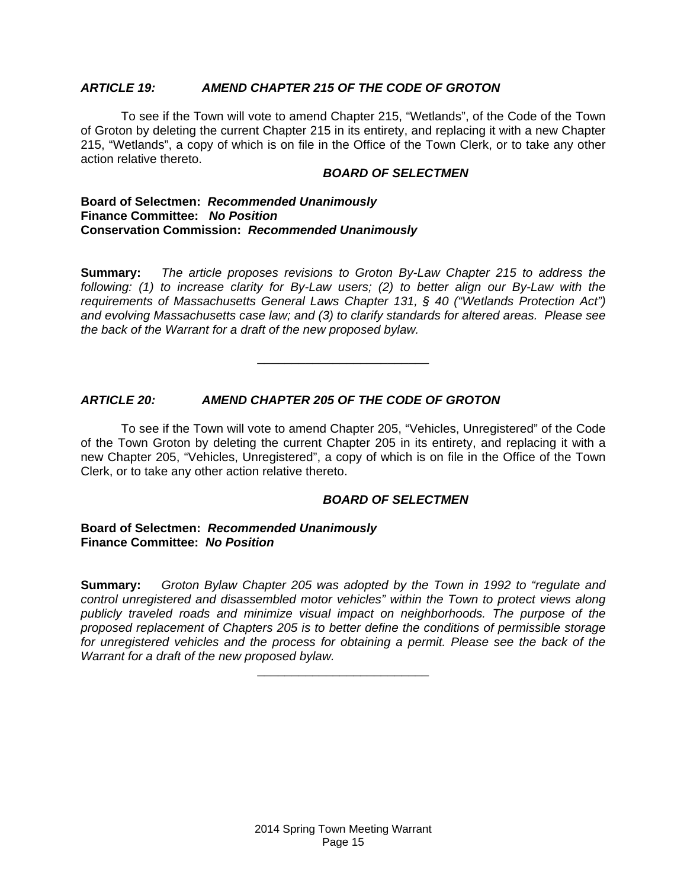### *ARTICLE 19: AMEND CHAPTER 215 OF THE CODE OF GROTON*

To see if the Town will vote to amend Chapter 215, "Wetlands", of the Code of the Town of Groton by deleting the current Chapter 215 in its entirety, and replacing it with a new Chapter 215, "Wetlands", a copy of which is on file in the Office of the Town Clerk, or to take any other action relative thereto.

***BOARD OF SELECTMEN***

**Board of Selectmen:** ***Recommended Unanimously***
**Finance Committee:** ***No Position***
**Conservation Commission:** ***Recommended Unanimously***

**Summary:** *The article proposes revisions to Groton By-Law Chapter 215 to address the following: (1) to increase clarity for By-Law users; (2) to better align our By-Law with the requirements of Massachusetts General Laws Chapter 131, § 40 ("Wetlands Protection Act") and evolving Massachusetts case law; and (3) to clarify standards for altered areas. Please see the back of the Warrant for a draft of the new proposed bylaw.*

---

### *ARTICLE 20: AMEND CHAPTER 205 OF THE CODE OF GROTON*

To see if the Town will vote to amend Chapter 205, "Vehicles, Unregistered" of the Code of the Town Groton by deleting the current Chapter 205 in its entirety, and replacing it with a new Chapter 205, "Vehicles, Unregistered", a copy of which is on file in the Office of the Town Clerk, or to take any other action relative thereto.

***BOARD OF SELECTMEN***

**Board of Selectmen:** ***Recommended Unanimously***
**Finance Committee:** ***No Position***

**Summary:** *Groton Bylaw Chapter 205 was adopted by the Town in 1992 to "regulate and control unregistered and disassembled motor vehicles" within the Town to protect views along publicly traveled roads and minimize visual impact on neighborhoods. The purpose of the proposed replacement of Chapters 205 is to better define the conditions of permissible storage for unregistered vehicles and the process for obtaining a permit. Please see the back of the Warrant for a draft of the new proposed bylaw.*

---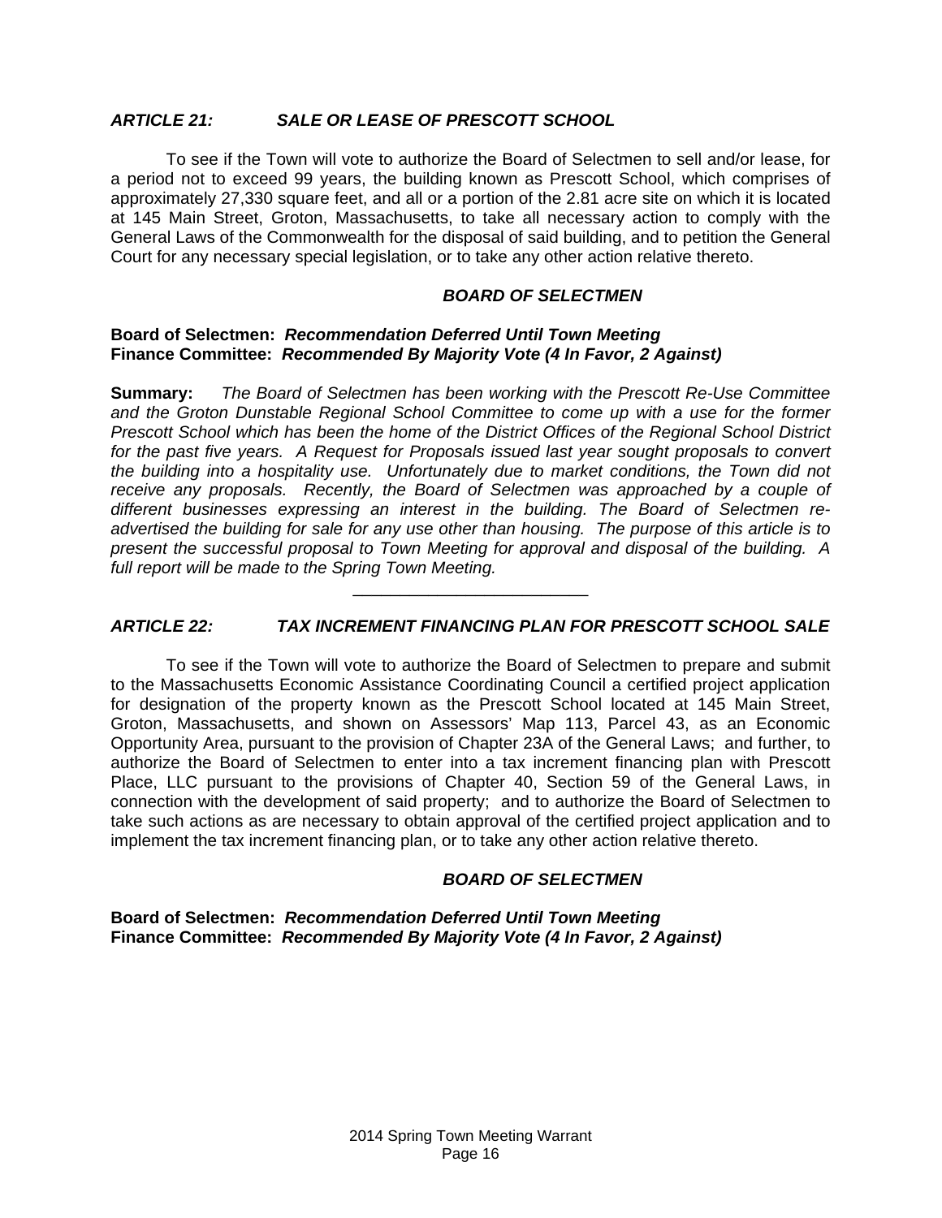### *ARTICLE 21: SALE OR LEASE OF PRESCOTT SCHOOL*

To see if the Town will vote to authorize the Board of Selectmen to sell and/or lease, for a period not to exceed 99 years, the building known as Prescott School, which comprises of approximately 27,330 square feet, and all or a portion of the 2.81 acre site on which it is located at 145 Main Street, Groton, Massachusetts, to take all necessary action to comply with the General Laws of the Commonwealth for the disposal of said building, and to petition the General Court for any necessary special legislation, or to take any other action relative thereto.

***BOARD OF SELECTMEN***

**Board of Selectmen:** ***Recommendation Deferred Until Town Meeting***
**Finance Committee:** ***Recommended By Majority Vote (4 In Favor, 2 Against)***

**Summary:** *The Board of Selectmen has been working with the Prescott Re-Use Committee and the Groton Dunstable Regional School Committee to come up with a use for the former Prescott School which has been the home of the District Offices of the Regional School District for the past five years. A Request for Proposals issued last year sought proposals to convert the building into a hospitality use. Unfortunately due to market conditions, the Town did not receive any proposals. Recently, the Board of Selectmen was approached by a couple of different businesses expressing an interest in the building. The Board of Selectmen re-advertised the building for sale for any use other than housing. The purpose of this article is to present the successful proposal to Town Meeting for approval and disposal of the building. A full report will be made to the Spring Town Meeting.*

---

### *ARTICLE 22: TAX INCREMENT FINANCING PLAN FOR PRESCOTT SCHOOL SALE*

To see if the Town will vote to authorize the Board of Selectmen to prepare and submit to the Massachusetts Economic Assistance Coordinating Council a certified project application for designation of the property known as the Prescott School located at 145 Main Street, Groton, Massachusetts, and shown on Assessors' Map 113, Parcel 43, as an Economic Opportunity Area, pursuant to the provision of Chapter 23A of the General Laws; and further, to authorize the Board of Selectmen to enter into a tax increment financing plan with Prescott Place, LLC pursuant to the provisions of Chapter 40, Section 59 of the General Laws, in connection with the development of said property; and to authorize the Board of Selectmen to take such actions as are necessary to obtain approval of the certified project application and to implement the tax increment financing plan, or to take any other action relative thereto.

***BOARD OF SELECTMEN***

**Board of Selectmen:** ***Recommendation Deferred Until Town Meeting***
**Finance Committee:** ***Recommended By Majority Vote (4 In Favor, 2 Against)***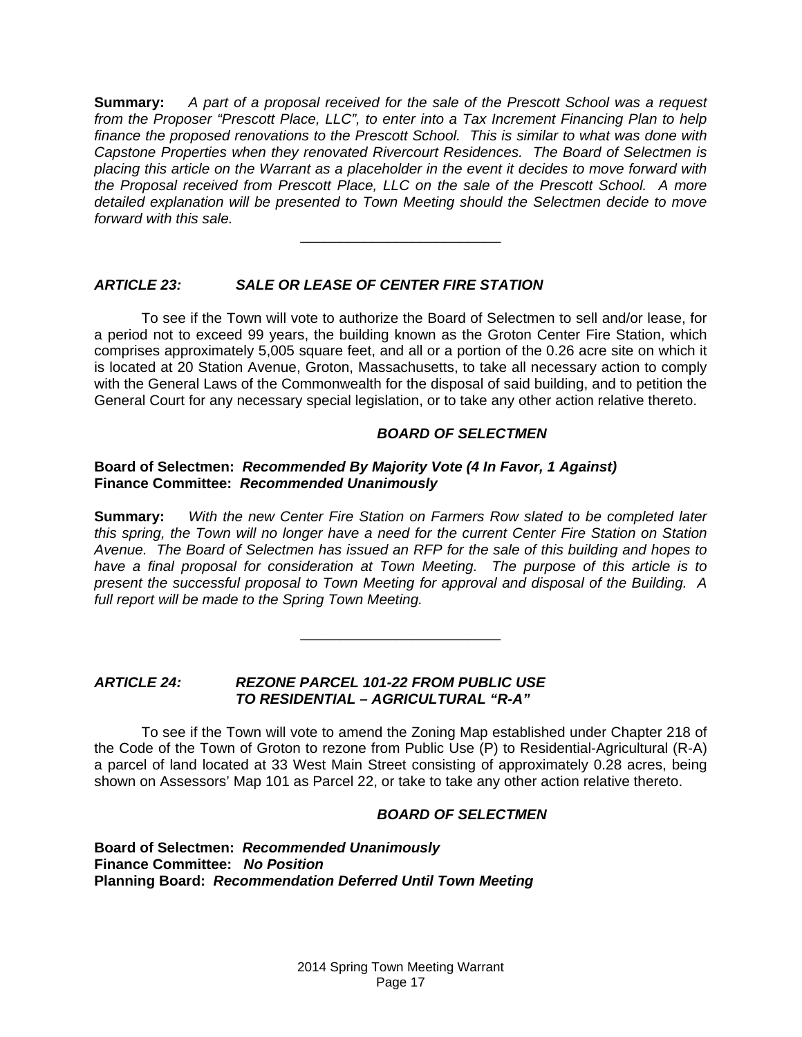**Summary:** *A part of a proposal received for the sale of the Prescott School was a request from the Proposer "Prescott Place, LLC", to enter into a Tax Increment Financing Plan to help finance the proposed renovations to the Prescott School. This is similar to what was done with Capstone Properties when they renovated Rivercourt Residences. The Board of Selectmen is placing this article on the Warrant as a placeholder in the event it decides to move forward with the Proposal received from Prescott Place, LLC on the sale of the Prescott School. A more detailed explanation will be presented to Town Meeting should the Selectmen decide to move forward with this sale.*

---

### *ARTICLE 23: SALE OR LEASE OF CENTER FIRE STATION*

To see if the Town will vote to authorize the Board of Selectmen to sell and/or lease, for a period not to exceed 99 years, the building known as the Groton Center Fire Station, which comprises approximately 5,005 square feet, and all or a portion of the 0.26 acre site on which it is located at 20 Station Avenue, Groton, Massachusetts, to take all necessary action to comply with the General Laws of the Commonwealth for the disposal of said building, and to petition the General Court for any necessary special legislation, or to take any other action relative thereto.

***BOARD OF SELECTMEN***

**Board of Selectmen:** ***Recommended By Majority Vote (4 In Favor, 1 Against)***
**Finance Committee:** ***Recommended Unanimously***

**Summary:** *With the new Center Fire Station on Farmers Row slated to be completed later this spring, the Town will no longer have a need for the current Center Fire Station on Station Avenue. The Board of Selectmen has issued an RFP for the sale of this building and hopes to have a final proposal for consideration at Town Meeting. The purpose of this article is to present the successful proposal to Town Meeting for approval and disposal of the Building. A full report will be made to the Spring Town Meeting.*

---

### *ARTICLE 24: REZONE PARCEL 101-22 FROM PUBLIC USE TO RESIDENTIAL – AGRICULTURAL "R-A"*

To see if the Town will vote to amend the Zoning Map established under Chapter 218 of the Code of the Town of Groton to rezone from Public Use (P) to Residential-Agricultural (R-A) a parcel of land located at 33 West Main Street consisting of approximately 0.28 acres, being shown on Assessors' Map 101 as Parcel 22, or take to take any other action relative thereto.

***BOARD OF SELECTMEN***

**Board of Selectmen:** ***Recommended Unanimously***
**Finance Committee:** ***No Position***
**Planning Board:** ***Recommendation Deferred Until Town Meeting***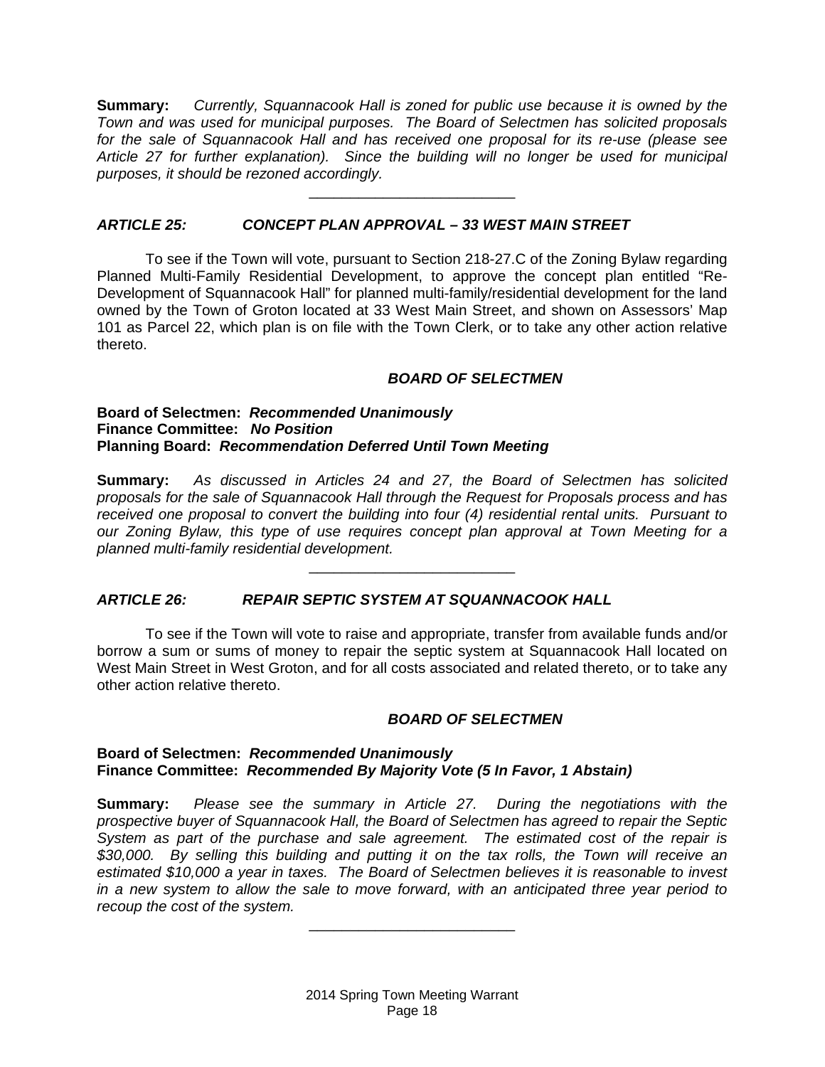**Summary:** *Currently, Squannacook Hall is zoned for public use because it is owned by the Town and was used for municipal purposes. The Board of Selectmen has solicited proposals for the sale of Squannacook Hall and has received one proposal for its re-use (please see Article 27 for further explanation). Since the building will no longer be used for municipal purposes, it should be rezoned accordingly.*

---

### *ARTICLE 25: CONCEPT PLAN APPROVAL – 33 WEST MAIN STREET*

To see if the Town will vote, pursuant to Section 218-27.C of the Zoning Bylaw regarding Planned Multi-Family Residential Development, to approve the concept plan entitled "Re-Development of Squannacook Hall" for planned multi-family/residential development for the land owned by the Town of Groton located at 33 West Main Street, and shown on Assessors' Map 101 as Parcel 22, which plan is on file with the Town Clerk, or to take any other action relative thereto.

***BOARD OF SELECTMEN***

**Board of Selectmen:** ***Recommended Unanimously***
**Finance Committee:** ***No Position***
**Planning Board:** ***Recommendation Deferred Until Town Meeting***

**Summary:** *As discussed in Articles 24 and 27, the Board of Selectmen has solicited proposals for the sale of Squannacook Hall through the Request for Proposals process and has received one proposal to convert the building into four (4) residential rental units. Pursuant to our Zoning Bylaw, this type of use requires concept plan approval at Town Meeting for a planned multi-family residential development.*

---

### *ARTICLE 26: REPAIR SEPTIC SYSTEM AT SQUANNACOOK HALL*

To see if the Town will vote to raise and appropriate, transfer from available funds and/or borrow a sum or sums of money to repair the septic system at Squannacook Hall located on West Main Street in West Groton, and for all costs associated and related thereto, or to take any other action relative thereto.

***BOARD OF SELECTMEN***

**Board of Selectmen:** ***Recommended Unanimously***
**Finance Committee:** ***Recommended By Majority Vote (5 In Favor, 1 Abstain)***

**Summary:** *Please see the summary in Article 27. During the negotiations with the prospective buyer of Squannacook Hall, the Board of Selectmen has agreed to repair the Septic System as part of the purchase and sale agreement. The estimated cost of the repair is $30,000. By selling this building and putting it on the tax rolls, the Town will receive an estimated $10,000 a year in taxes. The Board of Selectmen believes it is reasonable to invest in a new system to allow the sale to move forward, with an anticipated three year period to recoup the cost of the system.*

---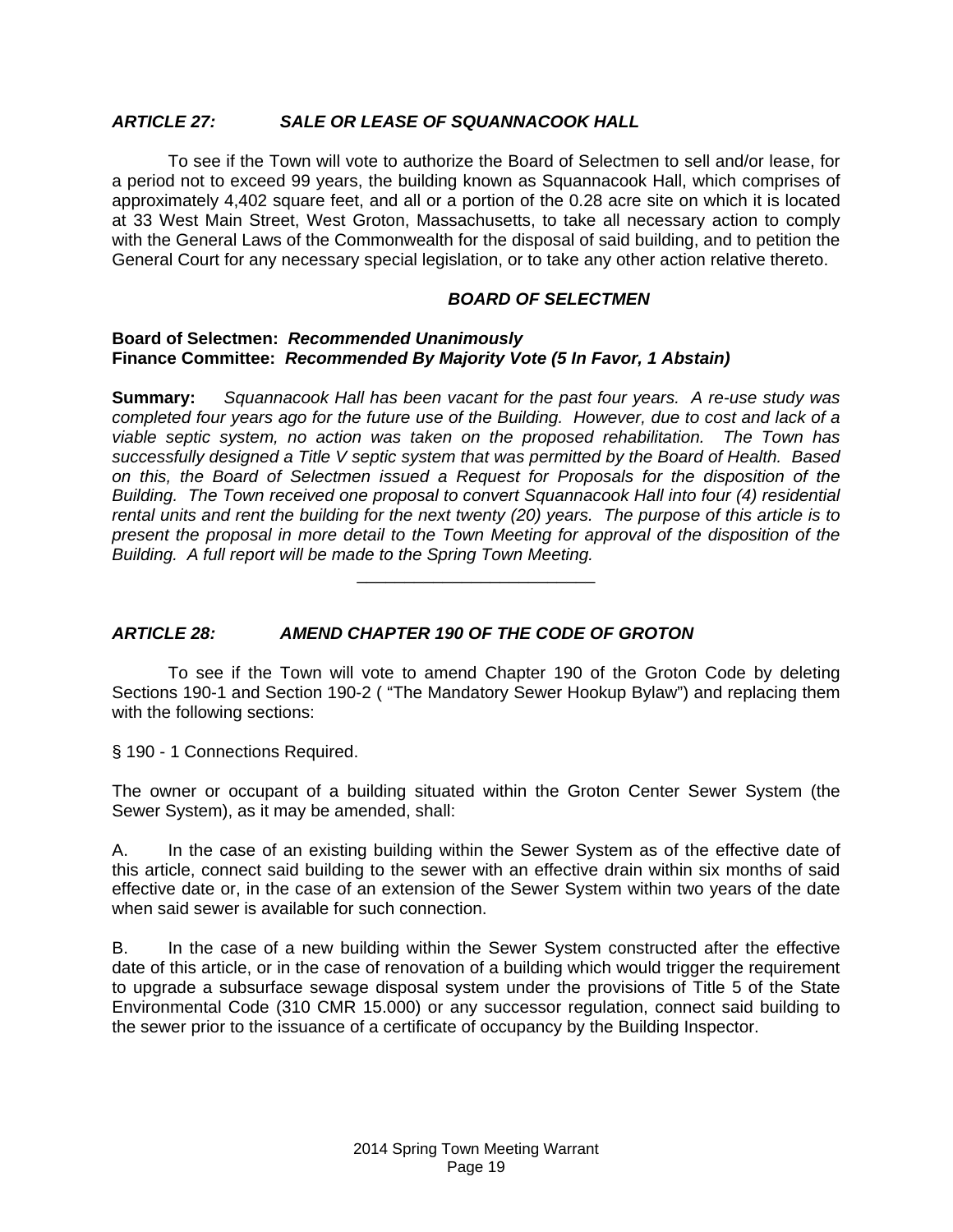### *ARTICLE 27: SALE OR LEASE OF SQUANNACOOK HALL*

To see if the Town will vote to authorize the Board of Selectmen to sell and/or lease, for a period not to exceed 99 years, the building known as Squannacook Hall, which comprises of approximately 4,402 square feet, and all or a portion of the 0.28 acre site on which it is located at 33 West Main Street, West Groton, Massachusetts, to take all necessary action to comply with the General Laws of the Commonwealth for the disposal of said building, and to petition the General Court for any necessary special legislation, or to take any other action relative thereto.

***BOARD OF SELECTMEN***

**Board of Selectmen:** ***Recommended Unanimously***
**Finance Committee:** ***Recommended By Majority Vote (5 In Favor, 1 Abstain)***

**Summary:** *Squannacook Hall has been vacant for the past four years. A re-use study was completed four years ago for the future use of the Building. However, due to cost and lack of a viable septic system, no action was taken on the proposed rehabilitation. The Town has successfully designed a Title V septic system that was permitted by the Board of Health. Based on this, the Board of Selectmen issued a Request for Proposals for the disposition of the Building. The Town received one proposal to convert Squannacook Hall into four (4) residential rental units and rent the building for the next twenty (20) years. The purpose of this article is to present the proposal in more detail to the Town Meeting for approval of the disposition of the Building. A full report will be made to the Spring Town Meeting.*

---

### *ARTICLE 28: AMEND CHAPTER 190 OF THE CODE OF GROTON*

To see if the Town will vote to amend Chapter 190 of the Groton Code by deleting Sections 190-1 and Section 190-2 ( "The Mandatory Sewer Hookup Bylaw") and replacing them with the following sections:

§ 190 - 1 Connections Required.

The owner or occupant of a building situated within the Groton Center Sewer System (the Sewer System), as it may be amended, shall:

A. In the case of an existing building within the Sewer System as of the effective date of this article, connect said building to the sewer with an effective drain within six months of said effective date or, in the case of an extension of the Sewer System within two years of the date when said sewer is available for such connection.

B. In the case of a new building within the Sewer System constructed after the effective date of this article, or in the case of renovation of a building which would trigger the requirement to upgrade a subsurface sewage disposal system under the provisions of Title 5 of the State Environmental Code (310 CMR 15.000) or any successor regulation, connect said building to the sewer prior to the issuance of a certificate of occupancy by the Building Inspector.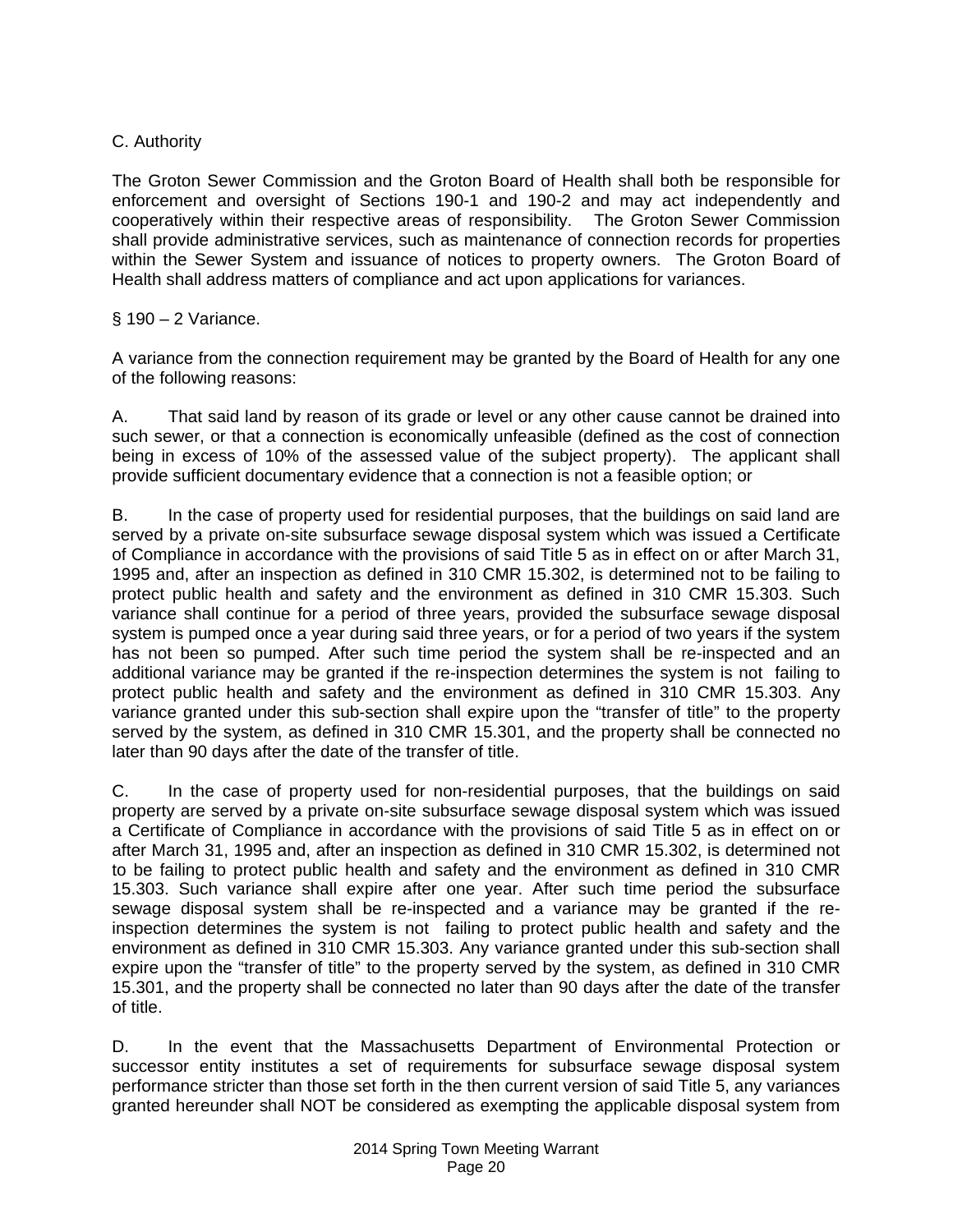C. Authority

The Groton Sewer Commission and the Groton Board of Health shall both be responsible for enforcement and oversight of Sections 190-1 and 190-2 and may act independently and cooperatively within their respective areas of responsibility. The Groton Sewer Commission shall provide administrative services, such as maintenance of connection records for properties within the Sewer System and issuance of notices to property owners. The Groton Board of Health shall address matters of compliance and act upon applications for variances.

§ 190 – 2 Variance.

A variance from the connection requirement may be granted by the Board of Health for any one of the following reasons:

A. That said land by reason of its grade or level or any other cause cannot be drained into such sewer, or that a connection is economically unfeasible (defined as the cost of connection being in excess of 10% of the assessed value of the subject property). The applicant shall provide sufficient documentary evidence that a connection is not a feasible option; or

B. In the case of property used for residential purposes, that the buildings on said land are served by a private on-site subsurface sewage disposal system which was issued a Certificate of Compliance in accordance with the provisions of said Title 5 as in effect on or after March 31, 1995 and, after an inspection as defined in 310 CMR 15.302, is determined not to be failing to protect public health and safety and the environment as defined in 310 CMR 15.303. Such variance shall continue for a period of three years, provided the subsurface sewage disposal system is pumped once a year during said three years, or for a period of two years if the system has not been so pumped. After such time period the system shall be re-inspected and an additional variance may be granted if the re-inspection determines the system is not failing to protect public health and safety and the environment as defined in 310 CMR 15.303. Any variance granted under this sub-section shall expire upon the "transfer of title" to the property served by the system, as defined in 310 CMR 15.301, and the property shall be connected no later than 90 days after the date of the transfer of title.

C. In the case of property used for non-residential purposes, that the buildings on said property are served by a private on-site subsurface sewage disposal system which was issued a Certificate of Compliance in accordance with the provisions of said Title 5 as in effect on or after March 31, 1995 and, after an inspection as defined in 310 CMR 15.302, is determined not to be failing to protect public health and safety and the environment as defined in 310 CMR 15.303. Such variance shall expire after one year. After such time period the subsurface sewage disposal system shall be re-inspected and a variance may be granted if the re-inspection determines the system is not failing to protect public health and safety and the environment as defined in 310 CMR 15.303. Any variance granted under this sub-section shall expire upon the "transfer of title" to the property served by the system, as defined in 310 CMR 15.301, and the property shall be connected no later than 90 days after the date of the transfer of title.

D. In the event that the Massachusetts Department of Environmental Protection or successor entity institutes a set of requirements for subsurface sewage disposal system performance stricter than those set forth in the then current version of said Title 5, any variances granted hereunder shall NOT be considered as exempting the applicable disposal system from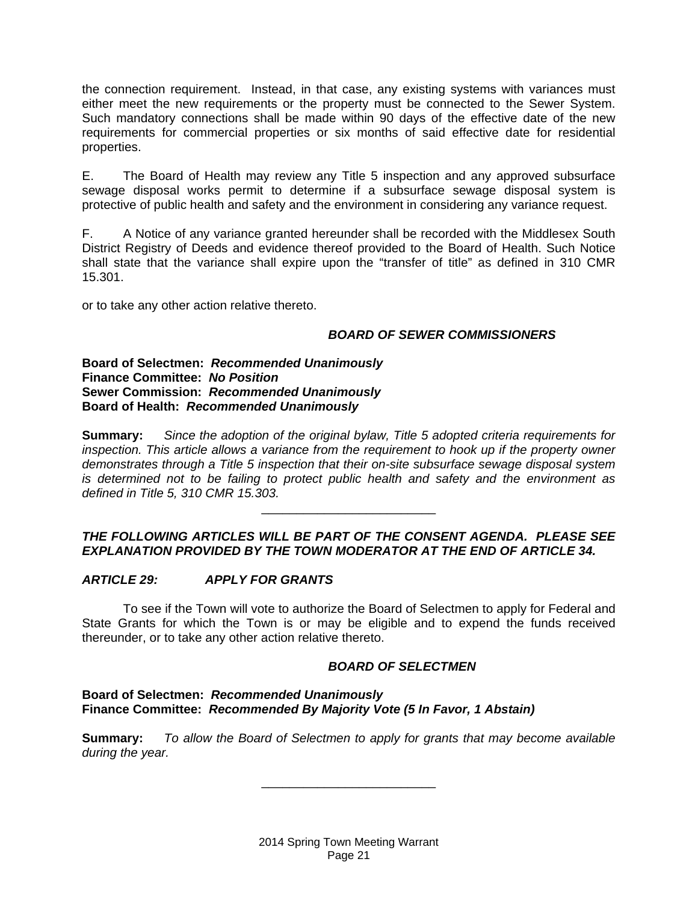the connection requirement. Instead, in that case, any existing systems with variances must either meet the new requirements or the property must be connected to the Sewer System. Such mandatory connections shall be made within 90 days of the effective date of the new requirements for commercial properties or six months of said effective date for residential properties.

E. The Board of Health may review any Title 5 inspection and any approved subsurface sewage disposal works permit to determine if a subsurface sewage disposal system is protective of public health and safety and the environment in considering any variance request.

F. A Notice of any variance granted hereunder shall be recorded with the Middlesex South District Registry of Deeds and evidence thereof provided to the Board of Health. Such Notice shall state that the variance shall expire upon the "transfer of title" as defined in 310 CMR 15.301.

or to take any other action relative thereto.

***BOARD OF SEWER COMMISSIONERS***

**Board of Selectmen:** ***Recommended Unanimously***
**Finance Committee:** ***No Position***
**Sewer Commission:** ***Recommended Unanimously***
**Board of Health:** ***Recommended Unanimously***

**Summary:** *Since the adoption of the original bylaw, Title 5 adopted criteria requirements for inspection. This article allows a variance from the requirement to hook up if the property owner demonstrates through a Title 5 inspection that their on-site subsurface sewage disposal system is determined not to be failing to protect public health and safety and the environment as defined in Title 5, 310 CMR 15.303.*

---

***THE FOLLOWING ARTICLES WILL BE PART OF THE CONSENT AGENDA. PLEASE SEE EXPLANATION PROVIDED BY THE TOWN MODERATOR AT THE END OF ARTICLE 34.***

### *ARTICLE 29: APPLY FOR GRANTS*

To see if the Town will vote to authorize the Board of Selectmen to apply for Federal and State Grants for which the Town is or may be eligible and to expend the funds received thereunder, or to take any other action relative thereto.

***BOARD OF SELECTMEN***

**Board of Selectmen:** ***Recommended Unanimously***
**Finance Committee:** ***Recommended By Majority Vote (5 In Favor, 1 Abstain)***

**Summary:** *To allow the Board of Selectmen to apply for grants that may become available during the year.*

---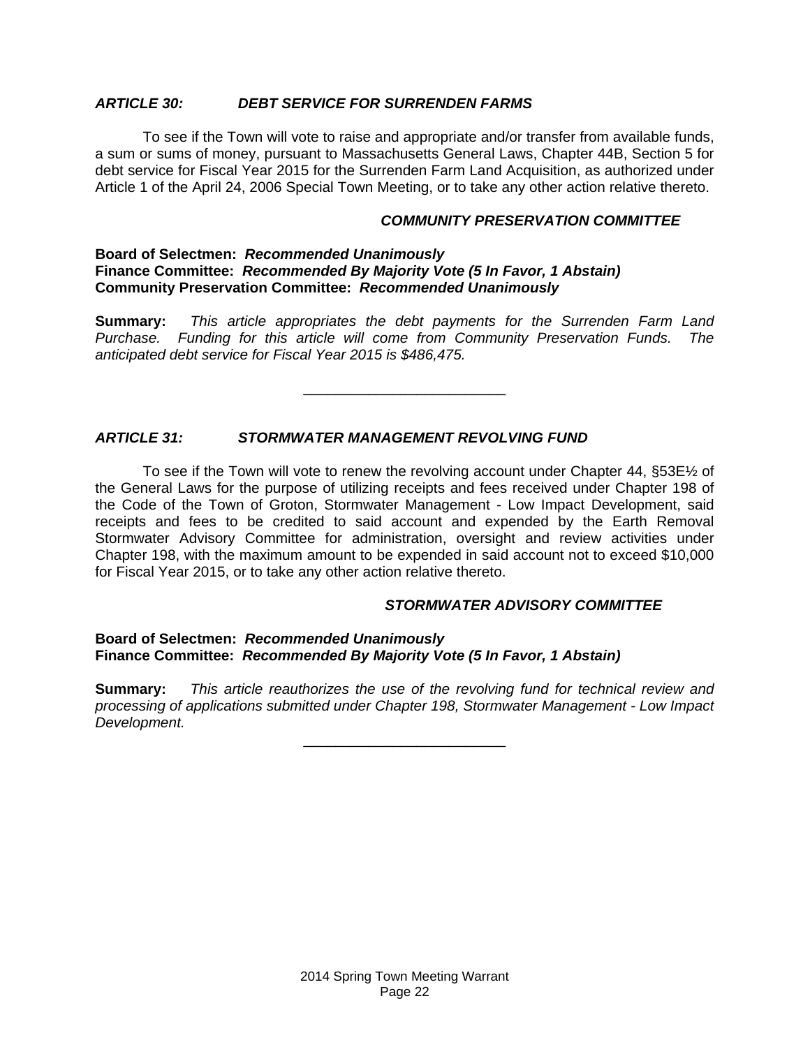### *ARTICLE 30: DEBT SERVICE FOR SURRENDEN FARMS*

To see if the Town will vote to raise and appropriate and/or transfer from available funds, a sum or sums of money, pursuant to Massachusetts General Laws, Chapter 44B, Section 5 for debt service for Fiscal Year 2015 for the Surrenden Farm Land Acquisition, as authorized under Article 1 of the April 24, 2006 Special Town Meeting, or to take any other action relative thereto.

***COMMUNITY PRESERVATION COMMITTEE***

**Board of Selectmen:** ***Recommended Unanimously***
**Finance Committee:** ***Recommended By Majority Vote (5 In Favor, 1 Abstain)***
**Community Preservation Committee:** ***Recommended Unanimously***

**Summary:** *This article appropriates the debt payments for the Surrenden Farm Land Purchase. Funding for this article will come from Community Preservation Funds. The anticipated debt service for Fiscal Year 2015 is $486,475.*

---

### *ARTICLE 31: STORMWATER MANAGEMENT REVOLVING FUND*

To see if the Town will vote to renew the revolving account under Chapter 44, §53E½ of the General Laws for the purpose of utilizing receipts and fees received under Chapter 198 of the Code of the Town of Groton, Stormwater Management - Low Impact Development, said receipts and fees to be credited to said account and expended by the Earth Removal Stormwater Advisory Committee for administration, oversight and review activities under Chapter 198, with the maximum amount to be expended in said account not to exceed $10,000 for Fiscal Year 2015, or to take any other action relative thereto.

***STORMWATER ADVISORY COMMITTEE***

**Board of Selectmen:** ***Recommended Unanimously***
**Finance Committee:** ***Recommended By Majority Vote (5 In Favor, 1 Abstain)***

**Summary:** *This article reauthorizes the use of the revolving fund for technical review and processing of applications submitted under Chapter 198, Stormwater Management - Low Impact Development.*

---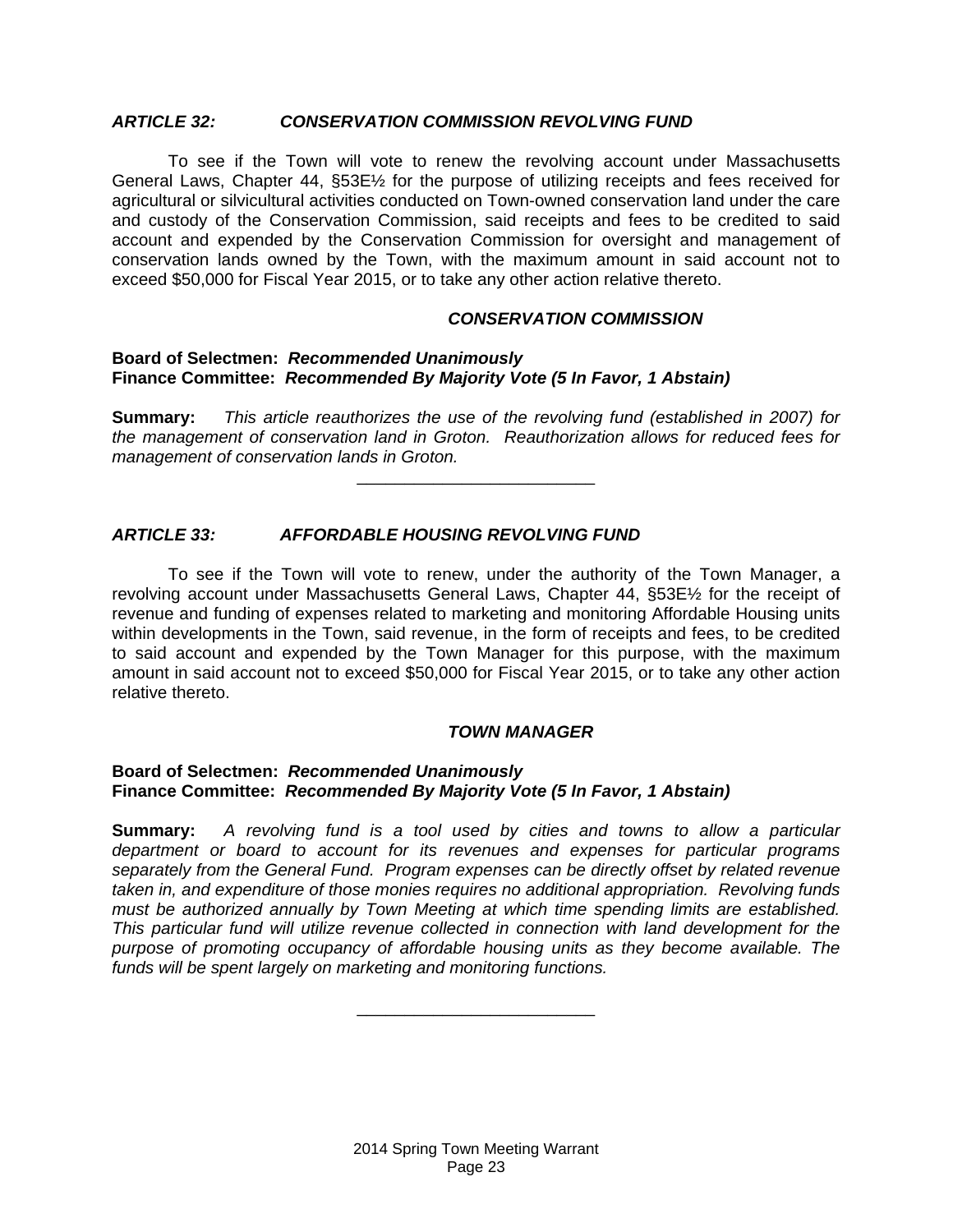### *ARTICLE 32: CONSERVATION COMMISSION REVOLVING FUND*

To see if the Town will vote to renew the revolving account under Massachusetts General Laws, Chapter 44, §53E½ for the purpose of utilizing receipts and fees received for agricultural or silvicultural activities conducted on Town-owned conservation land under the care and custody of the Conservation Commission, said receipts and fees to be credited to said account and expended by the Conservation Commission for oversight and management of conservation lands owned by the Town, with the maximum amount in said account not to exceed $50,000 for Fiscal Year 2015, or to take any other action relative thereto.

***CONSERVATION COMMISSION***

**Board of Selectmen:** ***Recommended Unanimously***
**Finance Committee:** ***Recommended By Majority Vote (5 In Favor, 1 Abstain)***

**Summary:** *This article reauthorizes the use of the revolving fund (established in 2007) for the management of conservation land in Groton. Reauthorization allows for reduced fees for management of conservation lands in Groton.*

---

### *ARTICLE 33: AFFORDABLE HOUSING REVOLVING FUND*

To see if the Town will vote to renew, under the authority of the Town Manager, a revolving account under Massachusetts General Laws, Chapter 44, §53E½ for the receipt of revenue and funding of expenses related to marketing and monitoring Affordable Housing units within developments in the Town, said revenue, in the form of receipts and fees, to be credited to said account and expended by the Town Manager for this purpose, with the maximum amount in said account not to exceed $50,000 for Fiscal Year 2015, or to take any other action relative thereto.

***TOWN MANAGER***

**Board of Selectmen:** ***Recommended Unanimously***
**Finance Committee:** ***Recommended By Majority Vote (5 In Favor, 1 Abstain)***

**Summary:** *A revolving fund is a tool used by cities and towns to allow a particular department or board to account for its revenues and expenses for particular programs separately from the General Fund. Program expenses can be directly offset by related revenue taken in, and expenditure of those monies requires no additional appropriation. Revolving funds must be authorized annually by Town Meeting at which time spending limits are established. This particular fund will utilize revenue collected in connection with land development for the purpose of promoting occupancy of affordable housing units as they become available. The funds will be spent largely on marketing and monitoring functions.*

---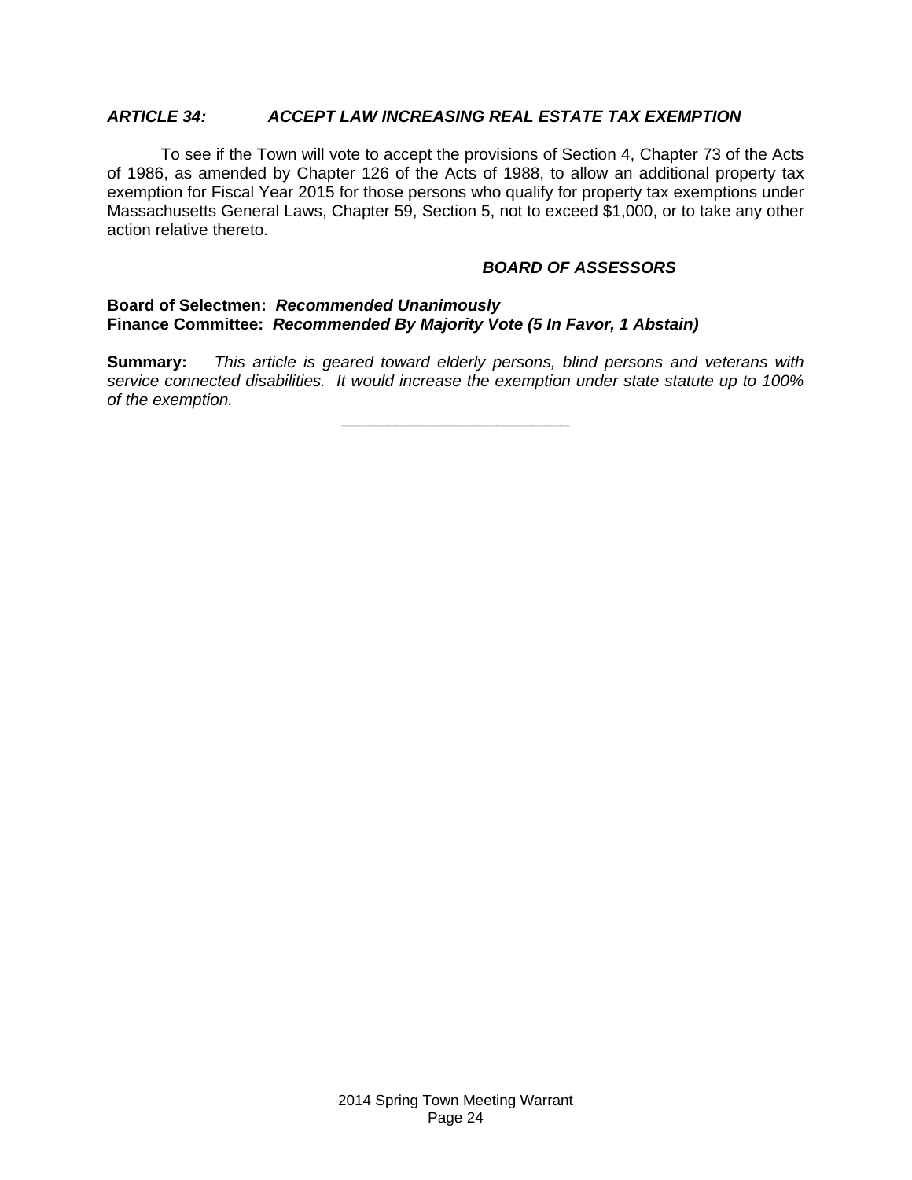### *ARTICLE 34: ACCEPT LAW INCREASING REAL ESTATE TAX EXEMPTION*

To see if the Town will vote to accept the provisions of Section 4, Chapter 73 of the Acts of 1986, as amended by Chapter 126 of the Acts of 1988, to allow an additional property tax exemption for Fiscal Year 2015 for those persons who qualify for property tax exemptions under Massachusetts General Laws, Chapter 59, Section 5, not to exceed $1,000, or to take any other action relative thereto.

***BOARD OF ASSESSORS***

**Board of Selectmen:** ***Recommended Unanimously***
**Finance Committee:** ***Recommended By Majority Vote (5 In Favor, 1 Abstain)***

**Summary:** *This article is geared toward elderly persons, blind persons and veterans with service connected disabilities. It would increase the exemption under state statute up to 100% of the exemption.*

---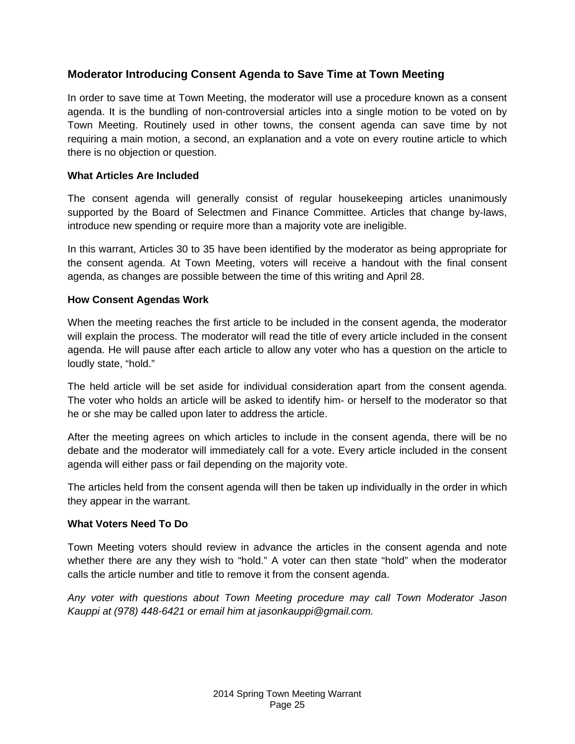## Moderator Introducing Consent Agenda to Save Time at Town Meeting

In order to save time at Town Meeting, the moderator will use a procedure known as a consent agenda. It is the bundling of non-controversial articles into a single motion to be voted on by Town Meeting. Routinely used in other towns, the consent agenda can save time by not requiring a main motion, a second, an explanation and a vote on every routine article to which there is no objection or question.

### What Articles Are Included

The consent agenda will generally consist of regular housekeeping articles unanimously supported by the Board of Selectmen and Finance Committee. Articles that change by-laws, introduce new spending or require more than a majority vote are ineligible.

In this warrant, Articles 30 to 35 have been identified by the moderator as being appropriate for the consent agenda. At Town Meeting, voters will receive a handout with the final consent agenda, as changes are possible between the time of this writing and April 28.

### How Consent Agendas Work

When the meeting reaches the first article to be included in the consent agenda, the moderator will explain the process. The moderator will read the title of every article included in the consent agenda. He will pause after each article to allow any voter who has a question on the article to loudly state, “hold.”

The held article will be set aside for individual consideration apart from the consent agenda. The voter who holds an article will be asked to identify him- or herself to the moderator so that he or she may be called upon later to address the article.

After the meeting agrees on which articles to include in the consent agenda, there will be no debate and the moderator will immediately call for a vote. Every article included in the consent agenda will either pass or fail depending on the majority vote.

The articles held from the consent agenda will then be taken up individually in the order in which they appear in the warrant.

### What Voters Need To Do

Town Meeting voters should review in advance the articles in the consent agenda and note whether there are any they wish to “hold.” A voter can then state “hold” when the moderator calls the article number and title to remove it from the consent agenda.

*Any voter with questions about Town Meeting procedure may call Town Moderator Jason Kauppi at (978) 448-6421 or email him at jasonkauppi@gmail.com.*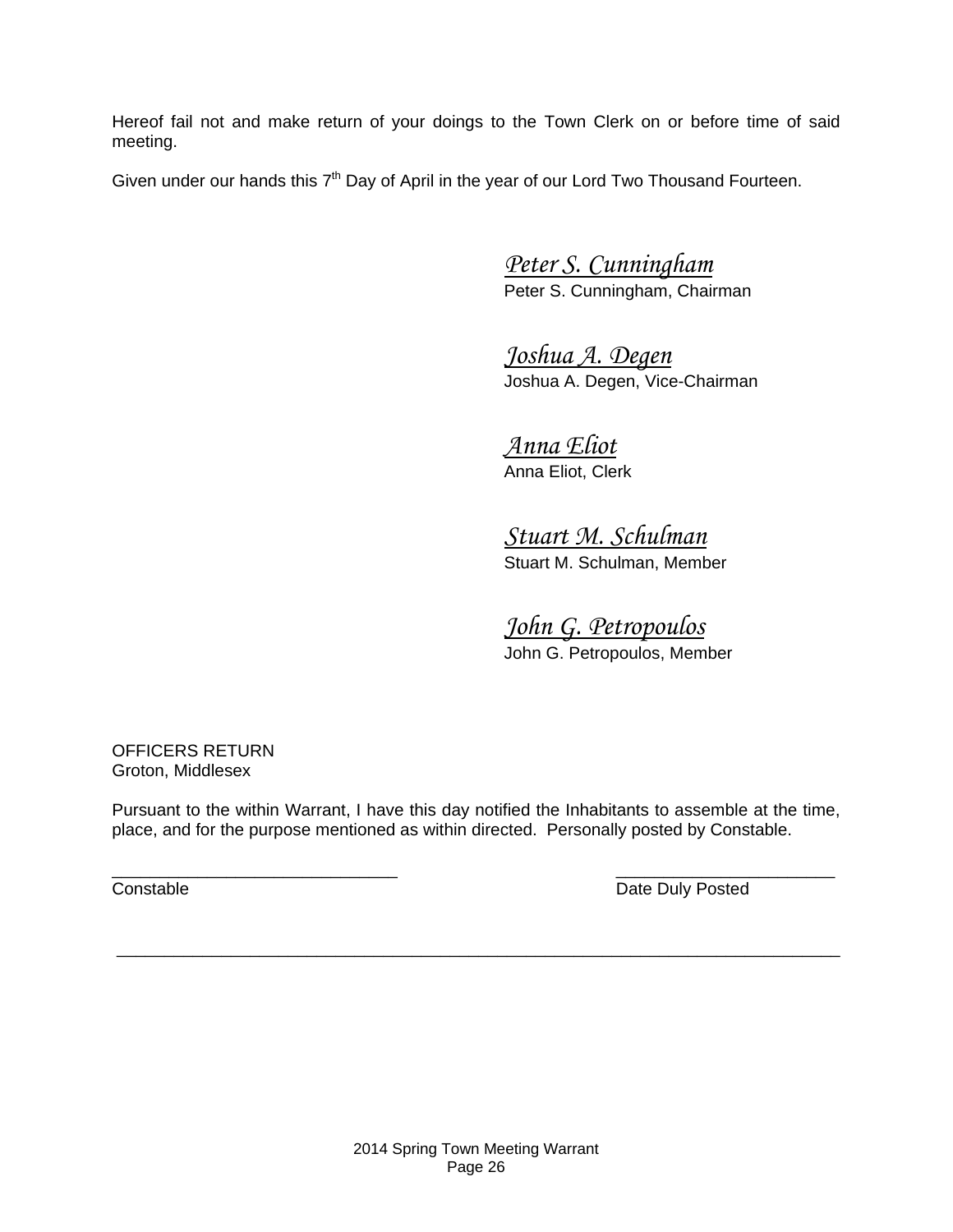Hereof fail not and make return of your doings to the Town Clerk on or before time of said meeting.

Given under our hands this 7th Day of April in the year of our Lord Two Thousand Fourteen.

*Peter S. Cunningham*
Peter S. Cunningham, Chairman

*Joshua A. Degen*
Joshua A. Degen, Vice-Chairman

*Anna Eliot*
Anna Eliot, Clerk

*Stuart M. Schulman*
Stuart M. Schulman, Member

*John G. Petropoulos*
John G. Petropoulos, Member

OFFICERS RETURN
Groton, Middlesex

Pursuant to the within Warrant, I have this day notified the Inhabitants to assemble at the time, place, and for the purpose mentioned as within directed. Personally posted by Constable.

______________________________ &nbsp;&nbsp;&nbsp;&nbsp;&nbsp;&nbsp;&nbsp;&nbsp; ______________________
Constable &nbsp;&nbsp;&nbsp;&nbsp;&nbsp;&nbsp;&nbsp;&nbsp;&nbsp;&nbsp;&nbsp;&nbsp;&nbsp;&nbsp;&nbsp;&nbsp;&nbsp;&nbsp;&nbsp;&nbsp;&nbsp;&nbsp;&nbsp;&nbsp; Date Duly Posted

---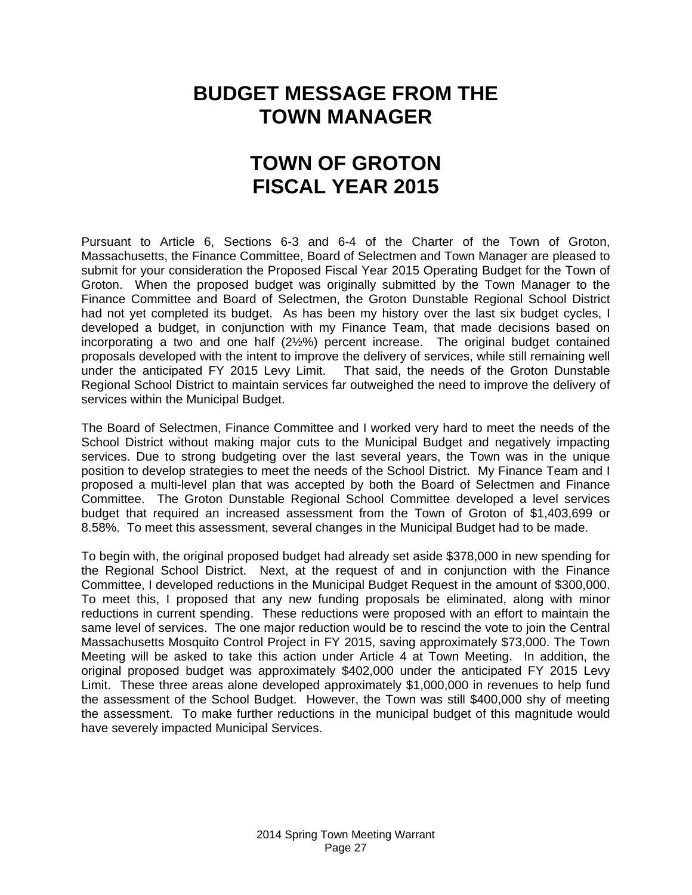# BUDGET MESSAGE FROM THE TOWN MANAGER

# TOWN OF GROTON FISCAL YEAR 2015

Pursuant to Article 6, Sections 6-3 and 6-4 of the Charter of the Town of Groton, Massachusetts, the Finance Committee, Board of Selectmen and Town Manager are pleased to submit for your consideration the Proposed Fiscal Year 2015 Operating Budget for the Town of Groton. When the proposed budget was originally submitted by the Town Manager to the Finance Committee and Board of Selectmen, the Groton Dunstable Regional School District had not yet completed its budget. As has been my history over the last six budget cycles, I developed a budget, in conjunction with my Finance Team, that made decisions based on incorporating a two and one half (2½%) percent increase. The original budget contained proposals developed with the intent to improve the delivery of services, while still remaining well under the anticipated FY 2015 Levy Limit. That said, the needs of the Groton Dunstable Regional School District to maintain services far outweighed the need to improve the delivery of services within the Municipal Budget.

The Board of Selectmen, Finance Committee and I worked very hard to meet the needs of the School District without making major cuts to the Municipal Budget and negatively impacting services. Due to strong budgeting over the last several years, the Town was in the unique position to develop strategies to meet the needs of the School District. My Finance Team and I proposed a multi-level plan that was accepted by both the Board of Selectmen and Finance Committee. The Groton Dunstable Regional School Committee developed a level services budget that required an increased assessment from the Town of Groton of $1,403,699 or 8.58%. To meet this assessment, several changes in the Municipal Budget had to be made.

To begin with, the original proposed budget had already set aside $378,000 in new spending for the Regional School District. Next, at the request of and in conjunction with the Finance Committee, I developed reductions in the Municipal Budget Request in the amount of $300,000. To meet this, I proposed that any new funding proposals be eliminated, along with minor reductions in current spending. These reductions were proposed with an effort to maintain the same level of services. The one major reduction would be to rescind the vote to join the Central Massachusetts Mosquito Control Project in FY 2015, saving approximately $73,000. The Town Meeting will be asked to take this action under Article 4 at Town Meeting. In addition, the original proposed budget was approximately $402,000 under the anticipated FY 2015 Levy Limit. These three areas alone developed approximately $1,000,000 in revenues to help fund the assessment of the School Budget. However, the Town was still $400,000 shy of meeting the assessment. To make further reductions in the municipal budget of this magnitude would have severely impacted Municipal Services.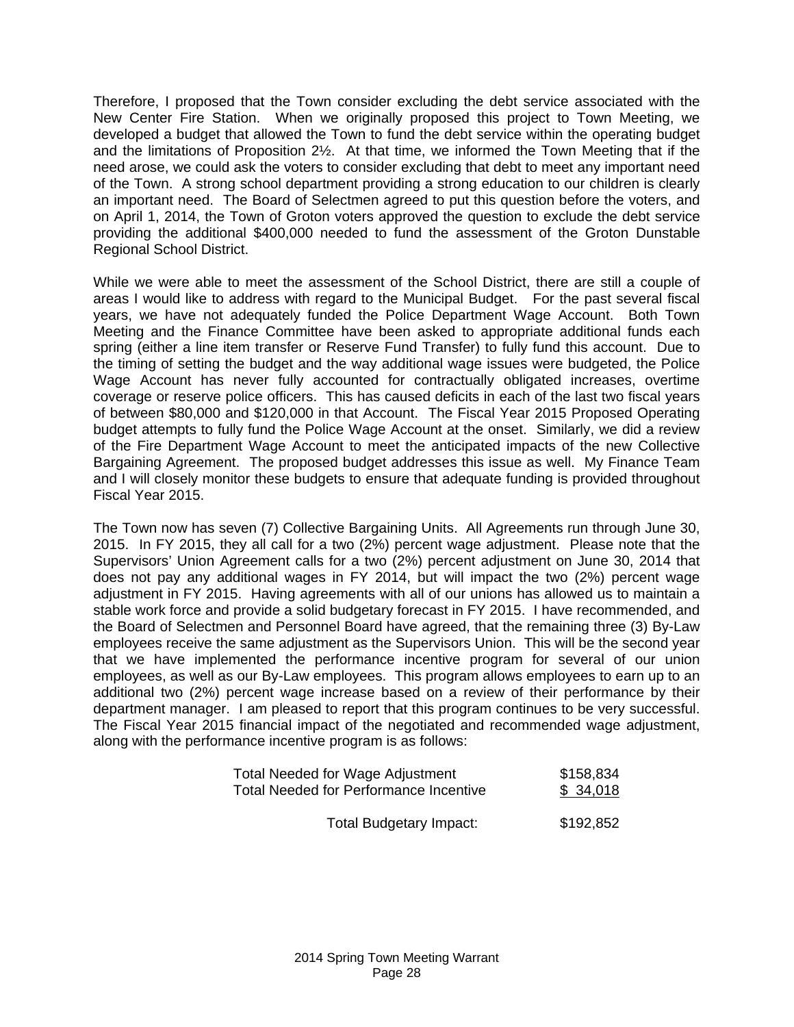Therefore, I proposed that the Town consider excluding the debt service associated with the New Center Fire Station. When we originally proposed this project to Town Meeting, we developed a budget that allowed the Town to fund the debt service within the operating budget and the limitations of Proposition 2½. At that time, we informed the Town Meeting that if the need arose, we could ask the voters to consider excluding that debt to meet any important need of the Town. A strong school department providing a strong education to our children is clearly an important need. The Board of Selectmen agreed to put this question before the voters, and on April 1, 2014, the Town of Groton voters approved the question to exclude the debt service providing the additional $400,000 needed to fund the assessment of the Groton Dunstable Regional School District.

While we were able to meet the assessment of the School District, there are still a couple of areas I would like to address with regard to the Municipal Budget. For the past several fiscal years, we have not adequately funded the Police Department Wage Account. Both Town Meeting and the Finance Committee have been asked to appropriate additional funds each spring (either a line item transfer or Reserve Fund Transfer) to fully fund this account. Due to the timing of setting the budget and the way additional wage issues were budgeted, the Police Wage Account has never fully accounted for contractually obligated increases, overtime coverage or reserve police officers. This has caused deficits in each of the last two fiscal years of between $80,000 and $120,000 in that Account. The Fiscal Year 2015 Proposed Operating budget attempts to fully fund the Police Wage Account at the onset. Similarly, we did a review of the Fire Department Wage Account to meet the anticipated impacts of the new Collective Bargaining Agreement. The proposed budget addresses this issue as well. My Finance Team and I will closely monitor these budgets to ensure that adequate funding is provided throughout Fiscal Year 2015.

The Town now has seven (7) Collective Bargaining Units. All Agreements run through June 30, 2015. In FY 2015, they all call for a two (2%) percent wage adjustment. Please note that the Supervisors' Union Agreement calls for a two (2%) percent adjustment on June 30, 2014 that does not pay any additional wages in FY 2014, but will impact the two (2%) percent wage adjustment in FY 2015. Having agreements with all of our unions has allowed us to maintain a stable work force and provide a solid budgetary forecast in FY 2015. I have recommended, and the Board of Selectmen and Personnel Board have agreed, that the remaining three (3) By-Law employees receive the same adjustment as the Supervisors Union. This will be the second year that we have implemented the performance incentive program for several of our union employees, as well as our By-Law employees. This program allows employees to earn up to an additional two (2%) percent wage increase based on a review of their performance by their department manager. I am pleased to report that this program continues to be very successful. The Fiscal Year 2015 financial impact of the negotiated and recommended wage adjustment, along with the performance incentive program is as follows:

| | |
|---|---|
| Total Needed for Wage Adjustment | $158,834 |
| Total Needed for Performance Incentive | $ 34,018 |
| Total Budgetary Impact: | $192,852 |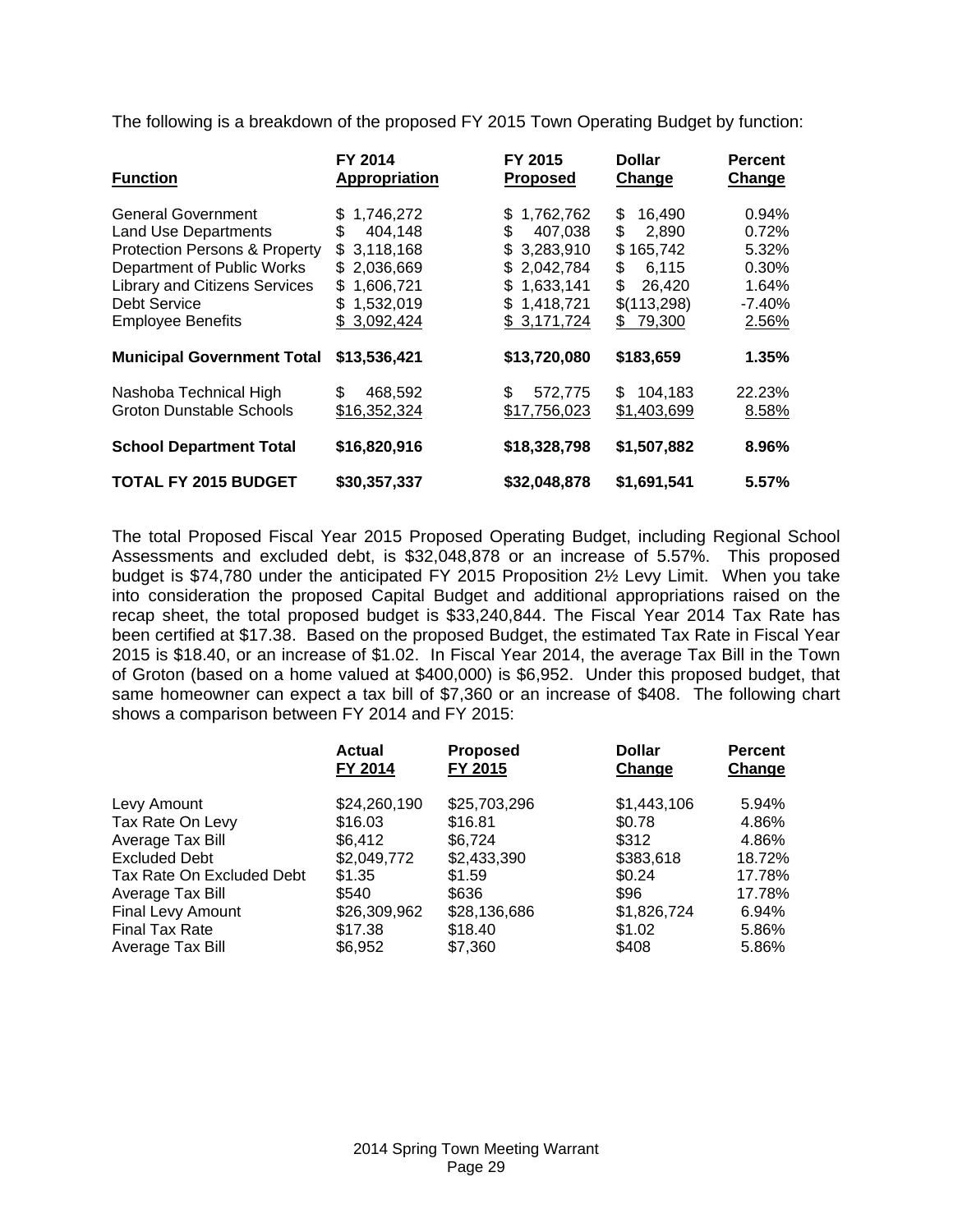The following is a breakdown of the proposed FY 2015 Town Operating Budget by function:

| Function | FY 2014 Appropriation | FY 2015 Proposed | Dollar Change | Percent Change |
|---|---|---|---|---|
| General Government | $ 1,746,272 | $ 1,762,762 | $ 16,490 | 0.94% |
| Land Use Departments | $ 404,148 | $ 407,038 | $ 2,890 | 0.72% |
| Protection Persons & Property | $ 3,118,168 | $ 3,283,910 | $ 165,742 | 5.32% |
| Department of Public Works | $ 2,036,669 | $ 2,042,784 | $ 6,115 | 0.30% |
| Library and Citizens Services | $ 1,606,721 | $ 1,633,141 | $ 26,420 | 1.64% |
| Debt Service | $ 1,532,019 | $ 1,418,721 | $(113,298) | -7.40% |
| Employee Benefits | $ 3,092,424 | $ 3,171,724 | $ 79,300 | 2.56% |
| **Municipal Government Total** | **$13,536,421** | **$13,720,080** | **$183,659** | **1.35%** |
| Nashoba Technical High | $ 468,592 | $ 572,775 | $ 104,183 | 22.23% |
| Groton Dunstable Schools | $16,352,324 | $17,756,023 | $1,403,699 | 8.58% |
| **School Department Total** | **$16,820,916** | **$18,328,798** | **$1,507,882** | **8.96%** |
| **TOTAL FY 2015 BUDGET** | **$30,357,337** | **$32,048,878** | **$1,691,541** | **5.57%** |

The total Proposed Fiscal Year 2015 Proposed Operating Budget, including Regional School Assessments and excluded debt, is $32,048,878 or an increase of 5.57%. This proposed budget is $74,780 under the anticipated FY 2015 Proposition 2½ Levy Limit. When you take into consideration the proposed Capital Budget and additional appropriations raised on the recap sheet, the total proposed budget is $33,240,844. The Fiscal Year 2014 Tax Rate has been certified at $17.38. Based on the proposed Budget, the estimated Tax Rate in Fiscal Year 2015 is $18.40, or an increase of $1.02. In Fiscal Year 2014, the average Tax Bill in the Town of Groton (based on a home valued at $400,000) is $6,952. Under this proposed budget, that same homeowner can expect a tax bill of $7,360 or an increase of $408. The following chart shows a comparison between FY 2014 and FY 2015:

| | Actual FY 2014 | Proposed FY 2015 | Dollar Change | Percent Change |
|---|---|---|---|---|
| Levy Amount | $24,260,190 | $25,703,296 | $1,443,106 | 5.94% |
| Tax Rate On Levy | $16.03 | $16.81 | $0.78 | 4.86% |
| Average Tax Bill | $6,412 | $6,724 | $312 | 4.86% |
| Excluded Debt | $2,049,772 | $2,433,390 | $383,618 | 18.72% |
| Tax Rate On Excluded Debt | $1.35 | $1.59 | $0.24 | 17.78% |
| Average Tax Bill | $540 | $636 | $96 | 17.78% |
| Final Levy Amount | $26,309,962 | $28,136,686 | $1,826,724 | 6.94% |
| Final Tax Rate | $17.38 | $18.40 | $1.02 | 5.86% |
| Average Tax Bill | $6,952 | $7,360 | $408 | 5.86% |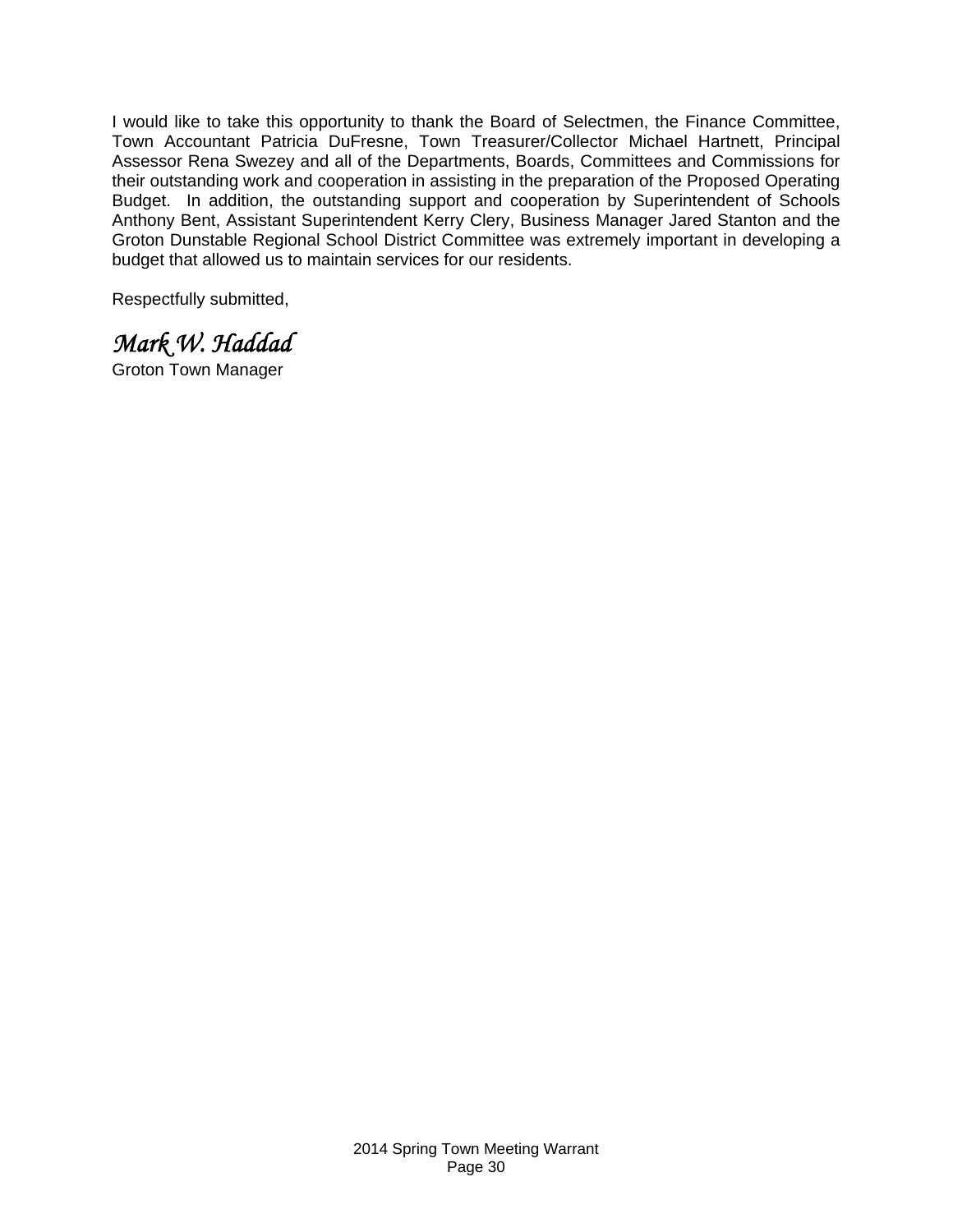I would like to take this opportunity to thank the Board of Selectmen, the Finance Committee, Town Accountant Patricia DuFresne, Town Treasurer/Collector Michael Hartnett, Principal Assessor Rena Swezey and all of the Departments, Boards, Committees and Commissions for their outstanding work and cooperation in assisting in the preparation of the Proposed Operating Budget. In addition, the outstanding support and cooperation by Superintendent of Schools Anthony Bent, Assistant Superintendent Kerry Clery, Business Manager Jared Stanton and the Groton Dunstable Regional School District Committee was extremely important in developing a budget that allowed us to maintain services for our residents.

Respectfully submitted,

*Mark W. Haddad*
Groton Town Manager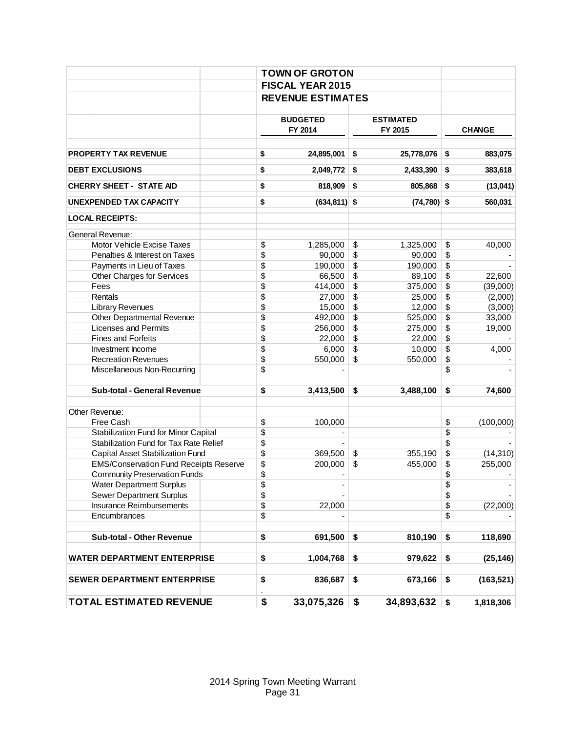# TOWN OF GROTON
## FISCAL YEAR 2015
## REVENUE ESTIMATES

| | BUDGETED FY 2014 | ESTIMATED FY 2015 | CHANGE |
|---|---|---|---|
| **PROPERTY TAX REVENUE** | **$ 24,895,001** | **$ 25,778,076** | **$ 883,075** |
| **DEBT EXCLUSIONS** | **$ 2,049,772** | **$ 2,433,390** | **$ 383,618** |
| **CHERRY SHEET - STATE AID** | **$ 818,909** | **$ 805,868** | **$ (13,041)** |
| **UNEXPENDED TAX CAPACITY** | **$ (634,811)** | **$ (74,780)** | **$ 560,031** |
| **LOCAL RECEIPTS:** | | | |
| General Revenue: | | | |
| Motor Vehicle Excise Taxes | $ 1,285,000 | $ 1,325,000 | $ 40,000 |
| Penalties & Interest on Taxes | $ 90,000 | $ 90,000 | $ - |
| Payments in Lieu of Taxes | $ 190,000 | $ 190,000 | $ - |
| Other Charges for Services | $ 66,500 | $ 89,100 | $ 22,600 |
| Fees | $ 414,000 | $ 375,000 | $ (39,000) |
| Rentals | $ 27,000 | $ 25,000 | $ (2,000) |
| Library Revenues | $ 15,000 | $ 12,000 | $ (3,000) |
| Other Departmental Revenue | $ 492,000 | $ 525,000 | $ 33,000 |
| Licenses and Permits | $ 256,000 | $ 275,000 | $ 19,000 |
| Fines and Forfeits | $ 22,000 | $ 22,000 | $ - |
| Investment Income | $ 6,000 | $ 10,000 | $ 4,000 |
| Recreation Revenues | $ 550,000 | $ 550,000 | $ - |
| Miscellaneous Non-Recurring | $ - | | $ - |
| **Sub-total - General Revenue** | **$ 3,413,500** | **$ 3,488,100** | **$ 74,600** |
| Other Revenue: | | | |
| Free Cash | $ 100,000 | | $ (100,000) |
| Stabilization Fund for Minor Capital | $ - | | $ - |
| Stabilization Fund for Tax Rate Relief | $ - | | $ - |
| Capital Asset Stabilization Fund | $ 369,500 | $ 355,190 | $ (14,310) |
| EMS/Conservation Fund Receipts Reserve | $ 200,000 | $ 455,000 | $ 255,000 |
| Community Preservation Funds | $ - | | $ - |
| Water Department Surplus | $ - | | $ - |
| Sewer Department Surplus | $ - | | $ - |
| Insurance Reimbursements | $ 22,000 | | $ (22,000) |
| Encumbrances | $ - | | $ - |
| **Sub-total - Other Revenue** | **$ 691,500** | **$ 810,190** | **$ 118,690** |
| **WATER DEPARTMENT ENTERPRISE** | **$ 1,004,768** | **$ 979,622** | **$ (25,146)** |
| **SEWER DEPARTMENT ENTERPRISE** | **$ 836,687** | **$ 673,166** | **$ (163,521)** |
| **TOTAL ESTIMATED REVENUE** | **$ 33,075,326** | **$ 34,893,632** | **$ 1,818,306** |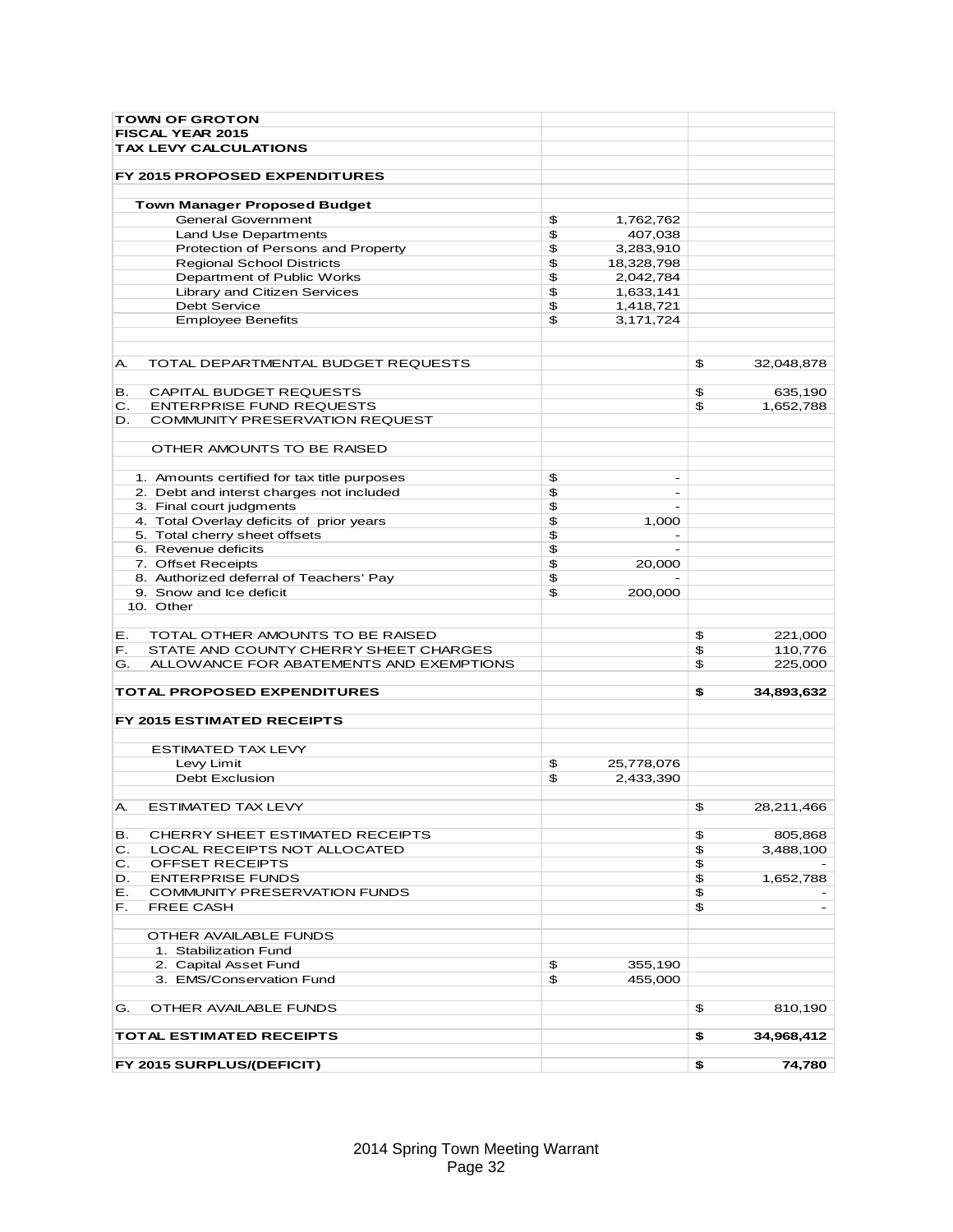| TOWN OF GROTON | | |
|---|---|---|
| **FISCAL YEAR 2015** | | |
| **TAX LEVY CALCULATIONS** | | |
| | | |
| **FY 2015 PROPOSED EXPENDITURES** | | |
| | | |
| **Town Manager Proposed Budget** | | |
| General Government | $ 1,762,762 | |
| Land Use Departments | $ 407,038 | |
| Protection of Persons and Property | $ 3,283,910 | |
| Regional School Districts | $ 18,328,798 | |
| Department of Public Works | $ 2,042,784 | |
| Library and Citizen Services | $ 1,633,141 | |
| Debt Service | $ 1,418,721 | |
| Employee Benefits | $ 3,171,724 | |
| | | |
| A. TOTAL DEPARTMENTAL BUDGET REQUESTS | | $ 32,048,878 |
| | | |
| B. CAPITAL BUDGET REQUESTS | | $ 635,190 |
| C. ENTERPRISE FUND REQUESTS | | $ 1,652,788 |
| D. COMMUNITY PRESERVATION REQUEST | | |
| | | |
| OTHER AMOUNTS TO BE RAISED | | |
| | | |
| 1. Amounts certified for tax title purposes | $ - | |
| 2. Debt and interst charges not included | $ - | |
| 3. Final court judgments | $ - | |
| 4. Total Overlay deficits of prior years | $ 1,000 | |
| 5. Total cherry sheet offsets | $ - | |
| 6. Revenue deficits | $ - | |
| 7. Offset Receipts | $ 20,000 | |
| 8. Authorized deferral of Teachers' Pay | $ - | |
| 9. Snow and Ice deficit | $ 200,000 | |
| 10. Other | | |
| | | |
| E. TOTAL OTHER AMOUNTS TO BE RAISED | | $ 221,000 |
| F. STATE AND COUNTY CHERRY SHEET CHARGES | | $ 110,776 |
| G. ALLOWANCE FOR ABATEMENTS AND EXEMPTIONS | | $ 225,000 |
| | | |
| **TOTAL PROPOSED EXPENDITURES** | | **$ 34,893,632** |
| | | |
| **FY 2015 ESTIMATED RECEIPTS** | | |
| | | |
| ESTIMATED TAX LEVY | | |
| Levy Limit | $ 25,778,076 | |
| Debt Exclusion | $ 2,433,390 | |
| | | |
| A. ESTIMATED TAX LEVY | | $ 28,211,466 |
| | | |
| B. CHERRY SHEET ESTIMATED RECEIPTS | | $ 805,868 |
| C. LOCAL RECEIPTS NOT ALLOCATED | | $ 3,488,100 |
| C. OFFSET RECEIPTS | | $ - |
| D. ENTERPRISE FUNDS | | $ 1,652,788 |
| E. COMMUNITY PRESERVATION FUNDS | | $ - |
| F. FREE CASH | | $ - |
| | | |
| OTHER AVAILABLE FUNDS | | |
| 1. Stabilization Fund | | |
| 2. Capital Asset Fund | $ 355,190 | |
| 3. EMS/Conservation Fund | $ 455,000 | |
| | | |
| G. OTHER AVAILABLE FUNDS | | $ 810,190 |
| | | |
| **TOTAL ESTIMATED RECEIPTS** | | **$ 34,968,412** |
| | | |
| **FY 2015 SURPLUS/(DEFICIT)** | | **$ 74,780** |

2014 Spring Town Meeting Warrant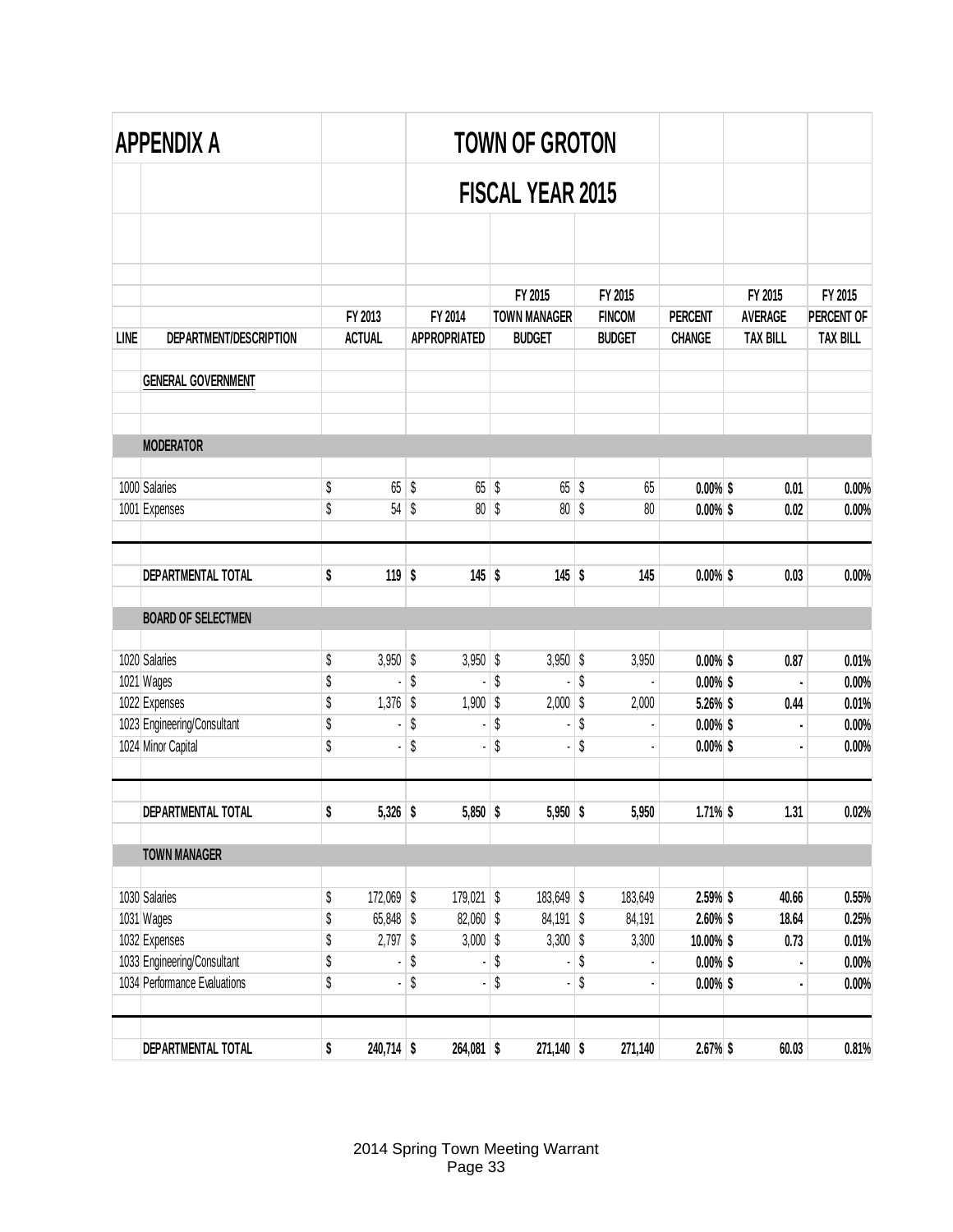# APPENDIX A

## TOWN OF GROTON

## FISCAL YEAR 2015

| LINE | DEPARTMENT/DESCRIPTION | FY 2013 ACTUAL | FY 2014 APPROPRIATED | FY 2015 TOWN MANAGER BUDGET | FY 2015 FINCOM BUDGET | PERCENT CHANGE | FY 2015 AVERAGE TAX BILL | FY 2015 PERCENT OF TAX BILL |
|---|---|---|---|---|---|---|---|---|
| | **GENERAL GOVERNMENT** | | | | | | | |
| | **MODERATOR** | | | | | | | |
| 1000 | Salaries | $ 65 | $ 65 | $ 65 | $ 65 | **0.00%** | **$ 0.01** | **0.00%** |
| 1001 | Expenses | $ 54 | $ 80 | $ 80 | $ 80 | **0.00%** | **$ 0.02** | **0.00%** |
| | **DEPARTMENTAL TOTAL** | **$ 119** | **$ 145** | **$ 145** | **$ 145** | **0.00%** | **$ 0.03** | **0.00%** |
| | **BOARD OF SELECTMEN** | | | | | | | |
| 1020 | Salaries | $ 3,950 | $ 3,950 | $ 3,950 | $ 3,950 | **0.00%** | **$ 0.87** | **0.01%** |
| 1021 | Wages | $ - | $ - | $ - | $ - | **0.00%** | **$ -** | **0.00%** |
| 1022 | Expenses | $ 1,376 | $ 1,900 | $ 2,000 | $ 2,000 | **5.26%** | **$ 0.44** | **0.01%** |
| 1023 | Engineering/Consultant | $ - | $ - | $ - | $ - | **0.00%** | **$ -** | **0.00%** |
| 1024 | Minor Capital | $ - | $ - | $ - | $ - | **0.00%** | **$ -** | **0.00%** |
| | **DEPARTMENTAL TOTAL** | **$ 5,326** | **$ 5,850** | **$ 5,950** | **$ 5,950** | **1.71%** | **$ 1.31** | **0.02%** |
| | **TOWN MANAGER** | | | | | | | |
| 1030 | Salaries | $ 172,069 | $ 179,021 | $ 183,649 | $ 183,649 | **2.59%** | **$ 40.66** | **0.55%** |
| 1031 | Wages | $ 65,848 | $ 82,060 | $ 84,191 | $ 84,191 | **2.60%** | **$ 18.64** | **0.25%** |
| 1032 | Expenses | $ 2,797 | $ 3,000 | $ 3,300 | $ 3,300 | **10.00%** | **$ 0.73** | **0.01%** |
| 1033 | Engineering/Consultant | $ - | $ - | $ - | $ - | **0.00%** | **$ -** | **0.00%** |
| 1034 | Performance Evaluations | $ - | $ - | $ - | $ - | **0.00%** | **$ -** | **0.00%** |
| | **DEPARTMENTAL TOTAL** | **$ 240,714** | **$ 264,081** | **$ 271,140** | **$ 271,140** | **2.67%** | **$ 60.03** | **0.81%** |

2014 Spring Town Meeting Warrant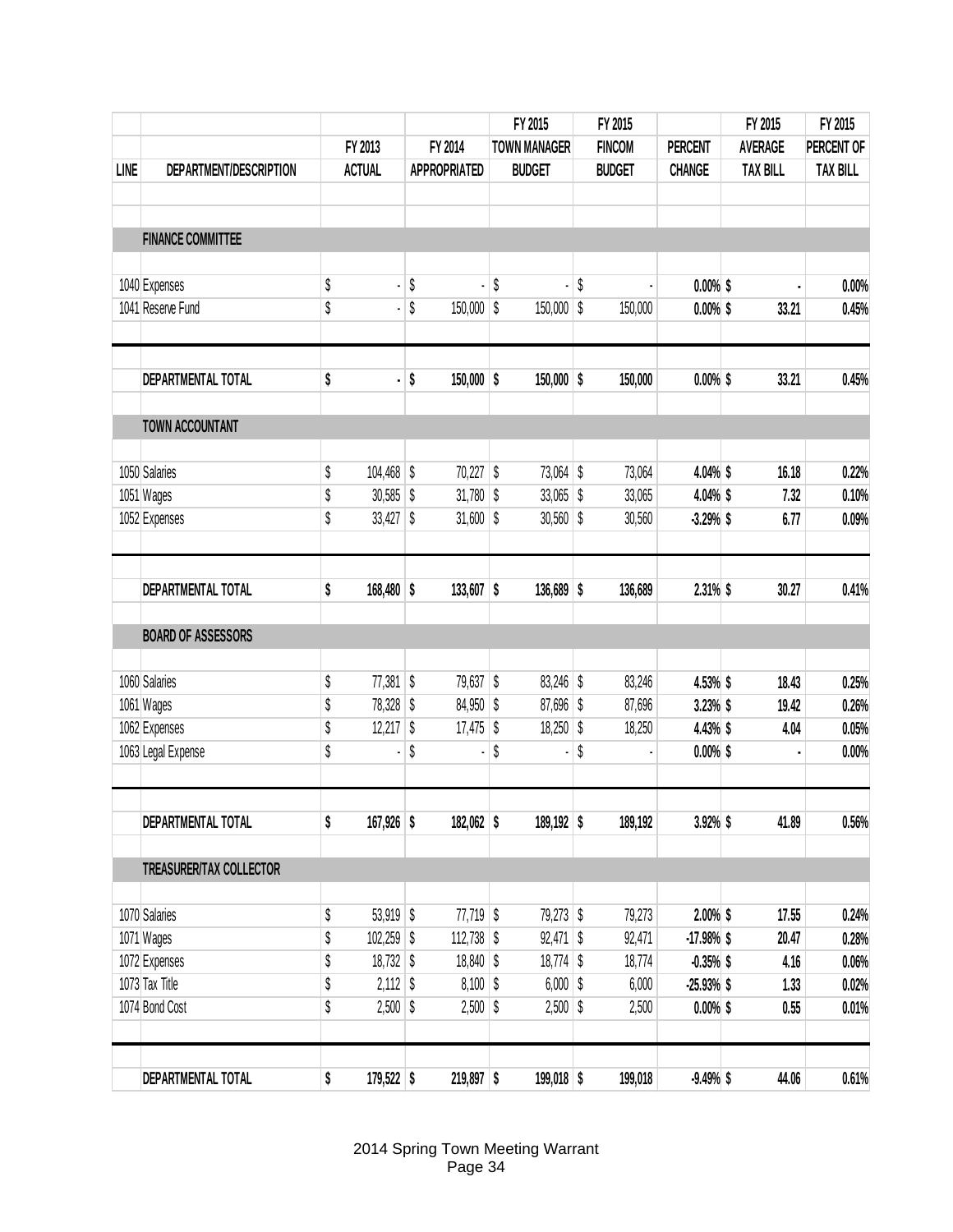| LINE | DEPARTMENT/DESCRIPTION | FY 2013 ACTUAL | FY 2014 APPROPRIATED | FY 2015 TOWN MANAGER BUDGET | FY 2015 FINCOM BUDGET | PERCENT CHANGE | FY 2015 AVERAGE TAX BILL | FY 2015 PERCENT OF TAX BILL |
|---|---|---|---|---|---|---|---|---|
| | **FINANCE COMMITTEE** | | | | | | | |
| 1040 | Expenses | $ - | $ - | $ - | $ - | **0.00%** | **$ -** | **0.00%** |
| 1041 | Reserve Fund | $ - | $ 150,000 | $ 150,000 | $ 150,000 | **0.00%** | **$ 33.21** | **0.45%** |
| | **DEPARTMENTAL TOTAL** | **$ -** | **$ 150,000** | **$ 150,000** | **$ 150,000** | **0.00%** | **$ 33.21** | **0.45%** |
| | **TOWN ACCOUNTANT** | | | | | | | |
| 1050 | Salaries | $ 104,468 | $ 70,227 | $ 73,064 | $ 73,064 | **4.04%** | **$ 16.18** | **0.22%** |
| 1051 | Wages | $ 30,585 | $ 31,780 | $ 33,065 | $ 33,065 | **4.04%** | **$ 7.32** | **0.10%** |
| 1052 | Expenses | $ 33,427 | $ 31,600 | $ 30,560 | $ 30,560 | **-3.29%** | **$ 6.77** | **0.09%** |
| | **DEPARTMENTAL TOTAL** | **$ 168,480** | **$ 133,607** | **$ 136,689** | **$ 136,689** | **2.31%** | **$ 30.27** | **0.41%** |
| | **BOARD OF ASSESSORS** | | | | | | | |
| 1060 | Salaries | $ 77,381 | $ 79,637 | $ 83,246 | $ 83,246 | **4.53%** | **$ 18.43** | **0.25%** |
| 1061 | Wages | $ 78,328 | $ 84,950 | $ 87,696 | $ 87,696 | **3.23%** | **$ 19.42** | **0.26%** |
| 1062 | Expenses | $ 12,217 | $ 17,475 | $ 18,250 | $ 18,250 | **4.43%** | **$ 4.04** | **0.05%** |
| 1063 | Legal Expense | $ - | $ - | $ - | $ - | **0.00%** | **$ -** | **0.00%** |
| | **DEPARTMENTAL TOTAL** | **$ 167,926** | **$ 182,062** | **$ 189,192** | **$ 189,192** | **3.92%** | **$ 41.89** | **0.56%** |
| | **TREASURER/TAX COLLECTOR** | | | | | | | |
| 1070 | Salaries | $ 53,919 | $ 77,719 | $ 79,273 | $ 79,273 | **2.00%** | **$ 17.55** | **0.24%** |
| 1071 | Wages | $ 102,259 | $ 112,738 | $ 92,471 | $ 92,471 | **-17.98%** | **$ 20.47** | **0.28%** |
| 1072 | Expenses | $ 18,732 | $ 18,840 | $ 18,774 | $ 18,774 | **-0.35%** | **$ 4.16** | **0.06%** |
| 1073 | Tax Title | $ 2,112 | $ 8,100 | $ 6,000 | $ 6,000 | **-25.93%** | **$ 1.33** | **0.02%** |
| 1074 | Bond Cost | $ 2,500 | $ 2,500 | $ 2,500 | $ 2,500 | **0.00%** | **$ 0.55** | **0.01%** |
| | **DEPARTMENTAL TOTAL** | **$ 179,522** | **$ 219,897** | **$ 199,018** | **$ 199,018** | **-9.49%** | **$ 44.06** | **0.61%** |

2014 Spring Town Meeting Warrant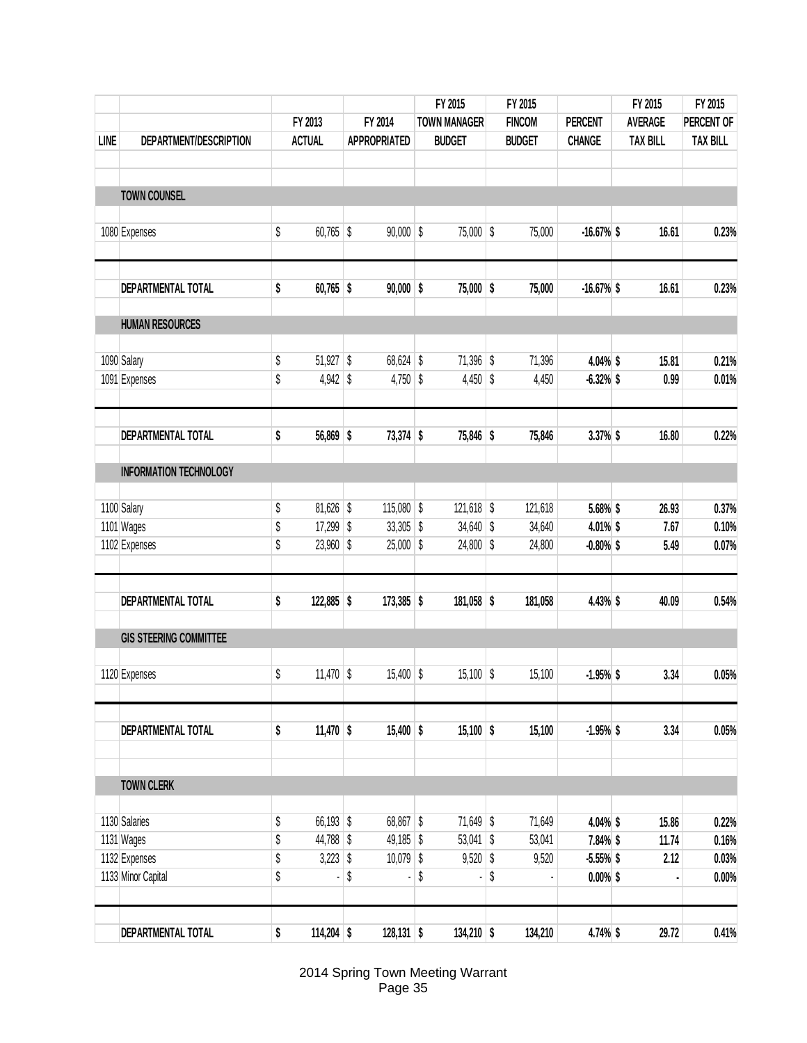| LINE | DEPARTMENT/DESCRIPTION | FY 2013 ACTUAL | FY 2014 APPROPRIATED | FY 2015 TOWN MANAGER BUDGET | FY 2015 FINCOM BUDGET | PERCENT CHANGE | FY 2015 AVERAGE TAX BILL | FY 2015 PERCENT OF TAX BILL |
|---|---|---|---|---|---|---|---|---|
| | **TOWN COUNSEL** | | | | | | | |
| 1080 | Expenses | $ 60,765 | $ 90,000 | $ 75,000 | $ 75,000 | -16.67% | $ 16.61 | 0.23% |
| | **DEPARTMENTAL TOTAL** | **$ 60,765** | **$ 90,000** | **$ 75,000** | **$ 75,000** | **-16.67%** | **$ 16.61** | **0.23%** |
| | **HUMAN RESOURCES** | | | | | | | |
| 1090 | Salary | $ 51,927 | $ 68,624 | $ 71,396 | $ 71,396 | 4.04% | $ 15.81 | 0.21% |
| 1091 | Expenses | $ 4,942 | $ 4,750 | $ 4,450 | $ 4,450 | -6.32% | $ 0.99 | 0.01% |
| | **DEPARTMENTAL TOTAL** | **$ 56,869** | **$ 73,374** | **$ 75,846** | **$ 75,846** | **3.37%** | **$ 16.80** | **0.22%** |
| | **INFORMATION TECHNOLOGY** | | | | | | | |
| 1100 | Salary | $ 81,626 | $ 115,080 | $ 121,618 | $ 121,618 | 5.68% | $ 26.93 | 0.37% |
| 1101 | Wages | $ 17,299 | $ 33,305 | $ 34,640 | $ 34,640 | 4.01% | $ 7.67 | 0.10% |
| 1102 | Expenses | $ 23,960 | $ 25,000 | $ 24,800 | $ 24,800 | -0.80% | $ 5.49 | 0.07% |
| | **DEPARTMENTAL TOTAL** | **$ 122,885** | **$ 173,385** | **$ 181,058** | **$ 181,058** | **4.43%** | **$ 40.09** | **0.54%** |
| | **GIS STEERING COMMITTEE** | | | | | | | |
| 1120 | Expenses | $ 11,470 | $ 15,400 | $ 15,100 | $ 15,100 | -1.95% | $ 3.34 | 0.05% |
| | **DEPARTMENTAL TOTAL** | **$ 11,470** | **$ 15,400** | **$ 15,100** | **$ 15,100** | **-1.95%** | **$ 3.34** | **0.05%** |
| | **TOWN CLERK** | | | | | | | |
| 1130 | Salaries | $ 66,193 | $ 68,867 | $ 71,649 | $ 71,649 | 4.04% | $ 15.86 | 0.22% |
| 1131 | Wages | $ 44,788 | $ 49,185 | $ 53,041 | $ 53,041 | 7.84% | $ 11.74 | 0.16% |
| 1132 | Expenses | $ 3,223 | $ 10,079 | $ 9,520 | $ 9,520 | -5.55% | $ 2.12 | 0.03% |
| 1133 | Minor Capital | $ - | $ - | $ - | $ - | 0.00% | $ - | 0.00% |
| | **DEPARTMENTAL TOTAL** | **$ 114,204** | **$ 128,131** | **$ 134,210** | **$ 134,210** | **4.74%** | **$ 29.72** | **0.41%** |

2014 Spring Town Meeting Warrant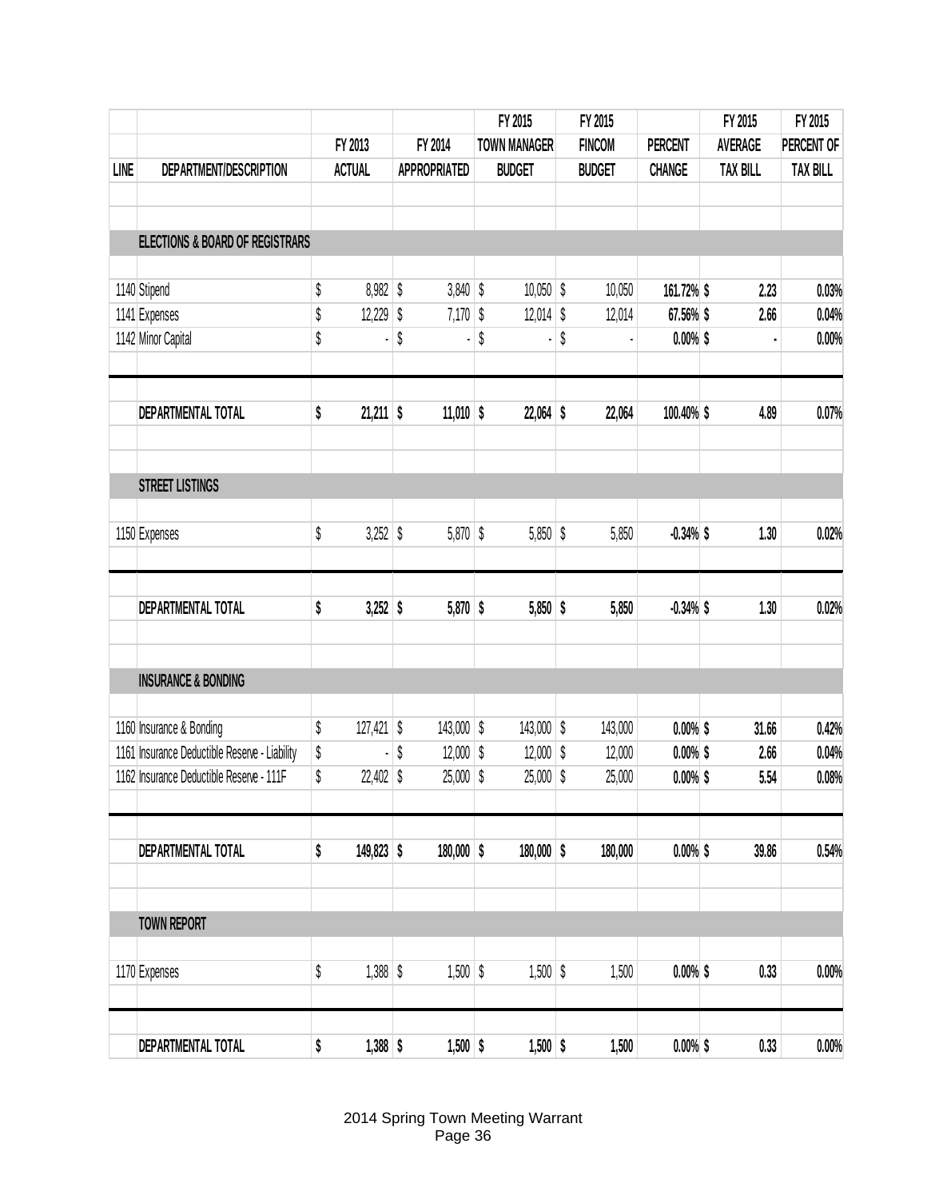| LINE | DEPARTMENT/DESCRIPTION | FY 2013 ACTUAL | FY 2014 APPROPRIATED | FY 2015 TOWN MANAGER BUDGET | FY 2015 FINCOM BUDGET | PERCENT CHANGE | FY 2015 AVERAGE TAX BILL | FY 2015 PERCENT OF TAX BILL |
|---|---|---|---|---|---|---|---|---|
| | **ELECTIONS & BOARD OF REGISTRARS** | | | | | | | |
| 1140 | Stipend | $ 8,982 | $ 3,840 | $ 10,050 | $ 10,050 | **161.72%** | **$ 2.23** | **0.03%** |
| 1141 | Expenses | $ 12,229 | $ 7,170 | $ 12,014 | $ 12,014 | **67.56%** | **$ 2.66** | **0.04%** |
| 1142 | Minor Capital | $ - | $ - | $ - | $ - | **0.00%** | **$ -** | **0.00%** |
| | **DEPARTMENTAL TOTAL** | **$ 21,211** | **$ 11,010** | **$ 22,064** | **$ 22,064** | **100.40%** | **$ 4.89** | **0.07%** |
| | **STREET LISTINGS** | | | | | | | |
| 1150 | Expenses | $ 3,252 | $ 5,870 | $ 5,850 | $ 5,850 | **-0.34%** | **$ 1.30** | **0.02%** |
| | **DEPARTMENTAL TOTAL** | **$ 3,252** | **$ 5,870** | **$ 5,850** | **$ 5,850** | **-0.34%** | **$ 1.30** | **0.02%** |
| | **INSURANCE & BONDING** | | | | | | | |
| 1160 | Insurance & Bonding | $ 127,421 | $ 143,000 | $ 143,000 | $ 143,000 | **0.00%** | **$ 31.66** | **0.42%** |
| 1161 | Insurance Deductible Reserve - Liability | $ - | $ 12,000 | $ 12,000 | $ 12,000 | **0.00%** | **$ 2.66** | **0.04%** |
| 1162 | Insurance Deductible Reserve - 111F | $ 22,402 | $ 25,000 | $ 25,000 | $ 25,000 | **0.00%** | **$ 5.54** | **0.08%** |
| | **DEPARTMENTAL TOTAL** | **$ 149,823** | **$ 180,000** | **$ 180,000** | **$ 180,000** | **0.00%** | **$ 39.86** | **0.54%** |
| | **TOWN REPORT** | | | | | | | |
| 1170 | Expenses | $ 1,388 | $ 1,500 | $ 1,500 | $ 1,500 | **0.00%** | **$ 0.33** | **0.00%** |
| | **DEPARTMENTAL TOTAL** | **$ 1,388** | **$ 1,500** | **$ 1,500** | **$ 1,500** | **0.00%** | **$ 0.33** | **0.00%** |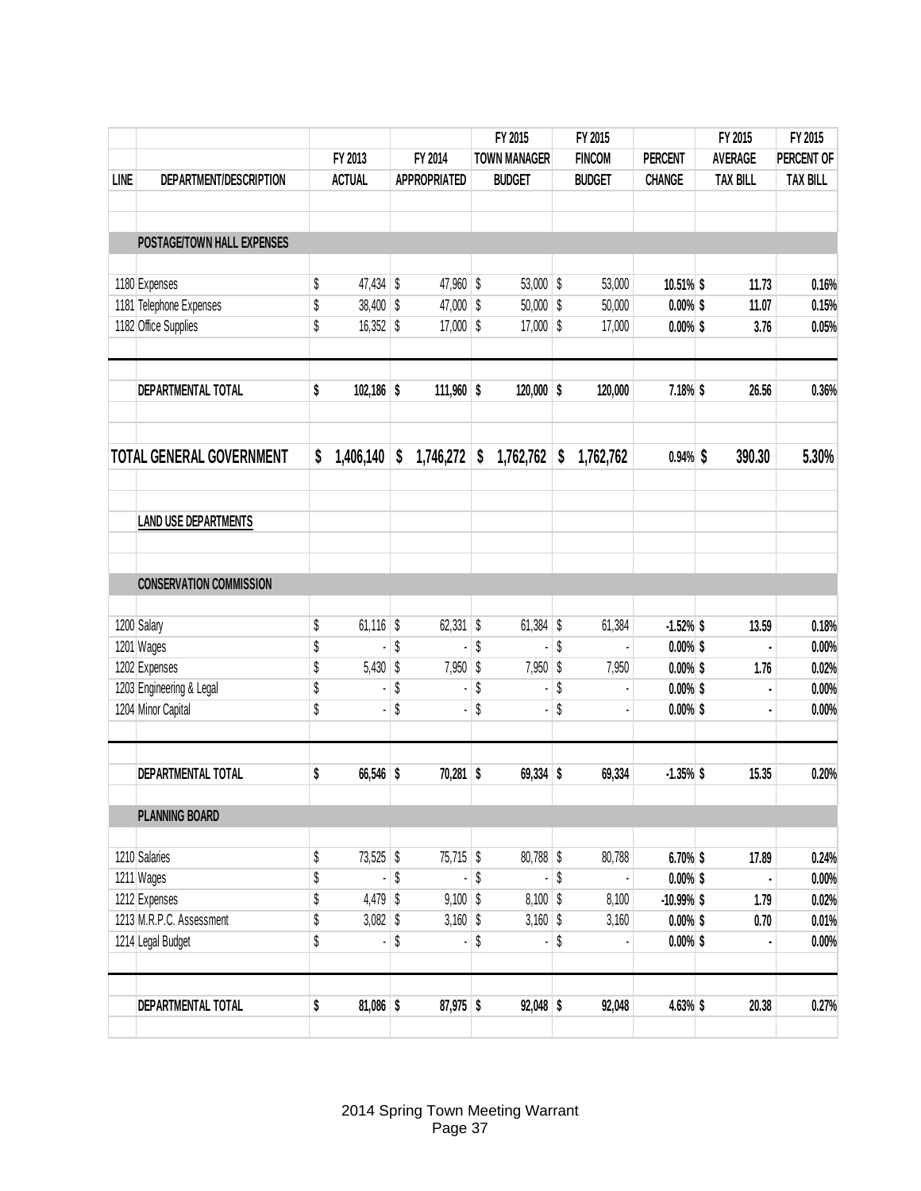| LINE | DEPARTMENT/DESCRIPTION | FY 2013 ACTUAL | FY 2014 APPROPRIATED | FY 2015 TOWN MANAGER BUDGET | FY 2015 FINCOM BUDGET | PERCENT CHANGE | FY 2015 AVERAGE TAX BILL | FY 2015 PERCENT OF TAX BILL |
|---|---|---|---|---|---|---|---|---|
| | **POSTAGE/TOWN HALL EXPENSES** | | | | | | | |
| 1180 | Expenses | $ 47,434 | $ 47,960 | $ 53,000 | $ 53,000 | 10.51% | $ 11.73 | 0.16% |
| 1181 | Telephone Expenses | $ 38,400 | $ 47,000 | $ 50,000 | $ 50,000 | 0.00% | $ 11.07 | 0.15% |
| 1182 | Office Supplies | $ 16,352 | $ 17,000 | $ 17,000 | $ 17,000 | 0.00% | $ 3.76 | 0.05% |
| | **DEPARTMENTAL TOTAL** | $ 102,186 | $ 111,960 | $ 120,000 | $ 120,000 | 7.18% | $ 26.56 | 0.36% |
| | **TOTAL GENERAL GOVERNMENT** | $ 1,406,140 | $ 1,746,272 | $ 1,762,762 | $ 1,762,762 | 0.94% | $ 390.30 | 5.30% |
| | **LAND USE DEPARTMENTS** | | | | | | | |
| | **CONSERVATION COMMISSION** | | | | | | | |
| 1200 | Salary | $ 61,116 | $ 62,331 | $ 61,384 | $ 61,384 | -1.52% | $ 13.59 | 0.18% |
| 1201 | Wages | $ - | $ - | $ - | $ - | 0.00% | $ - | 0.00% |
| 1202 | Expenses | $ 5,430 | $ 7,950 | $ 7,950 | $ 7,950 | 0.00% | $ 1.76 | 0.02% |
| 1203 | Engineering & Legal | $ - | $ - | $ - | $ - | 0.00% | $ - | 0.00% |
| 1204 | Minor Capital | $ - | $ - | $ - | $ - | 0.00% | $ - | 0.00% |
| | **DEPARTMENTAL TOTAL** | $ 66,546 | $ 70,281 | $ 69,334 | $ 69,334 | -1.35% | $ 15.35 | 0.20% |
| | **PLANNING BOARD** | | | | | | | |
| 1210 | Salaries | $ 73,525 | $ 75,715 | $ 80,788 | $ 80,788 | 6.70% | $ 17.89 | 0.24% |
| 1211 | Wages | $ - | $ - | $ - | $ - | 0.00% | $ - | 0.00% |
| 1212 | Expenses | $ 4,479 | $ 9,100 | $ 8,100 | $ 8,100 | -10.99% | $ 1.79 | 0.02% |
| 1213 | M.R.P.C. Assessment | $ 3,082 | $ 3,160 | $ 3,160 | $ 3,160 | 0.00% | $ 0.70 | 0.01% |
| 1214 | Legal Budget | $ - | $ - | $ - | $ - | 0.00% | $ - | 0.00% |
| | **DEPARTMENTAL TOTAL** | $ 81,086 | $ 87,975 | $ 92,048 | $ 92,048 | 4.63% | $ 20.38 | 0.27% |

2014 Spring Town Meeting Warrant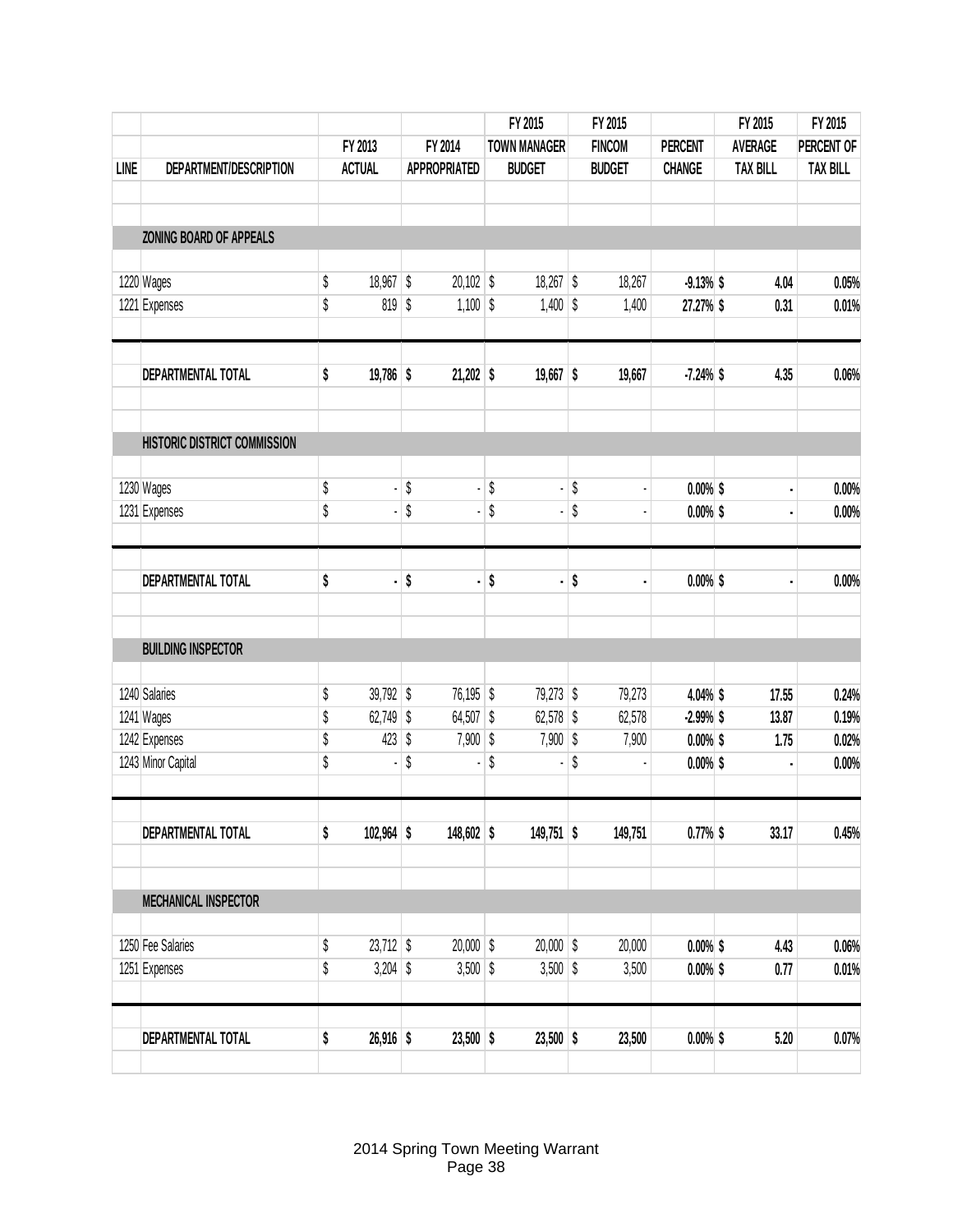| LINE | DEPARTMENT/DESCRIPTION | FY 2013 ACTUAL | FY 2014 APPROPRIATED | FY 2015 TOWN MANAGER BUDGET | FY 2015 FINCOM BUDGET | PERCENT CHANGE | FY 2015 AVERAGE TAX BILL | FY 2015 PERCENT OF TAX BILL |
|---|---|---|---|---|---|---|---|---|
| | **ZONING BOARD OF APPEALS** | | | | | | | |
| 1220 | Wages | $ 18,967 | $ 20,102 | $ 18,267 | $ 18,267 | -9.13% | $ 4.04 | 0.05% |
| 1221 | Expenses | $ 819 | $ 1,100 | $ 1,400 | $ 1,400 | 27.27% | $ 0.31 | 0.01% |
| | **DEPARTMENTAL TOTAL** | **$ 19,786** | **$ 21,202** | **$ 19,667** | **$ 19,667** | **-7.24%** | **$ 4.35** | **0.06%** |
| | **HISTORIC DISTRICT COMMISSION** | | | | | | | |
| 1230 | Wages | $ - | $ - | $ - | $ - | 0.00% | $ - | 0.00% |
| 1231 | Expenses | $ - | $ - | $ - | $ - | 0.00% | $ - | 0.00% |
| | **DEPARTMENTAL TOTAL** | **$ -** | **$ -** | **$ -** | **$ -** | **0.00%** | **$ -** | **0.00%** |
| | **BUILDING INSPECTOR** | | | | | | | |
| 1240 | Salaries | $ 39,792 | $ 76,195 | $ 79,273 | $ 79,273 | 4.04% | $ 17.55 | 0.24% |
| 1241 | Wages | $ 62,749 | $ 64,507 | $ 62,578 | $ 62,578 | -2.99% | $ 13.87 | 0.19% |
| 1242 | Expenses | $ 423 | $ 7,900 | $ 7,900 | $ 7,900 | 0.00% | $ 1.75 | 0.02% |
| 1243 | Minor Capital | $ - | $ - | $ - | $ - | 0.00% | $ - | 0.00% |
| | **DEPARTMENTAL TOTAL** | **$ 102,964** | **$ 148,602** | **$ 149,751** | **$ 149,751** | **0.77%** | **$ 33.17** | **0.45%** |
| | **MECHANICAL INSPECTOR** | | | | | | | |
| 1250 | Fee Salaries | $ 23,712 | $ 20,000 | $ 20,000 | $ 20,000 | 0.00% | $ 4.43 | 0.06% |
| 1251 | Expenses | $ 3,204 | $ 3,500 | $ 3,500 | $ 3,500 | 0.00% | $ 0.77 | 0.01% |
| | **DEPARTMENTAL TOTAL** | **$ 26,916** | **$ 23,500** | **$ 23,500** | **$ 23,500** | **0.00%** | **$ 5.20** | **0.07%** |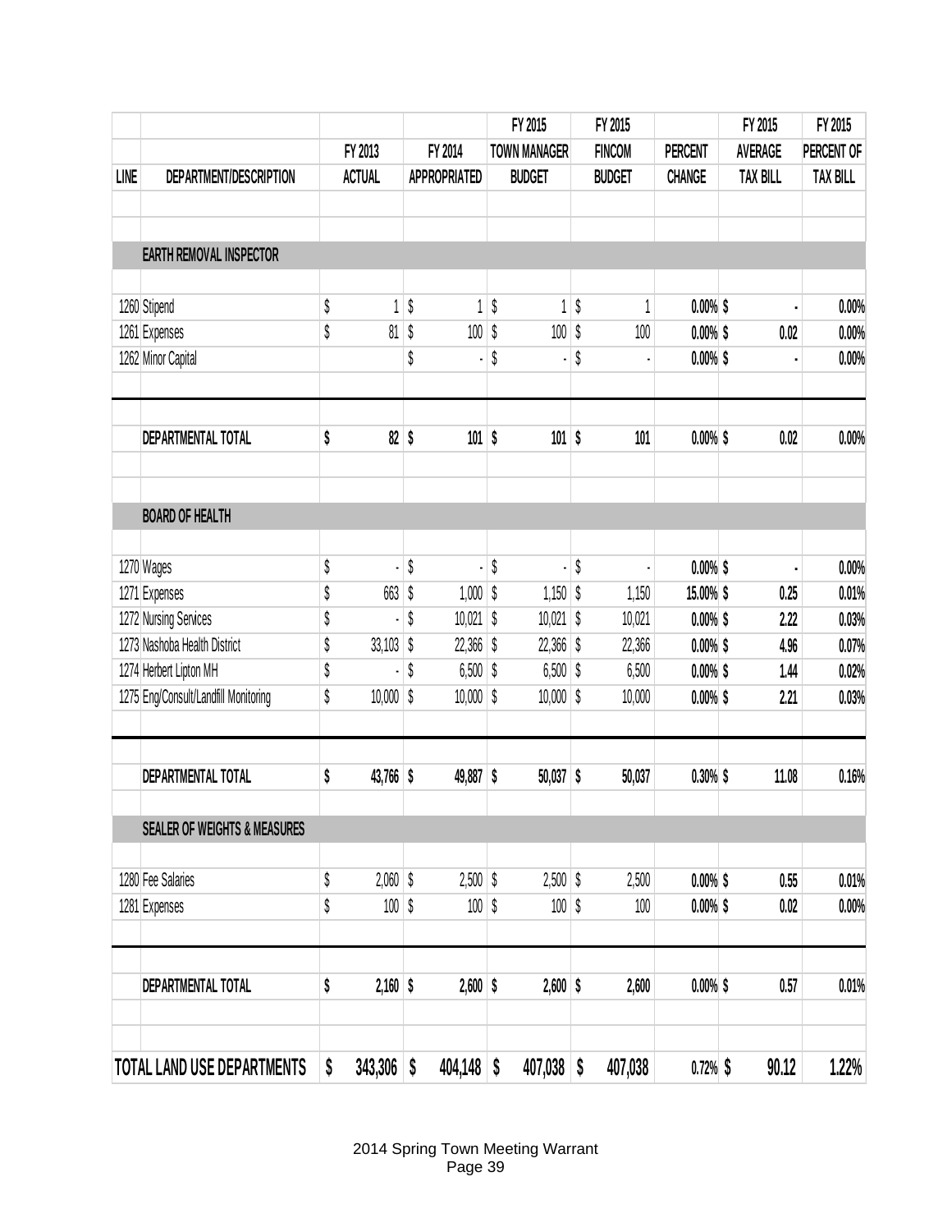| LINE | DEPARTMENT/DESCRIPTION | FY 2013 ACTUAL | FY 2014 APPROPRIATED | FY 2015 TOWN MANAGER BUDGET | FY 2015 FINCOM BUDGET | PERCENT CHANGE | FY 2015 AVERAGE TAX BILL | FY 2015 PERCENT OF TAX BILL |
|---|---|---|---|---|---|---|---|---|
| | **EARTH REMOVAL INSPECTOR** | | | | | | | |
| 1260 | Stipend | $ 1 | $ 1 | $ 1 | $ 1 | 0.00% | $ - | 0.00% |
| 1261 | Expenses | $ 81 | $ 100 | $ 100 | $ 100 | 0.00% | $ 0.02 | 0.00% |
| 1262 | Minor Capital | | $ - | $ - | $ - | 0.00% | $ - | 0.00% |
| | **DEPARTMENTAL TOTAL** | **$ 82** | **$ 101** | **$ 101** | **$ 101** | **0.00%** | **$ 0.02** | **0.00%** |
| | **BOARD OF HEALTH** | | | | | | | |
| 1270 | Wages | $ - | $ - | $ - | $ - | 0.00% | $ - | 0.00% |
| 1271 | Expenses | $ 663 | $ 1,000 | $ 1,150 | $ 1,150 | 15.00% | $ 0.25 | 0.01% |
| 1272 | Nursing Services | $ - | $ 10,021 | $ 10,021 | $ 10,021 | 0.00% | $ 2.22 | 0.03% |
| 1273 | Nashoba Health District | $ 33,103 | $ 22,366 | $ 22,366 | $ 22,366 | 0.00% | $ 4.96 | 0.07% |
| 1274 | Herbert Lipton MH | $ - | $ 6,500 | $ 6,500 | $ 6,500 | 0.00% | $ 1.44 | 0.02% |
| 1275 | Eng/Consult/Landfill Monitoring | $ 10,000 | $ 10,000 | $ 10,000 | $ 10,000 | 0.00% | $ 2.21 | 0.03% |
| | **DEPARTMENTAL TOTAL** | **$ 43,766** | **$ 49,887** | **$ 50,037** | **$ 50,037** | **0.30%** | **$ 11.08** | **0.16%** |
| | **SEALER OF WEIGHTS & MEASURES** | | | | | | | |
| 1280 | Fee Salaries | $ 2,060 | $ 2,500 | $ 2,500 | $ 2,500 | 0.00% | $ 0.55 | 0.01% |
| 1281 | Expenses | $ 100 | $ 100 | $ 100 | $ 100 | 0.00% | $ 0.02 | 0.00% |
| | **DEPARTMENTAL TOTAL** | **$ 2,160** | **$ 2,600** | **$ 2,600** | **$ 2,600** | **0.00%** | **$ 0.57** | **0.01%** |
| | **TOTAL LAND USE DEPARTMENTS** | **$ 343,306** | **$ 404,148** | **$ 407,038** | **$ 407,038** | **0.72%** | **$ 90.12** | **1.22%** |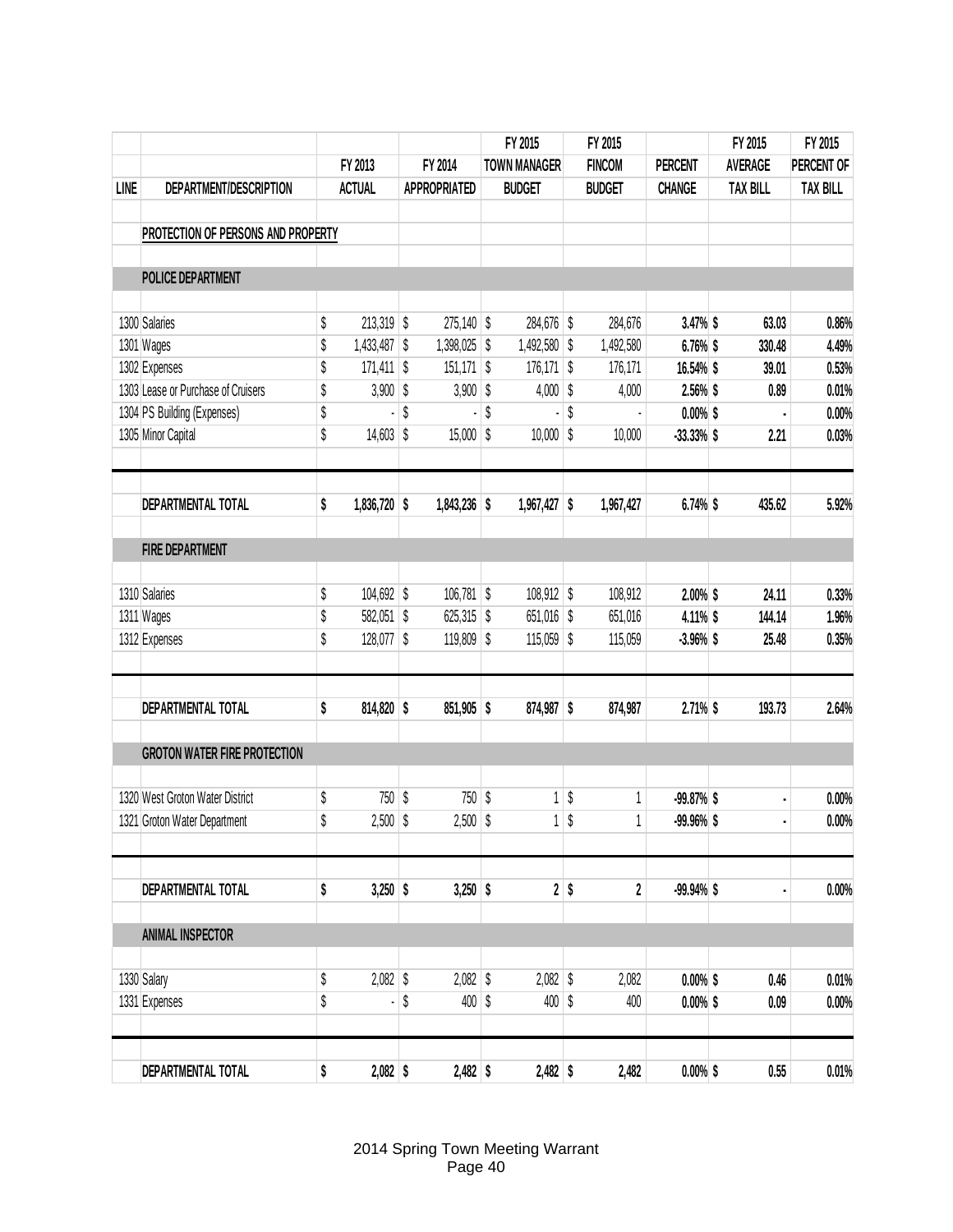| LINE | DEPARTMENT/DESCRIPTION | FY 2013 ACTUAL | FY 2014 APPROPRIATED | FY 2015 TOWN MANAGER BUDGET | FY 2015 FINCOM BUDGET | PERCENT CHANGE | FY 2015 AVERAGE TAX BILL | FY 2015 PERCENT OF TAX BILL |
|---|---|---|---|---|---|---|---|---|
| | **PROTECTION OF PERSONS AND PROPERTY** | | | | | | | |
| | **POLICE DEPARTMENT** | | | | | | | |
| 1300 | Salaries | $ 213,319 | $ 275,140 | $ 284,676 | $ 284,676 | 3.47% | $ 63.03 | 0.86% |
| 1301 | Wages | $ 1,433,487 | $ 1,398,025 | $ 1,492,580 | $ 1,492,580 | 6.76% | $ 330.48 | 4.49% |
| 1302 | Expenses | $ 171,411 | $ 151,171 | $ 176,171 | $ 176,171 | 16.54% | $ 39.01 | 0.53% |
| 1303 | Lease or Purchase of Cruisers | $ 3,900 | $ 3,900 | $ 4,000 | $ 4,000 | 2.56% | $ 0.89 | 0.01% |
| 1304 | PS Building (Expenses) | $ - | $ - | $ - | $ - | 0.00% | $ - | 0.00% |
| 1305 | Minor Capital | $ 14,603 | $ 15,000 | $ 10,000 | $ 10,000 | -33.33% | $ 2.21 | 0.03% |
| | **DEPARTMENTAL TOTAL** | **$ 1,836,720** | **$ 1,843,236** | **$ 1,967,427** | **$ 1,967,427** | **6.74%** | **$ 435.62** | **5.92%** |
| | **FIRE DEPARTMENT** | | | | | | | |
| 1310 | Salaries | $ 104,692 | $ 106,781 | $ 108,912 | $ 108,912 | 2.00% | $ 24.11 | 0.33% |
| 1311 | Wages | $ 582,051 | $ 625,315 | $ 651,016 | $ 651,016 | 4.11% | $ 144.14 | 1.96% |
| 1312 | Expenses | $ 128,077 | $ 119,809 | $ 115,059 | $ 115,059 | -3.96% | $ 25.48 | 0.35% |
| | **DEPARTMENTAL TOTAL** | **$ 814,820** | **$ 851,905** | **$ 874,987** | **$ 874,987** | **2.71%** | **$ 193.73** | **2.64%** |
| | **GROTON WATER FIRE PROTECTION** | | | | | | | |
| 1320 | West Groton Water District | $ 750 | $ 750 | $ 1 | $ 1 | -99.87% | $ - | 0.00% |
| 1321 | Groton Water Department | $ 2,500 | $ 2,500 | $ 1 | $ 1 | -99.96% | $ - | 0.00% |
| | **DEPARTMENTAL TOTAL** | **$ 3,250** | **$ 3,250** | **$ 2** | **$ 2** | **-99.94%** | **$ -** | **0.00%** |
| | **ANIMAL INSPECTOR** | | | | | | | |
| 1330 | Salary | $ 2,082 | $ 2,082 | $ 2,082 | $ 2,082 | 0.00% | $ 0.46 | 0.01% |
| 1331 | Expenses | $ - | $ 400 | $ 400 | $ 400 | 0.00% | $ 0.09 | 0.00% |
| | **DEPARTMENTAL TOTAL** | **$ 2,082** | **$ 2,482** | **$ 2,482** | **$ 2,482** | **0.00%** | **$ 0.55** | **0.01%** |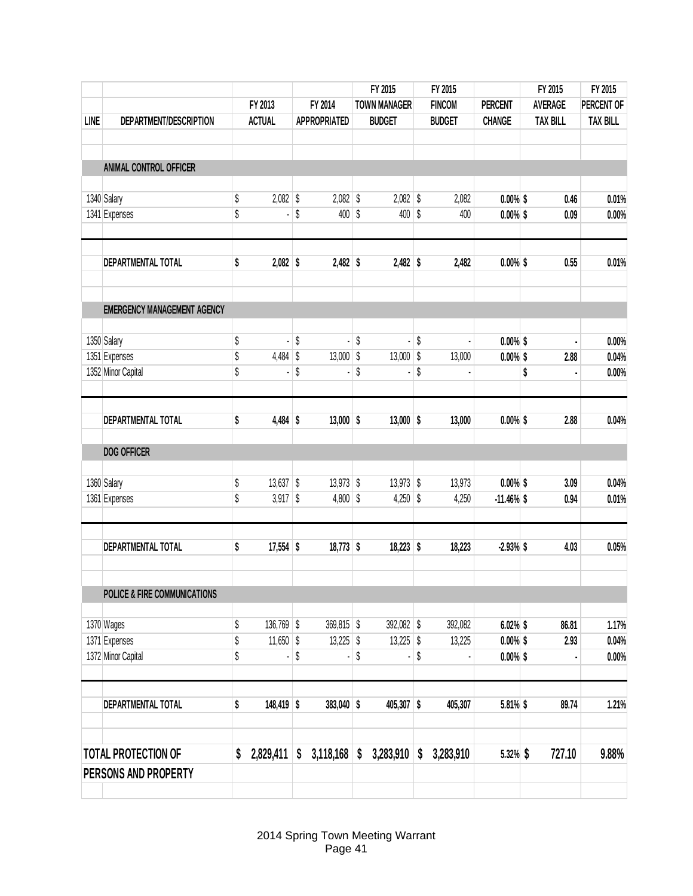| LINE | DEPARTMENT/DESCRIPTION | FY 2013 ACTUAL | FY 2014 APPROPRIATED | FY 2015 TOWN MANAGER BUDGET | FY 2015 FINCOM BUDGET | PERCENT CHANGE | FY 2015 AVERAGE TAX BILL | FY 2015 PERCENT OF TAX BILL |
|---|---|---|---|---|---|---|---|---|
| | **ANIMAL CONTROL OFFICER** | | | | | | | |
| 1340 | Salary | $ 2,082 | $ 2,082 | $ 2,082 | $ 2,082 | 0.00% | $ 0.46 | 0.01% |
| 1341 | Expenses | $ - | $ 400 | $ 400 | $ 400 | 0.00% | $ 0.09 | 0.00% |
| | **DEPARTMENTAL TOTAL** | $ 2,082 | $ 2,482 | $ 2,482 | $ 2,482 | 0.00% | $ 0.55 | 0.01% |
| | **EMERGENCY MANAGEMENT AGENCY** | | | | | | | |
| 1350 | Salary | $ - | $ - | $ - | $ - | 0.00% | $ - | 0.00% |
| 1351 | Expenses | $ 4,484 | $ 13,000 | $ 13,000 | $ 13,000 | 0.00% | $ 2.88 | 0.04% |
| 1352 | Minor Capital | $ - | $ - | $ - | $ - | | $ - | 0.00% |
| | **DEPARTMENTAL TOTAL** | $ 4,484 | $ 13,000 | $ 13,000 | $ 13,000 | 0.00% | $ 2.88 | 0.04% |
| | **DOG OFFICER** | | | | | | | |
| 1360 | Salary | $ 13,637 | $ 13,973 | $ 13,973 | $ 13,973 | 0.00% | $ 3.09 | 0.04% |
| 1361 | Expenses | $ 3,917 | $ 4,800 | $ 4,250 | $ 4,250 | -11.46% | $ 0.94 | 0.01% |
| | **DEPARTMENTAL TOTAL** | $ 17,554 | $ 18,773 | $ 18,223 | $ 18,223 | -2.93% | $ 4.03 | 0.05% |
| | **POLICE & FIRE COMMUNICATIONS** | | | | | | | |
| 1370 | Wages | $ 136,769 | $ 369,815 | $ 392,082 | $ 392,082 | 6.02% | $ 86.81 | 1.17% |
| 1371 | Expenses | $ 11,650 | $ 13,225 | $ 13,225 | $ 13,225 | 0.00% | $ 2.93 | 0.04% |
| 1372 | Minor Capital | $ - | $ - | $ - | $ - | 0.00% | $ - | 0.00% |
| | **DEPARTMENTAL TOTAL** | $ 148,419 | $ 383,040 | $ 405,307 | $ 405,307 | 5.81% | $ 89.74 | 1.21% |
| | **TOTAL PROTECTION OF PERSONS AND PROPERTY** | $ 2,829,411 | $ 3,118,168 | $ 3,283,910 | $ 3,283,910 | 5.32% | $ 727.10 | 9.88% |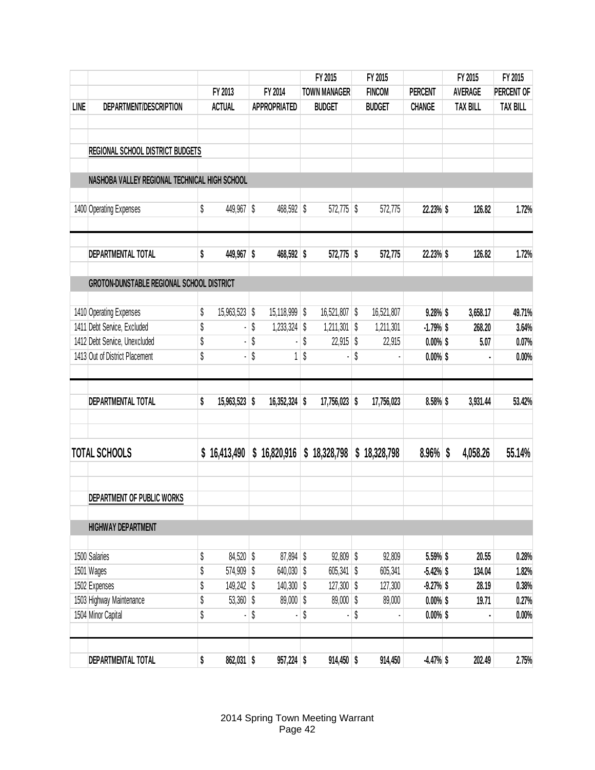| LINE | DEPARTMENT/DESCRIPTION | FY 2013 ACTUAL | FY 2014 APPROPRIATED | FY 2015 TOWN MANAGER BUDGET | FY 2015 FINCOM BUDGET | PERCENT CHANGE | FY 2015 AVERAGE TAX BILL | FY 2015 PERCENT OF TAX BILL |
|---|---|---|---|---|---|---|---|---|
| | **REGIONAL SCHOOL DISTRICT BUDGETS** | | | | | | | |
| | **NASHOBA VALLEY REGIONAL TECHNICAL HIGH SCHOOL** | | | | | | | |
| 1400 | Operating Expenses | $ 449,967 | $ 468,592 | $ 572,775 | $ 572,775 | 22.23% | $ 126.82 | 1.72% |
| | **DEPARTMENTAL TOTAL** | **$ 449,967** | **$ 468,592** | **$ 572,775** | **$ 572,775** | **22.23%** | **$ 126.82** | **1.72%** |
| | **GROTON-DUNSTABLE REGIONAL SCHOOL DISTRICT** | | | | | | | |
| 1410 | Operating Expenses | $ 15,963,523 | $ 15,118,999 | $ 16,521,807 | $ 16,521,807 | 9.28% | $ 3,658.17 | 49.71% |
| 1411 | Debt Service, Excluded | $ - | $ 1,233,324 | $ 1,211,301 | $ 1,211,301 | -1.79% | $ 268.20 | 3.64% |
| 1412 | Debt Service, Unexcluded | $ - | $ - | $ 22,915 | $ 22,915 | 0.00% | $ 5.07 | 0.07% |
| 1413 | Out of District Placement | $ - | $ 1 | $ - | $ - | 0.00% | $ - | 0.00% |
| | **DEPARTMENTAL TOTAL** | **$ 15,963,523** | **$ 16,352,324** | **$ 17,756,023** | **$ 17,756,023** | **8.58%** | **$ 3,931.44** | **53.42%** |
| | **TOTAL SCHOOLS** | **$ 16,413,490** | **$ 16,820,916** | **$ 18,328,798** | **$ 18,328,798** | **8.96%** | **$ 4,058.26** | **55.14%** |
| | **DEPARTMENT OF PUBLIC WORKS** | | | | | | | |
| | **HIGHWAY DEPARTMENT** | | | | | | | |
| 1500 | Salaries | $ 84,520 | $ 87,894 | $ 92,809 | $ 92,809 | 5.59% | $ 20.55 | 0.28% |
| 1501 | Wages | $ 574,909 | $ 640,030 | $ 605,341 | $ 605,341 | -5.42% | $ 134.04 | 1.82% |
| 1502 | Expenses | $ 149,242 | $ 140,300 | $ 127,300 | $ 127,300 | -9.27% | $ 28.19 | 0.38% |
| 1503 | Highway Maintenance | $ 53,360 | $ 89,000 | $ 89,000 | $ 89,000 | 0.00% | $ 19.71 | 0.27% |
| 1504 | Minor Capital | $ - | $ - | $ - | $ - | 0.00% | $ - | 0.00% |
| | **DEPARTMENTAL TOTAL** | **$ 862,031** | **$ 957,224** | **$ 914,450** | **$ 914,450** | **-4.47%** | **$ 202.49** | **2.75%** |

2014 Spring Town Meeting Warrant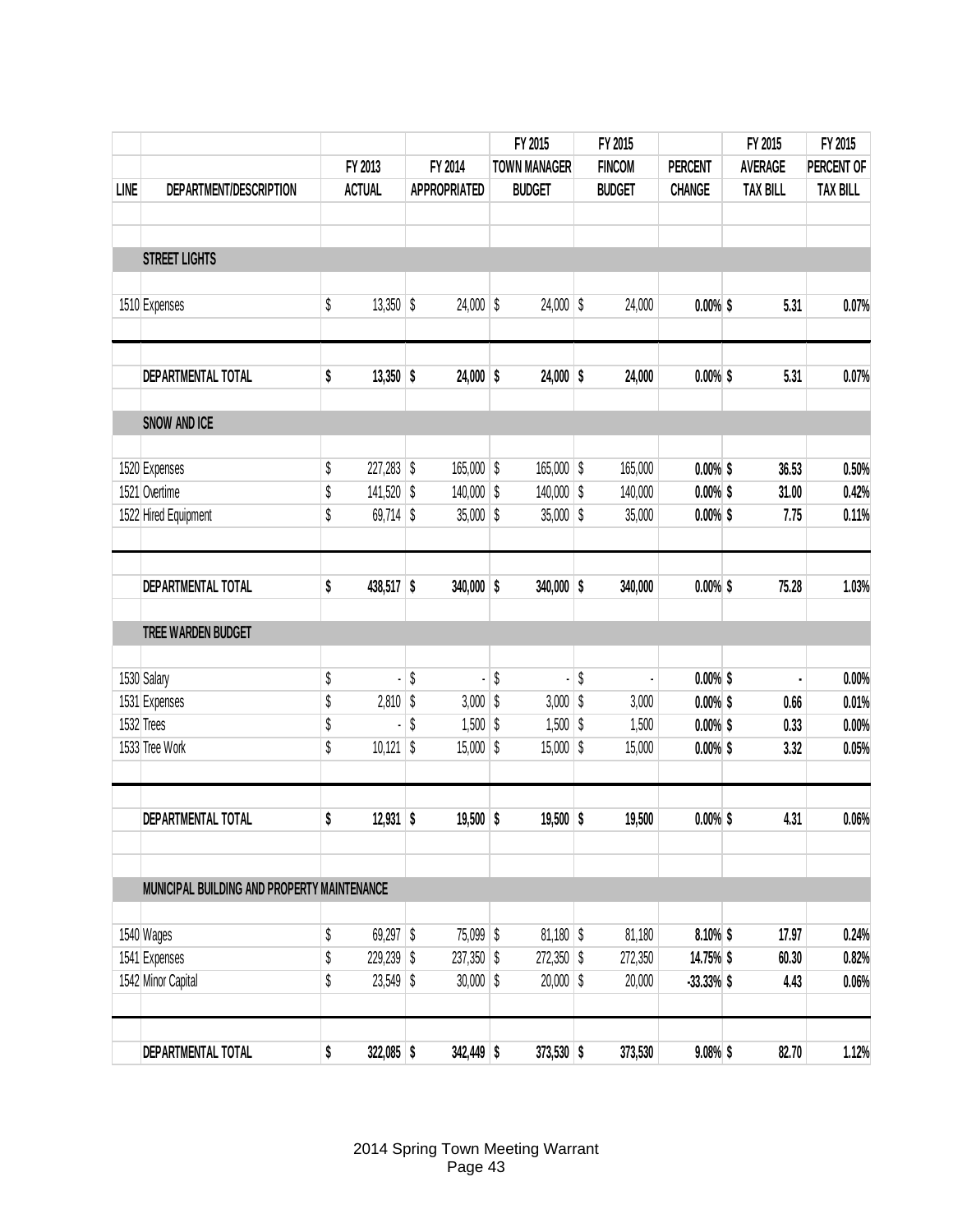| LINE | DEPARTMENT/DESCRIPTION | FY 2013 ACTUAL | FY 2014 APPROPRIATED | FY 2015 TOWN MANAGER BUDGET | FY 2015 FINCOM BUDGET | PERCENT CHANGE | FY 2015 AVERAGE TAX BILL | FY 2015 PERCENT OF TAX BILL |
|---|---|---|---|---|---|---|---|---|
| | **STREET LIGHTS** | | | | | | | |
| 1510 | Expenses | $ 13,350 | $ 24,000 | $ 24,000 | $ 24,000 | **0.00%** | **$ 5.31** | **0.07%** |
| | **DEPARTMENTAL TOTAL** | **$ 13,350** | **$ 24,000** | **$ 24,000** | **$ 24,000** | **0.00%** | **$ 5.31** | **0.07%** |
| | **SNOW AND ICE** | | | | | | | |
| 1520 | Expenses | $ 227,283 | $ 165,000 | $ 165,000 | $ 165,000 | **0.00%** | **$ 36.53** | **0.50%** |
| 1521 | Overtime | $ 141,520 | $ 140,000 | $ 140,000 | $ 140,000 | **0.00%** | **$ 31.00** | **0.42%** |
| 1522 | Hired Equipment | $ 69,714 | $ 35,000 | $ 35,000 | $ 35,000 | **0.00%** | **$ 7.75** | **0.11%** |
| | **DEPARTMENTAL TOTAL** | **$ 438,517** | **$ 340,000** | **$ 340,000** | **$ 340,000** | **0.00%** | **$ 75.28** | **1.03%** |
| | **TREE WARDEN BUDGET** | | | | | | | |
| 1530 | Salary | $ - | $ - | $ - | $ - | **0.00%** | **$ -** | **0.00%** |
| 1531 | Expenses | $ 2,810 | $ 3,000 | $ 3,000 | $ 3,000 | **0.00%** | **$ 0.66** | **0.01%** |
| 1532 | Trees | $ - | $ 1,500 | $ 1,500 | $ 1,500 | **0.00%** | **$ 0.33** | **0.00%** |
| 1533 | Tree Work | $ 10,121 | $ 15,000 | $ 15,000 | $ 15,000 | **0.00%** | **$ 3.32** | **0.05%** |
| | **DEPARTMENTAL TOTAL** | **$ 12,931** | **$ 19,500** | **$ 19,500** | **$ 19,500** | **0.00%** | **$ 4.31** | **0.06%** |
| | **MUNICIPAL BUILDING AND PROPERTY MAINTENANCE** | | | | | | | |
| 1540 | Wages | $ 69,297 | $ 75,099 | $ 81,180 | $ 81,180 | **8.10%** | **$ 17.97** | **0.24%** |
| 1541 | Expenses | $ 229,239 | $ 237,350 | $ 272,350 | $ 272,350 | **14.75%** | **$ 60.30** | **0.82%** |
| 1542 | Minor Capital | $ 23,549 | $ 30,000 | $ 20,000 | $ 20,000 | **-33.33%** | **$ 4.43** | **0.06%** |
| | **DEPARTMENTAL TOTAL** | **$ 322,085** | **$ 342,449** | **$ 373,530** | **$ 373,530** | **9.08%** | **$ 82.70** | **1.12%** |

2014 Spring Town Meeting Warrant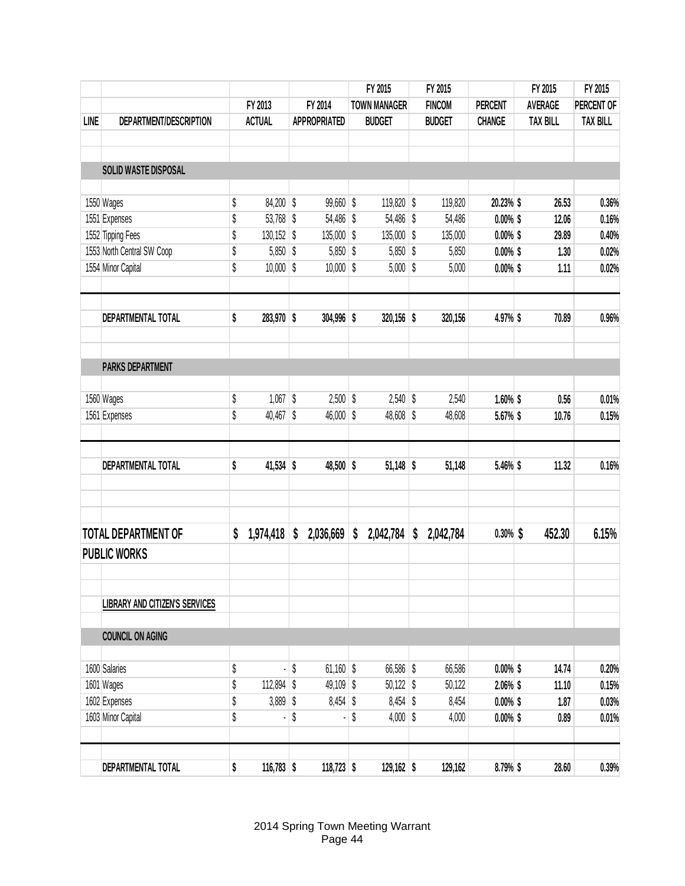| LINE | DEPARTMENT/DESCRIPTION | FY 2013 ACTUAL | FY 2014 APPROPRIATED | FY 2015 TOWN MANAGER BUDGET | FY 2015 FINCOM BUDGET | PERCENT CHANGE | FY 2015 AVERAGE TAX BILL | FY 2015 PERCENT OF TAX BILL |
|---|---|---|---|---|---|---|---|---|
| | **SOLID WASTE DISPOSAL** | | | | | | | |
| 1550 | Wages | $ 84,200 | $ 99,660 | $ 119,820 | $ 119,820 | **20.23%** | **$ 26.53** | **0.36%** |
| 1551 | Expenses | $ 53,768 | $ 54,486 | $ 54,486 | $ 54,486 | **0.00%** | **$ 12.06** | **0.16%** |
| 1552 | Tipping Fees | $ 130,152 | $ 135,000 | $ 135,000 | $ 135,000 | **0.00%** | **$ 29.89** | **0.40%** |
| 1553 | North Central SW Coop | $ 5,850 | $ 5,850 | $ 5,850 | $ 5,850 | **0.00%** | **$ 1.30** | **0.02%** |
| 1554 | Minor Capital | $ 10,000 | $ 10,000 | $ 5,000 | $ 5,000 | **0.00%** | **$ 1.11** | **0.02%** |
| | **DEPARTMENTAL TOTAL** | **$ 283,970** | **$ 304,996** | **$ 320,156** | **$ 320,156** | 4.97% | $ 70.89 | 0.96% |
| | **PARKS DEPARTMENT** | | | | | | | |
| 1560 | Wages | $ 1,067 | $ 2,500 | $ 2,540 | $ 2,540 | **1.60%** | **$ 0.56** | **0.01%** |
| 1561 | Expenses | $ 40,467 | $ 46,000 | $ 48,608 | $ 48,608 | **5.67%** | **$ 10.76** | **0.15%** |
| | **DEPARTMENTAL TOTAL** | **$ 41,534** | **$ 48,500** | **$ 51,148** | **$ 51,148** | 5.46% | $ 11.32 | 0.16% |
| | **TOTAL DEPARTMENT OF PUBLIC WORKS** | **$ 1,974,418** | **$ 2,036,669** | **$ 2,042,784** | **$ 2,042,784** | 0.30% | **$ 452.30** | **6.15%** |
| | **LIBRARY AND CITIZEN'S SERVICES** | | | | | | | |
| | **COUNCIL ON AGING** | | | | | | | |
| 1600 | Salaries | $ - | $ 61,160 | $ 66,586 | $ 66,586 | **0.00%** | **$ 14.74** | **0.20%** |
| 1601 | Wages | $ 112,894 | $ 49,109 | $ 50,122 | $ 50,122 | **2.06%** | **$ 11.10** | **0.15%** |
| 1602 | Expenses | $ 3,889 | $ 8,454 | $ 8,454 | $ 8,454 | **0.00%** | **$ 1.87** | **0.03%** |
| 1603 | Minor Capital | $ - | $ - | $ 4,000 | $ 4,000 | **0.00%** | **$ 0.89** | **0.01%** |
| | **DEPARTMENTAL TOTAL** | **$ 116,783** | **$ 118,723** | **$ 129,162** | **$ 129,162** | 8.79% | $ 28.60 | 0.39% |

2014 Spring Town Meeting Warrant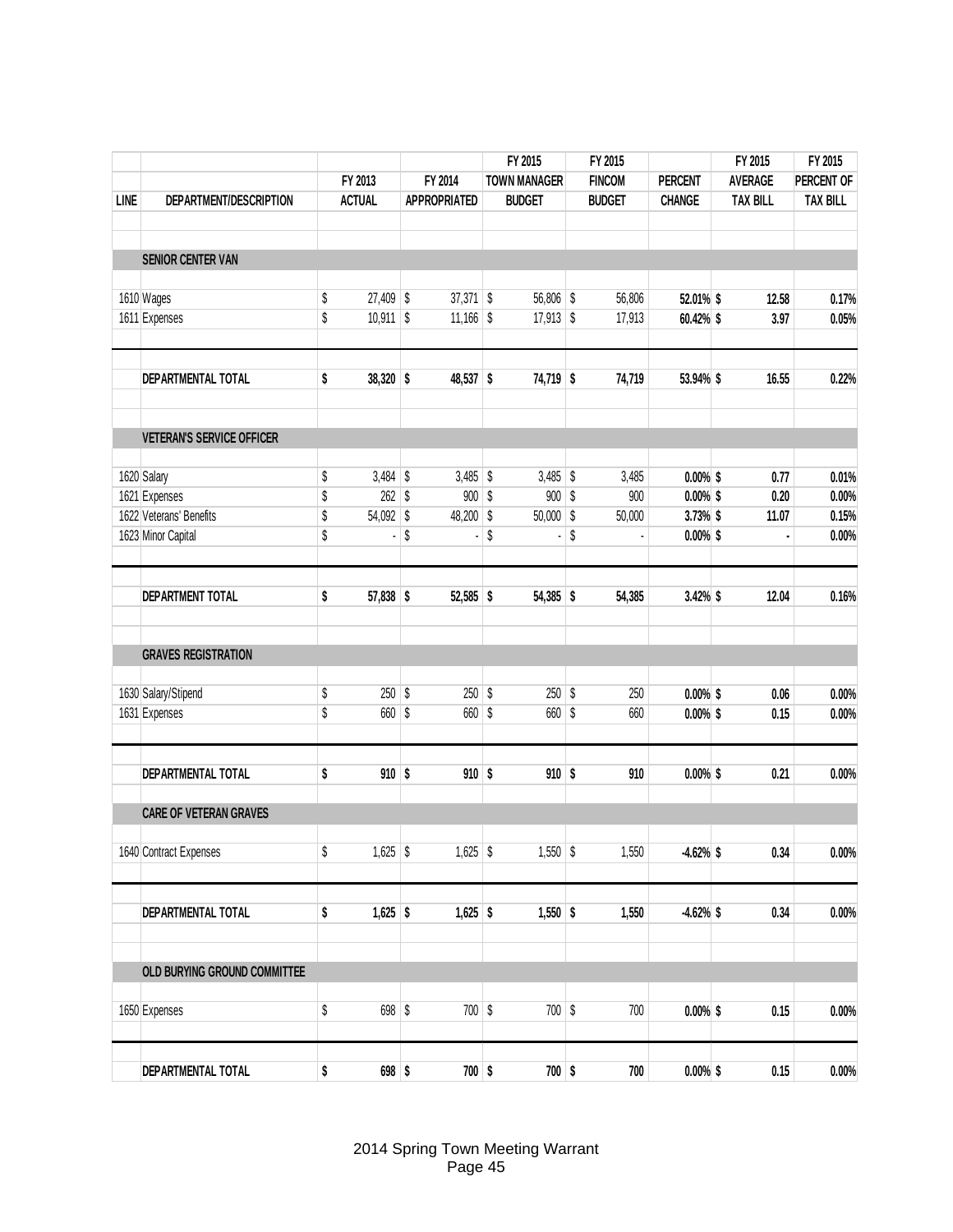| LINE | DEPARTMENT/DESCRIPTION | FY 2013 ACTUAL | FY 2014 APPROPRIATED | FY 2015 TOWN MANAGER BUDGET | FY 2015 FINCOM BUDGET | PERCENT CHANGE | FY 2015 AVERAGE TAX BILL | FY 2015 PERCENT OF TAX BILL |
|---|---|---|---|---|---|---|---|---|
| | **SENIOR CENTER VAN** | | | | | | | |
| 1610 | Wages | $ 27,409 | $ 37,371 | $ 56,806 | $ 56,806 | **52.01%** | **$ 12.58** | **0.17%** |
| 1611 | Expenses | $ 10,911 | $ 11,166 | $ 17,913 | $ 17,913 | **60.42%** | **$ 3.97** | **0.05%** |
| | **DEPARTMENTAL TOTAL** | **$ 38,320** | **$ 48,537** | **$ 74,719** | **$ 74,719** | **53.94%** | **$ 16.55** | **0.22%** |
| | **VETERAN'S SERVICE OFFICER** | | | | | | | |
| 1620 | Salary | $ 3,484 | $ 3,485 | $ 3,485 | $ 3,485 | **0.00%** | **$ 0.77** | **0.01%** |
| 1621 | Expenses | $ 262 | $ 900 | $ 900 | $ 900 | **0.00%** | **$ 0.20** | **0.00%** |
| 1622 | Veterans' Benefits | $ 54,092 | $ 48,200 | $ 50,000 | $ 50,000 | **3.73%** | **$ 11.07** | **0.15%** |
| 1623 | Minor Capital | $ - | $ - | $ - | $ - | **0.00%** | **$ -** | **0.00%** |
| | **DEPARTMENT TOTAL** | **$ 57,838** | **$ 52,585** | **$ 54,385** | **$ 54,385** | **3.42%** | **$ 12.04** | **0.16%** |
| | **GRAVES REGISTRATION** | | | | | | | |
| 1630 | Salary/Stipend | $ 250 | $ 250 | $ 250 | $ 250 | **0.00%** | **$ 0.06** | **0.00%** |
| 1631 | Expenses | $ 660 | $ 660 | $ 660 | $ 660 | **0.00%** | **$ 0.15** | **0.00%** |
| | **DEPARTMENTAL TOTAL** | **$ 910** | **$ 910** | **$ 910** | **$ 910** | **0.00%** | **$ 0.21** | **0.00%** |
| | **CARE OF VETERAN GRAVES** | | | | | | | |
| 1640 | Contract Expenses | $ 1,625 | $ 1,625 | $ 1,550 | $ 1,550 | **-4.62%** | **$ 0.34** | **0.00%** |
| | **DEPARTMENTAL TOTAL** | **$ 1,625** | **$ 1,625** | **$ 1,550** | **$ 1,550** | **-4.62%** | **$ 0.34** | **0.00%** |
| | **OLD BURYING GROUND COMMITTEE** | | | | | | | |
| 1650 | Expenses | $ 698 | $ 700 | $ 700 | $ 700 | **0.00%** | **$ 0.15** | **0.00%** |
| | **DEPARTMENTAL TOTAL** | **$ 698** | **$ 700** | **$ 700** | **$ 700** | **0.00%** | **$ 0.15** | **0.00%** |

2014 Spring Town Meeting Warrant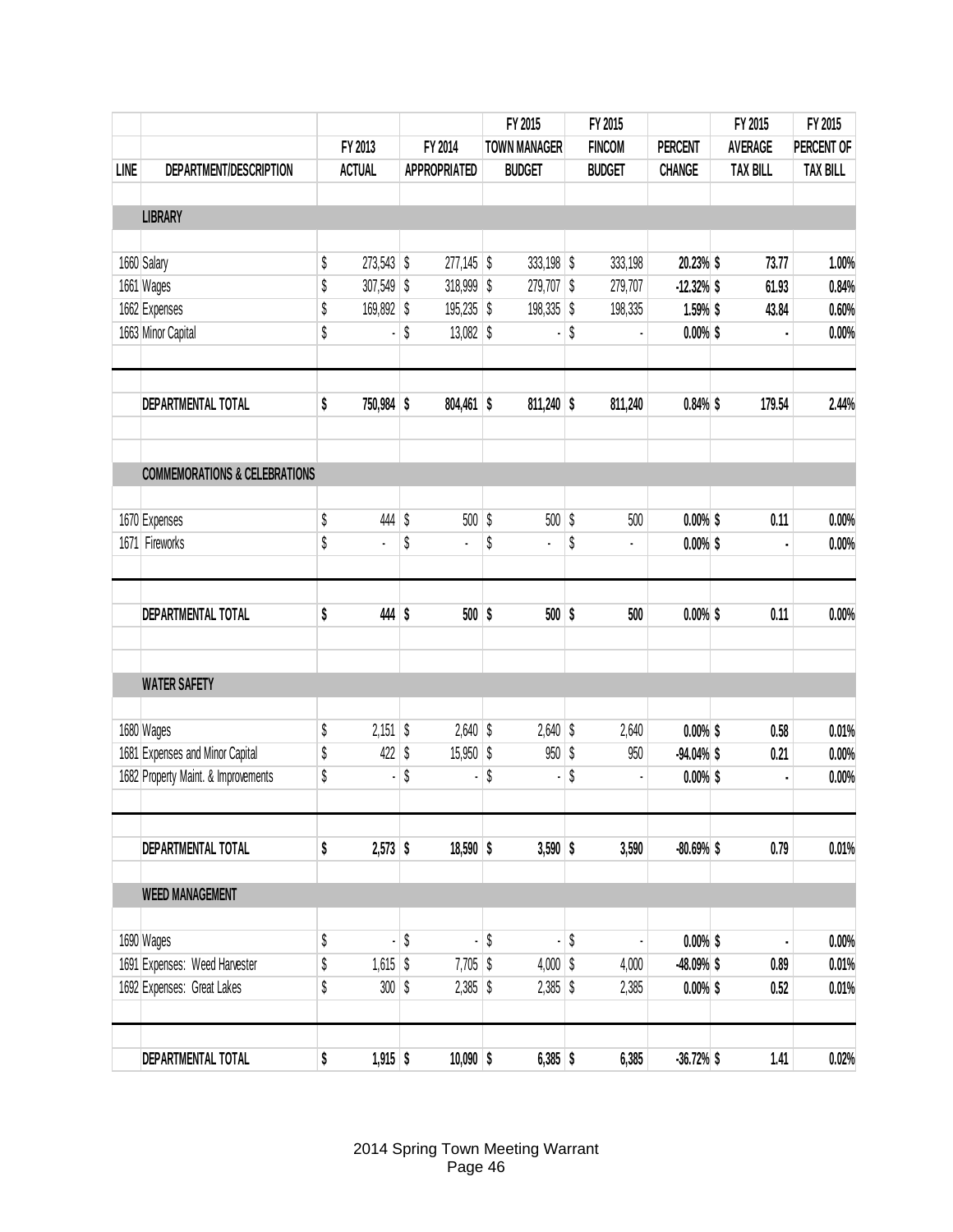| LINE | DEPARTMENT/DESCRIPTION | FY 2013 ACTUAL | FY 2014 APPROPRIATED | FY 2015 TOWN MANAGER BUDGET | FY 2015 FINCOM BUDGET | PERCENT CHANGE | FY 2015 AVERAGE TAX BILL | FY 2015 PERCENT OF TAX BILL |
|---|---|---|---|---|---|---|---|---|
| | **LIBRARY** | | | | | | | |
| 1660 | Salary | $ 273,543 | $ 277,145 | $ 333,198 | $ 333,198 | **20.23%** | **$ 73.77** | **1.00%** |
| 1661 | Wages | $ 307,549 | $ 318,999 | $ 279,707 | $ 279,707 | **-12.32%** | **$ 61.93** | **0.84%** |
| 1662 | Expenses | $ 169,892 | $ 195,235 | $ 198,335 | $ 198,335 | **1.59%** | **$ 43.84** | **0.60%** |
| 1663 | Minor Capital | $ - | $ 13,082 | $ - | $ - | **0.00%** | **$ -** | **0.00%** |
| | **DEPARTMENTAL TOTAL** | **$ 750,984** | **$ 804,461** | **$ 811,240** | **$ 811,240** | **0.84%** | **$ 179.54** | **2.44%** |
| | **COMMEMORATIONS & CELEBRATIONS** | | | | | | | |
| 1670 | Expenses | $ 444 | $ 500 | $ 500 | $ 500 | **0.00%** | **$ 0.11** | **0.00%** |
| 1671 | Fireworks | $ - | $ - | $ - | $ - | **0.00%** | **$ -** | **0.00%** |
| | **DEPARTMENTAL TOTAL** | **$ 444** | **$ 500** | **$ 500** | **$ 500** | **0.00%** | **$ 0.11** | **0.00%** |
| | **WATER SAFETY** | | | | | | | |
| 1680 | Wages | $ 2,151 | $ 2,640 | $ 2,640 | $ 2,640 | **0.00%** | **$ 0.58** | **0.01%** |
| 1681 | Expenses and Minor Capital | $ 422 | $ 15,950 | $ 950 | $ 950 | **-94.04%** | **$ 0.21** | **0.00%** |
| 1682 | Property Maint. & Improvements | $ - | $ - | $ - | $ - | **0.00%** | **$ -** | **0.00%** |
| | **DEPARTMENTAL TOTAL** | **$ 2,573** | **$ 18,590** | **$ 3,590** | **$ 3,590** | **-80.69%** | **$ 0.79** | **0.01%** |
| | **WEED MANAGEMENT** | | | | | | | |
| 1690 | Wages | $ - | $ - | $ - | $ - | **0.00%** | **$ -** | **0.00%** |
| 1691 | Expenses: Weed Harvester | $ 1,615 | $ 7,705 | $ 4,000 | $ 4,000 | **-48.09%** | **$ 0.89** | **0.01%** |
| 1692 | Expenses: Great Lakes | $ 300 | $ 2,385 | $ 2,385 | $ 2,385 | **0.00%** | **$ 0.52** | **0.01%** |
| | **DEPARTMENTAL TOTAL** | **$ 1,915** | **$ 10,090** | **$ 6,385** | **$ 6,385** | **-36.72%** | **$ 1.41** | **0.02%** |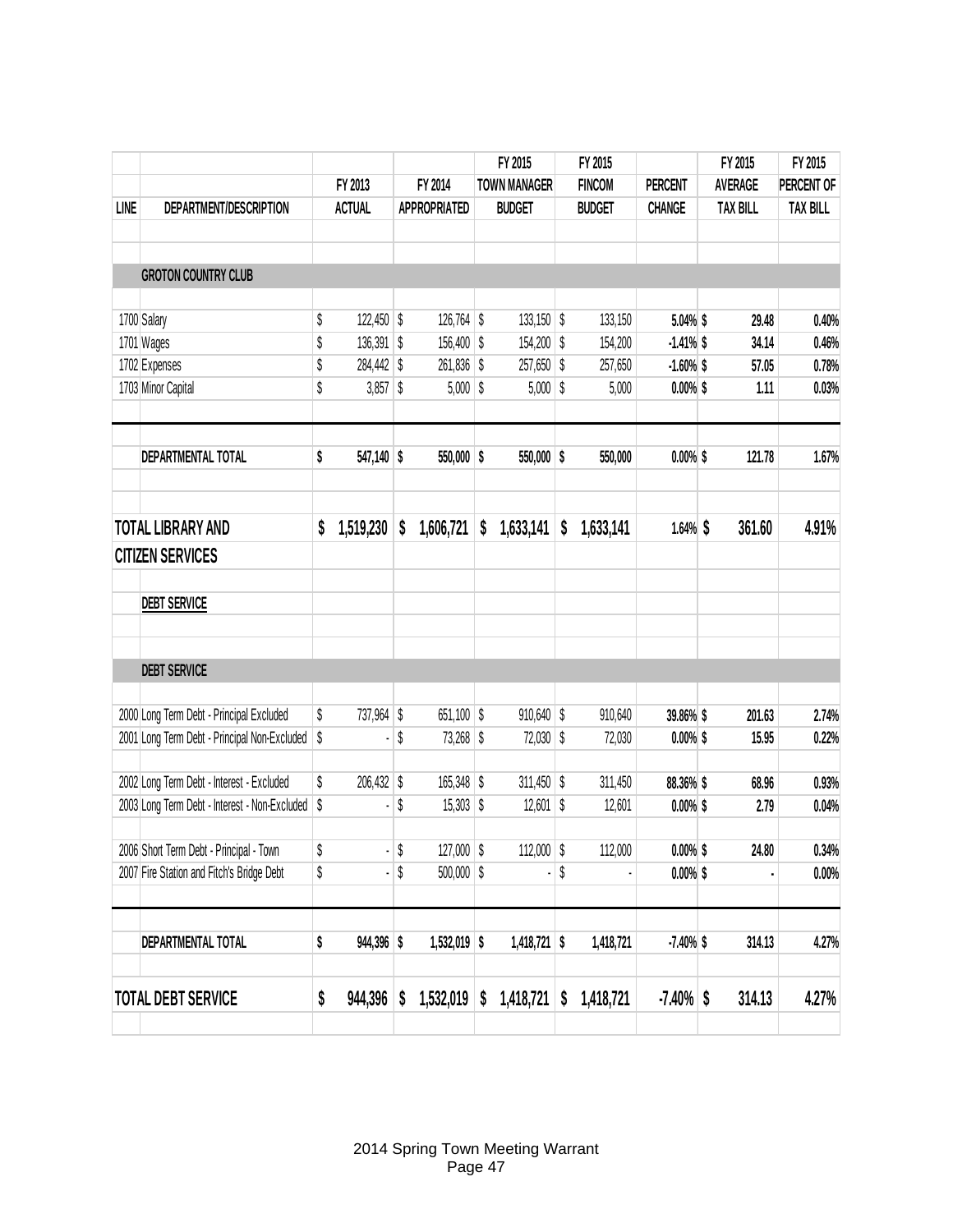| LINE | DEPARTMENT/DESCRIPTION | FY 2013 ACTUAL | FY 2014 APPROPRIATED | FY 2015 TOWN MANAGER BUDGET | FY 2015 FINCOM BUDGET | PERCENT CHANGE | FY 2015 AVERAGE TAX BILL | FY 2015 PERCENT OF TAX BILL |
|---|---|---|---|---|---|---|---|---|
| | **GROTON COUNTRY CLUB** | | | | | | | |
| 1700 | Salary | $ 122,450 | $ 126,764 | $ 133,150 | $ 133,150 | **5.04%** | **$ 29.48** | **0.40%** |
| 1701 | Wages | $ 136,391 | $ 156,400 | $ 154,200 | $ 154,200 | **-1.41%** | **$ 34.14** | **0.46%** |
| 1702 | Expenses | $ 284,442 | $ 261,836 | $ 257,650 | $ 257,650 | **-1.60%** | **$ 57.05** | **0.78%** |
| 1703 | Minor Capital | $ 3,857 | $ 5,000 | $ 5,000 | $ 5,000 | **0.00%** | **$ 1.11** | **0.03%** |
| | **DEPARTMENTAL TOTAL** | **$ 547,140** | **$ 550,000** | **$ 550,000** | **$ 550,000** | **0.00%** | **$ 121.78** | **1.67%** |
| | **TOTAL LIBRARY AND CITIZEN SERVICES** | **$ 1,519,230** | **$ 1,606,721** | **$ 1,633,141** | **$ 1,633,141** | **1.64%** | **$ 361.60** | **4.91%** |
| | **DEBT SERVICE** | | | | | | | |
| | **DEBT SERVICE** | | | | | | | |
| 2000 | Long Term Debt - Principal Excluded | $ 737,964 | $ 651,100 | $ 910,640 | $ 910,640 | **39.86%** | **$ 201.63** | **2.74%** |
| 2001 | Long Term Debt - Principal Non-Excluded | $ - | $ 73,268 | $ 72,030 | $ 72,030 | **0.00%** | **$ 15.95** | **0.22%** |
| 2002 | Long Term Debt - Interest - Excluded | $ 206,432 | $ 165,348 | $ 311,450 | $ 311,450 | **88.36%** | **$ 68.96** | **0.93%** |
| 2003 | Long Term Debt - Interest - Non-Excluded | $ - | $ 15,303 | $ 12,601 | $ 12,601 | **0.00%** | **$ 2.79** | **0.04%** |
| 2006 | Short Term Debt - Principal - Town | $ - | $ 127,000 | $ 112,000 | $ 112,000 | **0.00%** | **$ 24.80** | **0.34%** |
| 2007 | Fire Station and Fitch's Bridge Debt | $ - | $ 500,000 | $ - | $ - | **0.00%** | **$ -** | **0.00%** |
| | **DEPARTMENTAL TOTAL** | **$ 944,396** | **$ 1,532,019** | **$ 1,418,721** | **$ 1,418,721** | **-7.40%** | **$ 314.13** | **4.27%** |
| | **TOTAL DEBT SERVICE** | **$ 944,396** | **$ 1,532,019** | **$ 1,418,721** | **$ 1,418,721** | **-7.40%** | **$ 314.13** | **4.27%** |

2014 Spring Town Meeting Warrant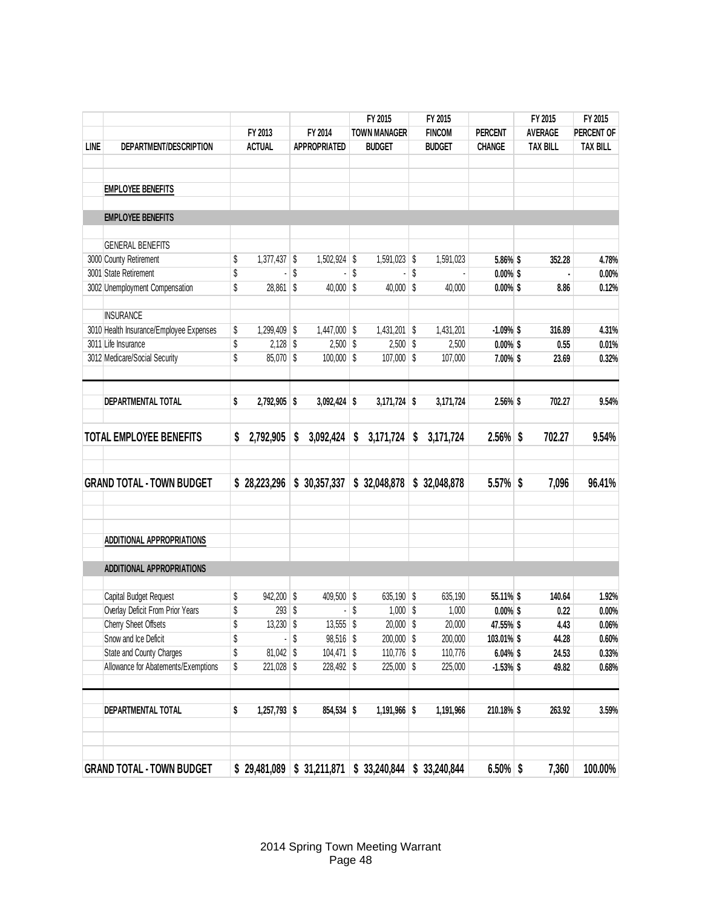| LINE | DEPARTMENT/DESCRIPTION | FY 2013 ACTUAL | FY 2014 APPROPRIATED | FY 2015 TOWN MANAGER BUDGET | FY 2015 FINCOM BUDGET | PERCENT CHANGE | FY 2015 AVERAGE TAX BILL | FY 2015 PERCENT OF TAX BILL |
|---|---|---|---|---|---|---|---|---|
| | **EMPLOYEE BENEFITS** | | | | | | | |
| | **EMPLOYEE BENEFITS** | | | | | | | |
| | GENERAL BENEFITS | | | | | | | |
| 3000 | County Retirement | $ 1,377,437 | $ 1,502,924 | $ 1,591,023 | $ 1,591,023 | 5.86% | $ 352.28 | 4.78% |
| 3001 | State Retirement | $ - | $ - | $ - | $ - | 0.00% | $ - | 0.00% |
| 3002 | Unemployment Compensation | $ 28,861 | $ 40,000 | $ 40,000 | $ 40,000 | 0.00% | $ 8.86 | 0.12% |
| | INSURANCE | | | | | | | |
| 3010 | Health Insurance/Employee Expenses | $ 1,299,409 | $ 1,447,000 | $ 1,431,201 | $ 1,431,201 | -1.09% | $ 316.89 | 4.31% |
| 3011 | Life Insurance | $ 2,128 | $ 2,500 | $ 2,500 | $ 2,500 | 0.00% | $ 0.55 | 0.01% |
| 3012 | Medicare/Social Security | $ 85,070 | $ 100,000 | $ 107,000 | $ 107,000 | 7.00% | $ 23.69 | 0.32% |
| | **DEPARTMENTAL TOTAL** | **$ 2,792,905** | **$ 3,092,424** | **$ 3,171,724** | **$ 3,171,724** | **2.56%** | **$ 702.27** | **9.54%** |
| | **TOTAL EMPLOYEE BENEFITS** | **$ 2,792,905** | **$ 3,092,424** | **$ 3,171,724** | **$ 3,171,724** | **2.56%** | **$ 702.27** | **9.54%** |
| | **GRAND TOTAL - TOWN BUDGET** | **$ 28,223,296** | **$ 30,357,337** | **$ 32,048,878** | **$ 32,048,878** | **5.57%** | **$ 7,096** | **96.41%** |
| | **ADDITIONAL APPROPRIATIONS** | | | | | | | |
| | **ADDITIONAL APPROPRIATIONS** | | | | | | | |
| | Capital Budget Request | $ 942,200 | $ 409,500 | $ 635,190 | $ 635,190 | 55.11% | $ 140.64 | 1.92% |
| | Overlay Deficit From Prior Years | $ 293 | $ - | $ 1,000 | $ 1,000 | 0.00% | $ 0.22 | 0.00% |
| | Cherry Sheet Offsets | $ 13,230 | $ 13,555 | $ 20,000 | $ 20,000 | 47.55% | $ 4.43 | 0.06% |
| | Snow and Ice Deficit | $ - | $ 98,516 | $ 200,000 | $ 200,000 | 103.01% | $ 44.28 | 0.60% |
| | State and County Charges | $ 81,042 | $ 104,471 | $ 110,776 | $ 110,776 | 6.04% | $ 24.53 | 0.33% |
| | Allowance for Abatements/Exemptions | $ 221,028 | $ 228,492 | $ 225,000 | $ 225,000 | -1.53% | $ 49.82 | 0.68% |
| | **DEPARTMENTAL TOTAL** | **$ 1,257,793** | **$ 854,534** | **$ 1,191,966** | **$ 1,191,966** | **210.18%** | **$ 263.92** | **3.59%** |
| | **GRAND TOTAL - TOWN BUDGET** | **$ 29,481,089** | **$ 31,211,871** | **$ 33,240,844** | **$ 33,240,844** | **6.50%** | **$ 7,360** | **100.00%** |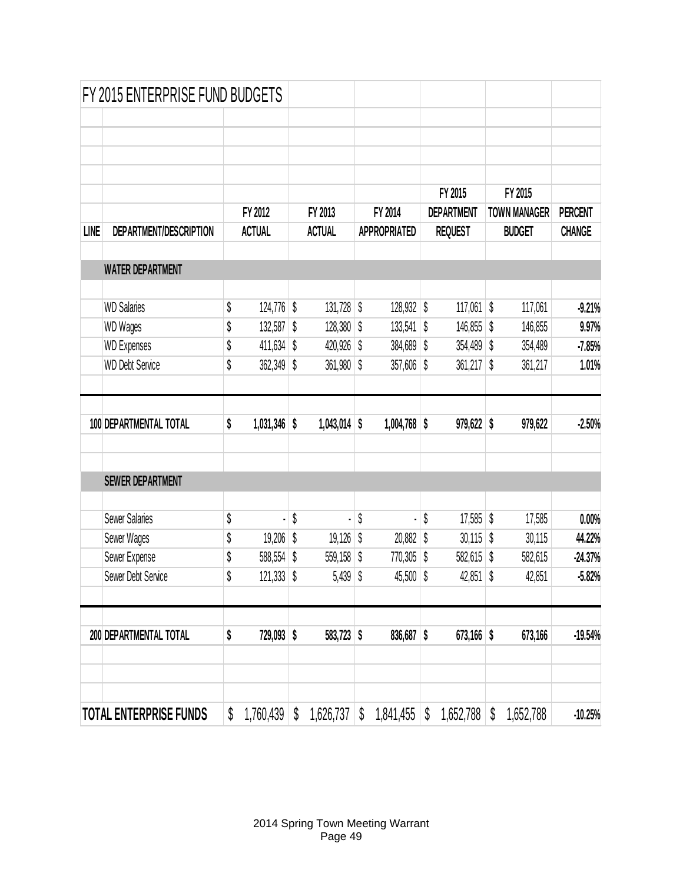# FY 2015 ENTERPRISE FUND BUDGETS

| LINE | DEPARTMENT/DESCRIPTION | FY 2012 ACTUAL | FY 2013 ACTUAL | FY 2014 APPROPRIATED | FY 2015 DEPARTMENT REQUEST | FY 2015 TOWN MANAGER BUDGET | PERCENT CHANGE |
|---|---|---|---|---|---|---|---|
| | **WATER DEPARTMENT** | | | | | | |
| | WD Salaries | $ 124,776 | $ 131,728 | $ 128,932 | $ 117,061 | $ 117,061 | -9.21% |
| | WD Wages | $ 132,587 | $ 128,380 | $ 133,541 | $ 146,855 | $ 146,855 | 9.97% |
| | WD Expenses | $ 411,634 | $ 420,926 | $ 384,689 | $ 354,489 | $ 354,489 | -7.85% |
| | WD Debt Service | $ 362,349 | $ 361,980 | $ 357,606 | $ 361,217 | $ 361,217 | 1.01% |
| **100** | **DEPARTMENTAL TOTAL** | **$ 1,031,346** | **$ 1,043,014** | **$ 1,004,768** | **$ 979,622** | **$ 979,622** | **-2.50%** |
| | **SEWER DEPARTMENT** | | | | | | |
| | Sewer Salaries | $ - | $ - | $ - | $ 17,585 | $ 17,585 | 0.00% |
| | Sewer Wages | $ 19,206 | $ 19,126 | $ 20,882 | $ 30,115 | $ 30,115 | 44.22% |
| | Sewer Expense | $ 588,554 | $ 559,158 | $ 770,305 | $ 582,615 | $ 582,615 | -24.37% |
| | Sewer Debt Service | $ 121,333 | $ 5,439 | $ 45,500 | $ 42,851 | $ 42,851 | -5.82% |
| **200** | **DEPARTMENTAL TOTAL** | **$ 729,093** | **$ 583,723** | **$ 836,687** | **$ 673,166** | **$ 673,166** | **-19.54%** |
| | **TOTAL ENTERPRISE FUNDS** | **$ 1,760,439** | **$ 1,626,737** | **$ 1,841,455** | **$ 1,652,788** | **$ 1,652,788** | **-10.25%** |

2014 Spring Town Meeting Warrant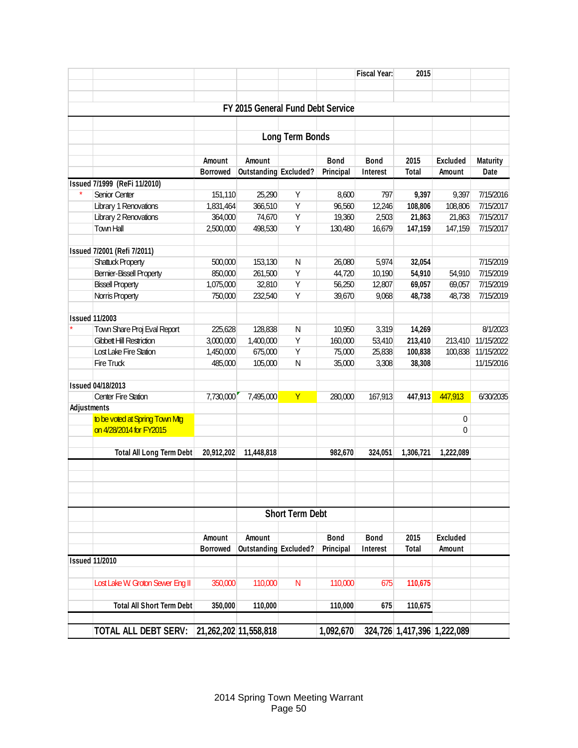| | | | | | | Fiscal Year: | 2015 | | |
|---|---|---|---|---|---|---|---|---|---|

## FY 2015 General Fund Debt Service

### Long Term Bonds

| | | Amount Borrowed | Amount Outstanding | Excluded? | Bond Principal | Bond Interest | 2015 Total | Excluded Amount | Maturity Date |
|---|---|---|---|---|---|---|---|---|---|
| **Issued 7/1999 (ReFi 11/2010)** | | | | | | | | | |
| * | Senior Center | 151,110 | 25,290 | Y | 8,600 | 797 | **9,397** | 9,397 | 7/15/2016 |
| | Library 1 Renovations | 1,831,464 | 366,510 | Y | 96,560 | 12,246 | **108,806** | 108,806 | 7/15/2017 |
| | Library 2 Renovations | 364,000 | 74,670 | Y | 19,360 | 2,503 | **21,863** | 21,863 | 7/15/2017 |
| | Town Hall | 2,500,000 | 498,530 | Y | 130,480 | 16,679 | **147,159** | 147,159 | 7/15/2017 |
| **Issued 7/2001 (Refi 7/2011)** | | | | | | | | | |
| | Shattuck Property | 500,000 | 153,130 | N | 26,080 | 5,974 | **32,054** | | 7/15/2019 |
| | Bernier-Bissell Property | 850,000 | 261,500 | Y | 44,720 | 10,190 | **54,910** | 54,910 | 7/15/2019 |
| | Bissell Property | 1,075,000 | 32,810 | Y | 56,250 | 12,807 | **69,057** | 69,057 | 7/15/2019 |
| | Norris Property | 750,000 | 232,540 | Y | 39,670 | 9,068 | **48,738** | 48,738 | 7/15/2019 |
| **Issued 11/2003** | | | | | | | | | |
| * | Town Share Proj Eval Report | 225,628 | 128,838 | N | 10,950 | 3,319 | **14,269** | | 8/1/2023 |
| | Gibbett Hill Restriction | 3,000,000 | 1,400,000 | Y | 160,000 | 53,410 | **213,410** | 213,410 | 11/15/2022 |
| | Lost Lake Fire Station | 1,450,000 | 675,000 | Y | 75,000 | 25,838 | **100,838** | 100,838 | 11/15/2022 |
| | Fire Truck | 485,000 | 105,000 | N | 35,000 | 3,308 | **38,308** | | 11/15/2016 |
| **Issued 04/18/2013** | | | | | | | | | |
| | Center Fire Station | 7,730,000 | 7,495,000 | Y | 280,000 | 167,913 | **447,913** | 447,913 | 6/30/2035 |
| **Adjustments** | | | | | | | | | |
| | to be voted at Spring Town Mtg | | | | | | | 0 | |
| | on 4/28/2014 for FY2015 | | | | | | | 0 | |
| | **Total All Long Term Debt** | **20,912,202** | **11,448,818** | | **982,670** | **324,051** | **1,306,721** | **1,222,089** | |

### Short Term Debt

| | | Amount Borrowed | Amount Outstanding | Excluded? | Bond Principal | Bond Interest | 2015 Total | Excluded Amount |
|---|---|---|---|---|---|---|---|---|
| **Issued 11/2010** | | | | | | | | |
| | Lost Lake W. Groton Sewer Eng II | 350,000 | 110,000 | N | 110,000 | 675 | **110,675** | |
| | **Total All Short Term Debt** | **350,000** | **110,000** | | **110,000** | **675** | **110,675** | |
| | **TOTAL ALL DEBT SERV:** | **21,262,202** | **11,558,818** | | **1,092,670** | **324,726** | **1,417,396** | **1,222,089** |

2014 Spring Town Meeting Warrant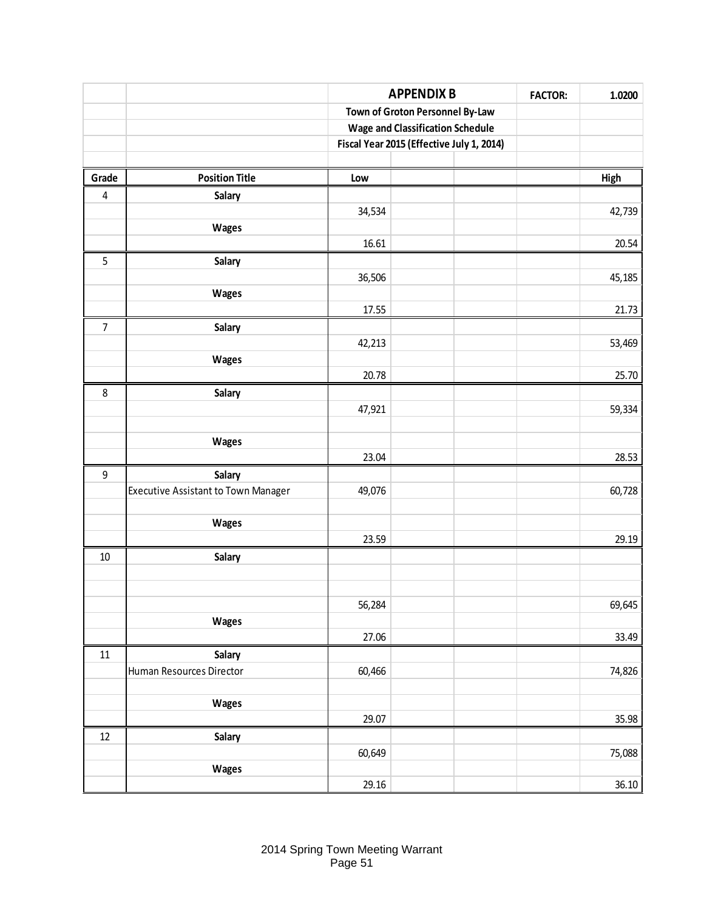| | | APPENDIX B | | | FACTOR: | 1.0200 |
|---|---|---|---|---|---|---|
| | | Town of Groton Personnel By-Law | | | | |
| | | Wage and Classification Schedule | | | | |
| | | Fiscal Year 2015 (Effective July 1, 2014) | | | | |
| **Grade** | **Position Title** | **Low** | | | | **High** |
| 4 | **Salary** | | | | | |
| | | 34,534 | | | | 42,739 |
| | **Wages** | | | | | |
| | | 16.61 | | | | 20.54 |
| 5 | **Salary** | | | | | |
| | | 36,506 | | | | 45,185 |
| | **Wages** | | | | | |
| | | 17.55 | | | | 21.73 |
| 7 | **Salary** | | | | | |
| | | 42,213 | | | | 53,469 |
| | **Wages** | | | | | |
| | | 20.78 | | | | 25.70 |
| 8 | **Salary** | | | | | |
| | | 47,921 | | | | 59,334 |
| | **Wages** | | | | | |
| | | 23.04 | | | | 28.53 |
| 9 | **Salary** | | | | | |
| | Executive Assistant to Town Manager | 49,076 | | | | 60,728 |
| | **Wages** | | | | | |
| | | 23.59 | | | | 29.19 |
| 10 | **Salary** | | | | | |
| | | 56,284 | | | | 69,645 |
| | **Wages** | | | | | |
| | | 27.06 | | | | 33.49 |
| 11 | **Salary** | | | | | |
| | Human Resources Director | 60,466 | | | | 74,826 |
| | **Wages** | | | | | |
| | | 29.07 | | | | 35.98 |
| 12 | **Salary** | | | | | |
| | | 60,649 | | | | 75,088 |
| | **Wages** | | | | | |
| | | 29.16 | | | | 36.10 |

2014 Spring Town Meeting Warrant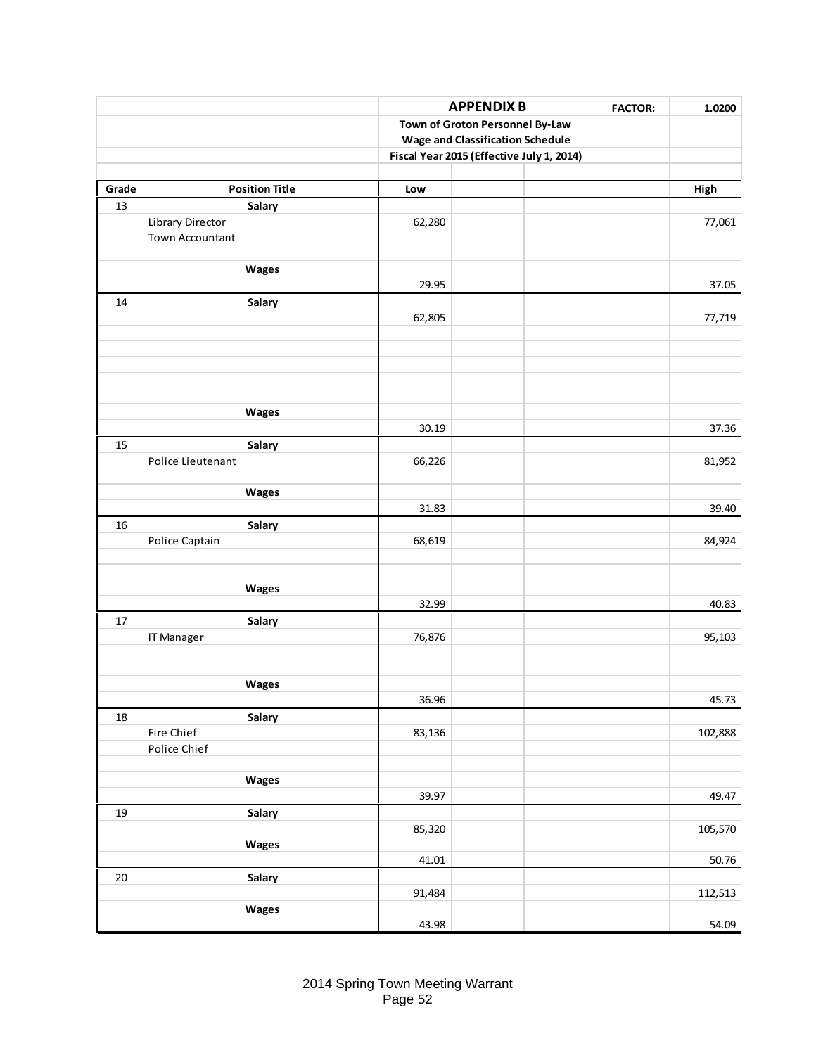| | | APPENDIX B | | | FACTOR: | 1.0200 |
|---|---|---|---|---|---|---|
| | | Town of Groton Personnel By-Law | | | | |
| | | Wage and Classification Schedule | | | | |
| | | Fiscal Year 2015 (Effective July 1, 2014) | | | | |
| **Grade** | **Position Title** | **Low** | | | | **High** |
| 13 | **Salary** | | | | | |
| | Library Director | 62,280 | | | | 77,061 |
| | Town Accountant | | | | | |
| | **Wages** | | | | | |
| | | 29.95 | | | | 37.05 |
| 14 | **Salary** | | | | | |
| | | 62,805 | | | | 77,719 |
| | **Wages** | | | | | |
| | | 30.19 | | | | 37.36 |
| 15 | **Salary** | | | | | |
| | Police Lieutenant | 66,226 | | | | 81,952 |
| | **Wages** | | | | | |
| | | 31.83 | | | | 39.40 |
| 16 | **Salary** | | | | | |
| | Police Captain | 68,619 | | | | 84,924 |
| | **Wages** | | | | | |
| | | 32.99 | | | | 40.83 |
| 17 | **Salary** | | | | | |
| | IT Manager | 76,876 | | | | 95,103 |
| | **Wages** | | | | | |
| | | 36.96 | | | | 45.73 |
| 18 | **Salary** | | | | | |
| | Fire Chief | 83,136 | | | | 102,888 |
| | Police Chief | | | | | |
| | **Wages** | | | | | |
| | | 39.97 | | | | 49.47 |
| 19 | **Salary** | | | | | |
| | | 85,320 | | | | 105,570 |
| | **Wages** | | | | | |
| | | 41.01 | | | | 50.76 |
| 20 | **Salary** | | | | | |
| | | 91,484 | | | | 112,513 |
| | **Wages** | | | | | |
| | | 43.98 | | | | 54.09 |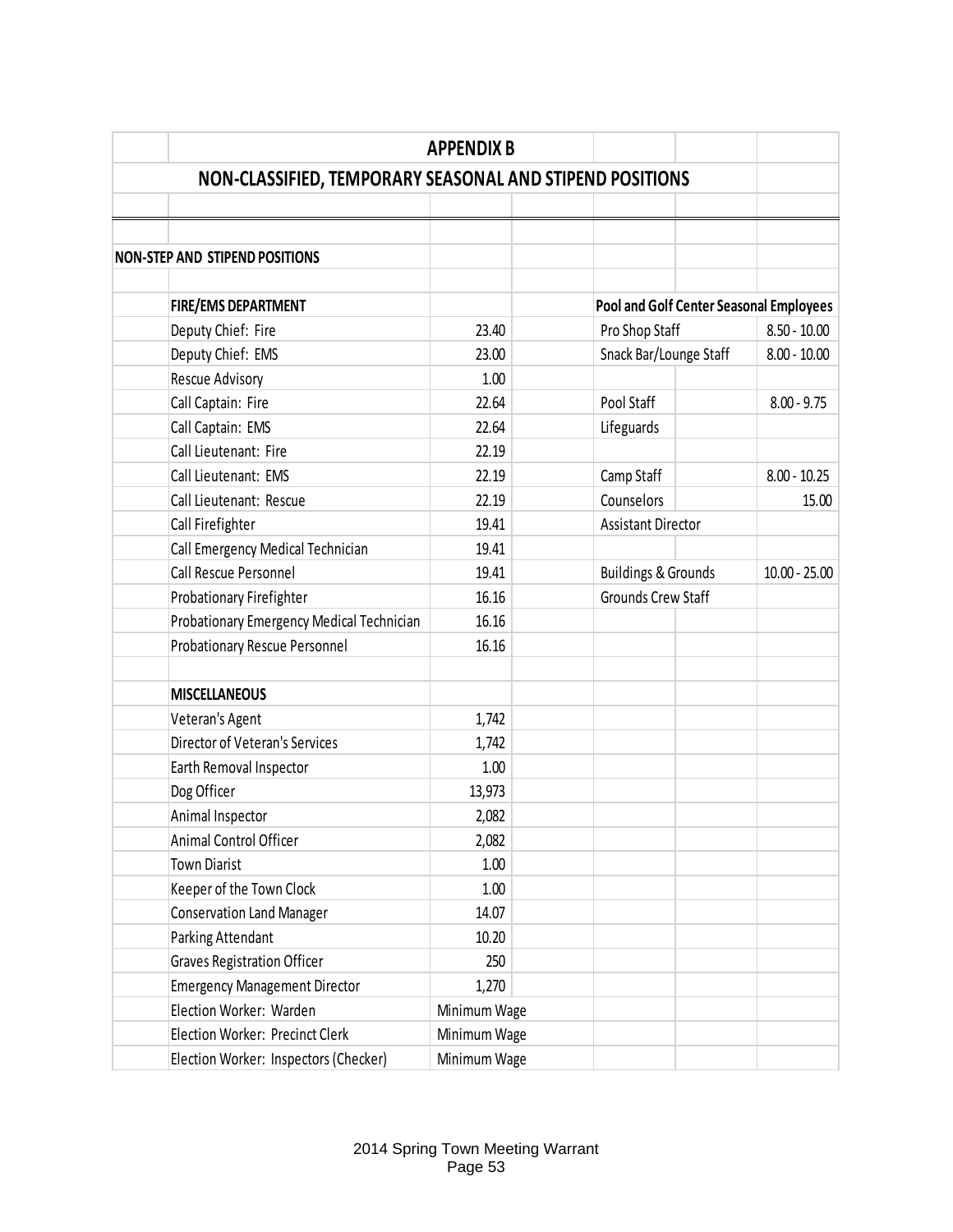# APPENDIX B

## NON-CLASSIFIED, TEMPORARY SEASONAL AND STIPEND POSITIONS

### NON-STEP AND STIPEND POSITIONS

| FIRE/EMS DEPARTMENT | | Pool and Golf Center Seasonal Employees | |
|---|---|---|---|
| Deputy Chief: Fire | 23.40 | Pro Shop Staff | 8.50 - 10.00 |
| Deputy Chief: EMS | 23.00 | Snack Bar/Lounge Staff | 8.00 - 10.00 |
| Rescue Advisory | 1.00 | | |
| Call Captain: Fire | 22.64 | Pool Staff | 8.00 - 9.75 |
| Call Captain: EMS | 22.64 | Lifeguards | |
| Call Lieutenant: Fire | 22.19 | | |
| Call Lieutenant: EMS | 22.19 | Camp Staff | 8.00 - 10.25 |
| Call Lieutenant: Rescue | 22.19 | Counselors | 15.00 |
| Call Firefighter | 19.41 | Assistant Director | |
| Call Emergency Medical Technician | 19.41 | | |
| Call Rescue Personnel | 19.41 | Buildings & Grounds | 10.00 - 25.00 |
| Probationary Firefighter | 16.16 | Grounds Crew Staff | |
| Probationary Emergency Medical Technician | 16.16 | | |
| Probationary Rescue Personnel | 16.16 | | |

| MISCELLANEOUS | |
|---|---|
| Veteran's Agent | 1,742 |
| Director of Veteran's Services | 1,742 |
| Earth Removal Inspector | 1.00 |
| Dog Officer | 13,973 |
| Animal Inspector | 2,082 |
| Animal Control Officer | 2,082 |
| Town Diarist | 1.00 |
| Keeper of the Town Clock | 1.00 |
| Conservation Land Manager | 14.07 |
| Parking Attendant | 10.20 |
| Graves Registration Officer | 250 |
| Emergency Management Director | 1,270 |
| Election Worker: Warden | Minimum Wage |
| Election Worker: Precinct Clerk | Minimum Wage |
| Election Worker: Inspectors (Checker) | Minimum Wage |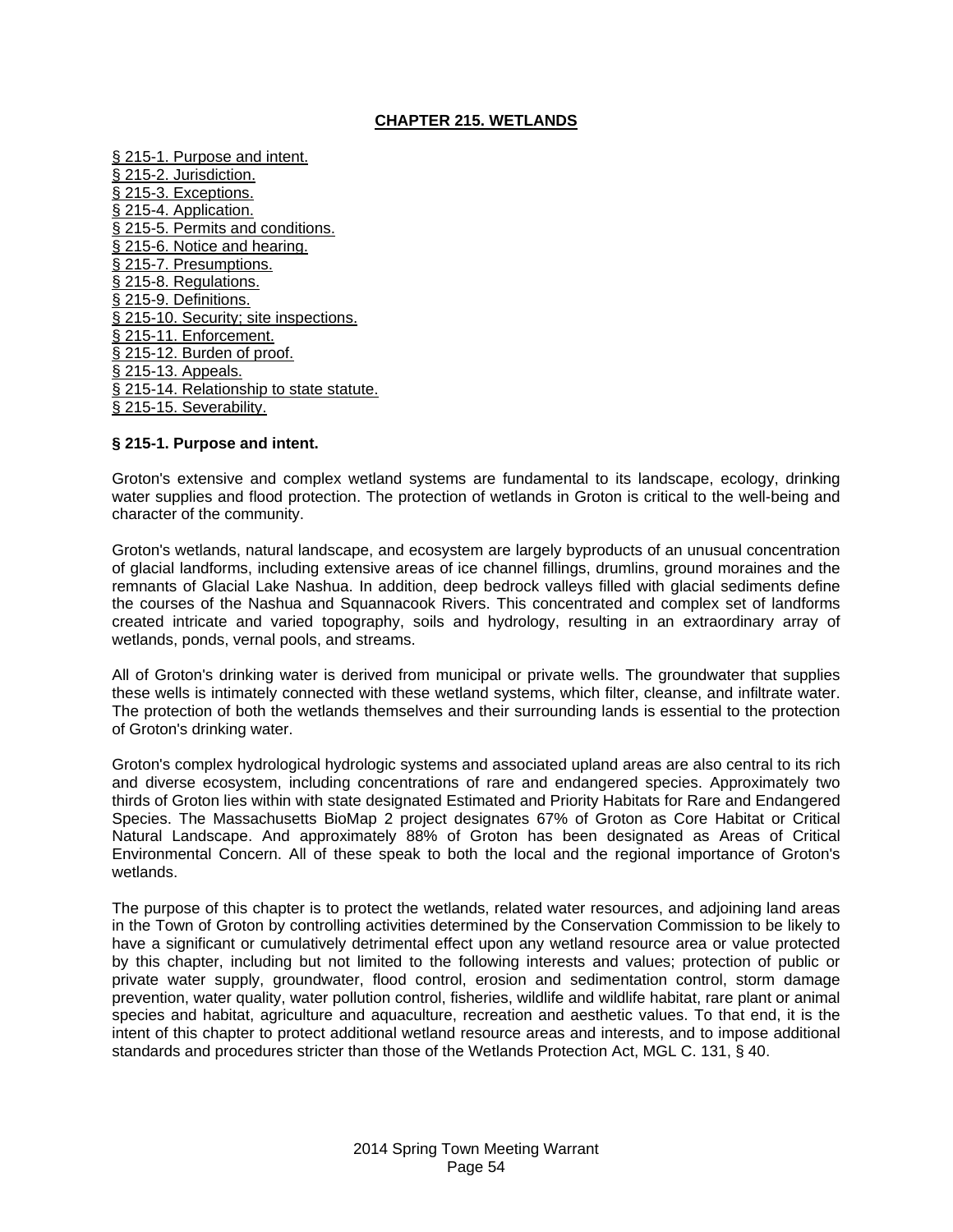# CHAPTER 215. WETLANDS

§ 215-1. Purpose and intent.
§ 215-2. Jurisdiction.
§ 215-3. Exceptions.
§ 215-4. Application.
§ 215-5. Permits and conditions.
§ 215-6. Notice and hearing.
§ 215-7. Presumptions.
§ 215-8. Regulations.
§ 215-9. Definitions.
§ 215-10. Security; site inspections.
§ 215-11. Enforcement.
§ 215-12. Burden of proof.
§ 215-13. Appeals.
§ 215-14. Relationship to state statute.
§ 215-15. Severability.

## § 215-1. Purpose and intent.

Groton's extensive and complex wetland systems are fundamental to its landscape, ecology, drinking water supplies and flood protection. The protection of wetlands in Groton is critical to the well-being and character of the community.

Groton's wetlands, natural landscape, and ecosystem are largely byproducts of an unusual concentration of glacial landforms, including extensive areas of ice channel fillings, drumlins, ground moraines and the remnants of Glacial Lake Nashua. In addition, deep bedrock valleys filled with glacial sediments define the courses of the Nashua and Squannacook Rivers. This concentrated and complex set of landforms created intricate and varied topography, soils and hydrology, resulting in an extraordinary array of wetlands, ponds, vernal pools, and streams.

All of Groton's drinking water is derived from municipal or private wells. The groundwater that supplies these wells is intimately connected with these wetland systems, which filter, cleanse, and infiltrate water. The protection of both the wetlands themselves and their surrounding lands is essential to the protection of Groton's drinking water.

Groton's complex hydrological hydrologic systems and associated upland areas are also central to its rich and diverse ecosystem, including concentrations of rare and endangered species. Approximately two thirds of Groton lies within with state designated Estimated and Priority Habitats for Rare and Endangered Species. The Massachusetts BioMap 2 project designates 67% of Groton as Core Habitat or Critical Natural Landscape. And approximately 88% of Groton has been designated as Areas of Critical Environmental Concern. All of these speak to both the local and the regional importance of Groton's wetlands.

The purpose of this chapter is to protect the wetlands, related water resources, and adjoining land areas in the Town of Groton by controlling activities determined by the Conservation Commission to be likely to have a significant or cumulatively detrimental effect upon any wetland resource area or value protected by this chapter, including but not limited to the following interests and values; protection of public or private water supply, groundwater, flood control, erosion and sedimentation control, storm damage prevention, water quality, water pollution control, fisheries, wildlife and wildlife habitat, rare plant or animal species and habitat, agriculture and aquaculture, recreation and aesthetic values. To that end, it is the intent of this chapter to protect additional wetland resource areas and interests, and to impose additional standards and procedures stricter than those of the Wetlands Protection Act, MGL C. 131, § 40.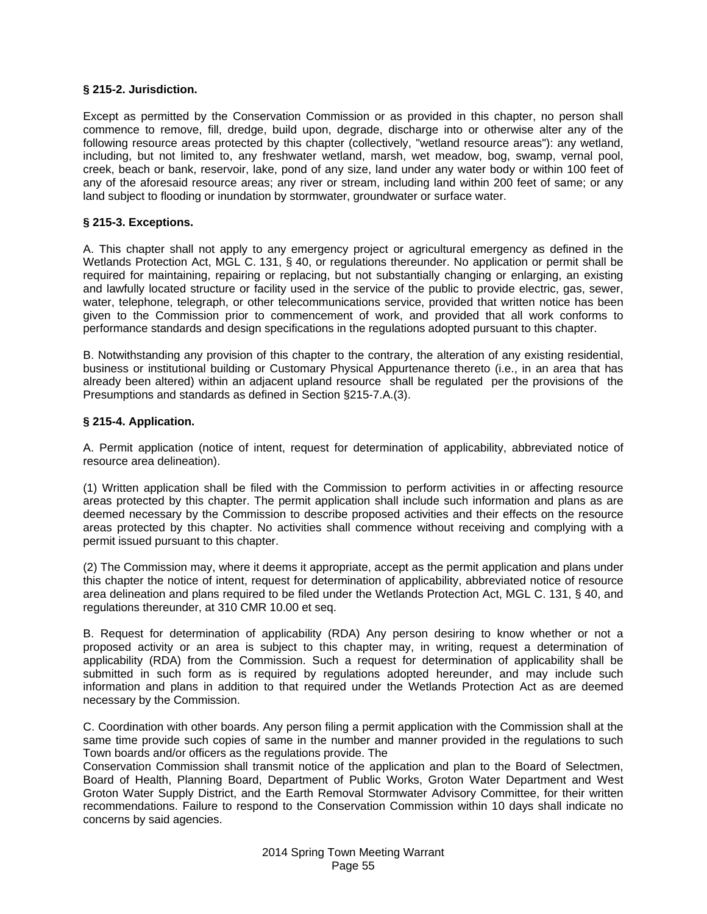**§ 215-2. Jurisdiction.**

Except as permitted by the Conservation Commission or as provided in this chapter, no person shall commence to remove, fill, dredge, build upon, degrade, discharge into or otherwise alter any of the following resource areas protected by this chapter (collectively, "wetland resource areas"): any wetland, including, but not limited to, any freshwater wetland, marsh, wet meadow, bog, swamp, vernal pool, creek, beach or bank, reservoir, lake, pond of any size, land under any water body or within 100 feet of any of the aforesaid resource areas; any river or stream, including land within 200 feet of same; or any land subject to flooding or inundation by stormwater, groundwater or surface water.

**§ 215-3. Exceptions.**

A. This chapter shall not apply to any emergency project or agricultural emergency as defined in the Wetlands Protection Act, MGL C. 131, § 40, or regulations thereunder. No application or permit shall be required for maintaining, repairing or replacing, but not substantially changing or enlarging, an existing and lawfully located structure or facility used in the service of the public to provide electric, gas, sewer, water, telephone, telegraph, or other telecommunications service, provided that written notice has been given to the Commission prior to commencement of work, and provided that all work conforms to performance standards and design specifications in the regulations adopted pursuant to this chapter.

B. Notwithstanding any provision of this chapter to the contrary, the alteration of any existing residential, business or institutional building or Customary Physical Appurtenance thereto (i.e., in an area that has already been altered) within an adjacent upland resource shall be regulated per the provisions of the Presumptions and standards as defined in Section §215-7.A.(3).

**§ 215-4. Application.**

A. Permit application (notice of intent, request for determination of applicability, abbreviated notice of resource area delineation).

(1) Written application shall be filed with the Commission to perform activities in or affecting resource areas protected by this chapter. The permit application shall include such information and plans as are deemed necessary by the Commission to describe proposed activities and their effects on the resource areas protected by this chapter. No activities shall commence without receiving and complying with a permit issued pursuant to this chapter.

(2) The Commission may, where it deems it appropriate, accept as the permit application and plans under this chapter the notice of intent, request for determination of applicability, abbreviated notice of resource area delineation and plans required to be filed under the Wetlands Protection Act, MGL C. 131, § 40, and regulations thereunder, at 310 CMR 10.00 et seq.

B. Request for determination of applicability (RDA) Any person desiring to know whether or not a proposed activity or an area is subject to this chapter may, in writing, request a determination of applicability (RDA) from the Commission. Such a request for determination of applicability shall be submitted in such form as is required by regulations adopted hereunder, and may include such information and plans in addition to that required under the Wetlands Protection Act as are deemed necessary by the Commission.

C. Coordination with other boards. Any person filing a permit application with the Commission shall at the same time provide such copies of same in the number and manner provided in the regulations to such Town boards and/or officers as the regulations provide. The Conservation Commission shall transmit notice of the application and plan to the Board of Selectmen, Board of Health, Planning Board, Department of Public Works, Groton Water Department and West Groton Water Supply District, and the Earth Removal Stormwater Advisory Committee, for their written recommendations. Failure to respond to the Conservation Commission within 10 days shall indicate no concerns by said agencies.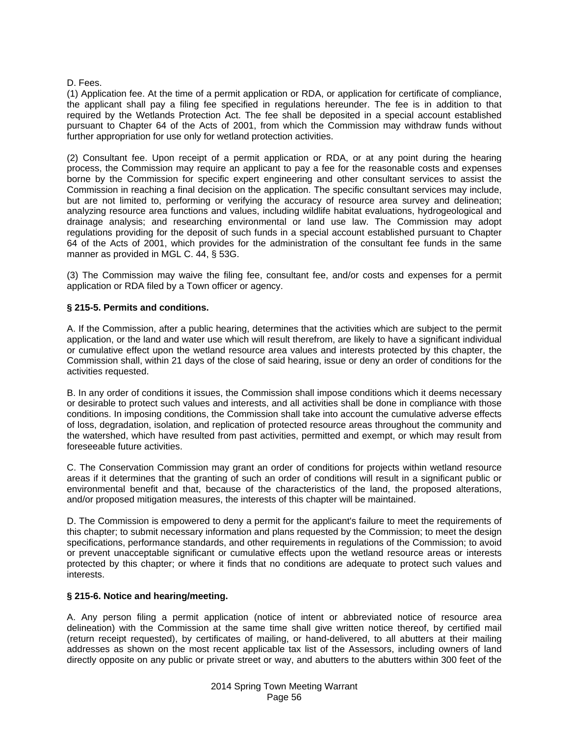D. Fees.

(1) Application fee. At the time of a permit application or RDA, or application for certificate of compliance, the applicant shall pay a filing fee specified in regulations hereunder. The fee is in addition to that required by the Wetlands Protection Act. The fee shall be deposited in a special account established pursuant to Chapter 64 of the Acts of 2001, from which the Commission may withdraw funds without further appropriation for use only for wetland protection activities.

(2) Consultant fee. Upon receipt of a permit application or RDA, or at any point during the hearing process, the Commission may require an applicant to pay a fee for the reasonable costs and expenses borne by the Commission for specific expert engineering and other consultant services to assist the Commission in reaching a final decision on the application. The specific consultant services may include, but are not limited to, performing or verifying the accuracy of resource area survey and delineation; analyzing resource area functions and values, including wildlife habitat evaluations, hydrogeological and drainage analysis; and researching environmental or land use law. The Commission may adopt regulations providing for the deposit of such funds in a special account established pursuant to Chapter 64 of the Acts of 2001, which provides for the administration of the consultant fee funds in the same manner as provided in MGL C. 44, § 53G.

(3) The Commission may waive the filing fee, consultant fee, and/or costs and expenses for a permit application or RDA filed by a Town officer or agency.

**§ 215-5. Permits and conditions.**

A. If the Commission, after a public hearing, determines that the activities which are subject to the permit application, or the land and water use which will result therefrom, are likely to have a significant individual or cumulative effect upon the wetland resource area values and interests protected by this chapter, the Commission shall, within 21 days of the close of said hearing, issue or deny an order of conditions for the activities requested.

B. In any order of conditions it issues, the Commission shall impose conditions which it deems necessary or desirable to protect such values and interests, and all activities shall be done in compliance with those conditions. In imposing conditions, the Commission shall take into account the cumulative adverse effects of loss, degradation, isolation, and replication of protected resource areas throughout the community and the watershed, which have resulted from past activities, permitted and exempt, or which may result from foreseeable future activities.

C. The Conservation Commission may grant an order of conditions for projects within wetland resource areas if it determines that the granting of such an order of conditions will result in a significant public or environmental benefit and that, because of the characteristics of the land, the proposed alterations, and/or proposed mitigation measures, the interests of this chapter will be maintained.

D. The Commission is empowered to deny a permit for the applicant's failure to meet the requirements of this chapter; to submit necessary information and plans requested by the Commission; to meet the design specifications, performance standards, and other requirements in regulations of the Commission; to avoid or prevent unacceptable significant or cumulative effects upon the wetland resource areas or interests protected by this chapter; or where it finds that no conditions are adequate to protect such values and interests.

**§ 215-6. Notice and hearing/meeting.**

A. Any person filing a permit application (notice of intent or abbreviated notice of resource area delineation) with the Commission at the same time shall give written notice thereof, by certified mail (return receipt requested), by certificates of mailing, or hand-delivered, to all abutters at their mailing addresses as shown on the most recent applicable tax list of the Assessors, including owners of land directly opposite on any public or private street or way, and abutters to the abutters within 300 feet of the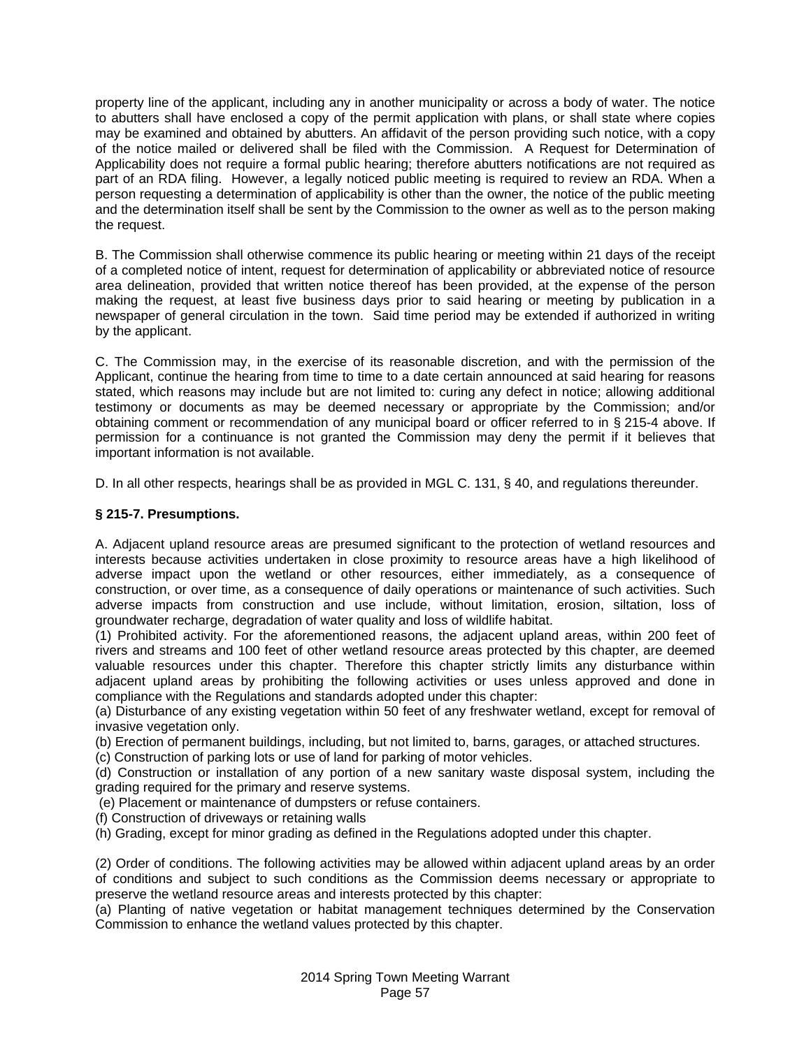property line of the applicant, including any in another municipality or across a body of water. The notice to abutters shall have enclosed a copy of the permit application with plans, or shall state where copies may be examined and obtained by abutters. An affidavit of the person providing such notice, with a copy of the notice mailed or delivered shall be filed with the Commission. A Request for Determination of Applicability does not require a formal public hearing; therefore abutters notifications are not required as part of an RDA filing. However, a legally noticed public meeting is required to review an RDA. When a person requesting a determination of applicability is other than the owner, the notice of the public meeting and the determination itself shall be sent by the Commission to the owner as well as to the person making the request.

B. The Commission shall otherwise commence its public hearing or meeting within 21 days of the receipt of a completed notice of intent, request for determination of applicability or abbreviated notice of resource area delineation, provided that written notice thereof has been provided, at the expense of the person making the request, at least five business days prior to said hearing or meeting by publication in a newspaper of general circulation in the town. Said time period may be extended if authorized in writing by the applicant.

C. The Commission may, in the exercise of its reasonable discretion, and with the permission of the Applicant, continue the hearing from time to time to a date certain announced at said hearing for reasons stated, which reasons may include but are not limited to: curing any defect in notice; allowing additional testimony or documents as may be deemed necessary or appropriate by the Commission; and/or obtaining comment or recommendation of any municipal board or officer referred to in § 215-4 above. If permission for a continuance is not granted the Commission may deny the permit if it believes that important information is not available.

D. In all other respects, hearings shall be as provided in MGL C. 131, § 40, and regulations thereunder.

**§ 215-7. Presumptions.**

A. Adjacent upland resource areas are presumed significant to the protection of wetland resources and interests because activities undertaken in close proximity to resource areas have a high likelihood of adverse impact upon the wetland or other resources, either immediately, as a consequence of construction, or over time, as a consequence of daily operations or maintenance of such activities. Such adverse impacts from construction and use include, without limitation, erosion, siltation, loss of groundwater recharge, degradation of water quality and loss of wildlife habitat.

(1) Prohibited activity. For the aforementioned reasons, the adjacent upland areas, within 200 feet of rivers and streams and 100 feet of other wetland resource areas protected by this chapter, are deemed valuable resources under this chapter. Therefore this chapter strictly limits any disturbance within adjacent upland areas by prohibiting the following activities or uses unless approved and done in compliance with the Regulations and standards adopted under this chapter:

(a) Disturbance of any existing vegetation within 50 feet of any freshwater wetland, except for removal of invasive vegetation only.

(b) Erection of permanent buildings, including, but not limited to, barns, garages, or attached structures.

(c) Construction of parking lots or use of land for parking of motor vehicles.

(d) Construction or installation of any portion of a new sanitary waste disposal system, including the grading required for the primary and reserve systems.

(e) Placement or maintenance of dumpsters or refuse containers.

(f) Construction of driveways or retaining walls

(h) Grading, except for minor grading as defined in the Regulations adopted under this chapter.

(2) Order of conditions. The following activities may be allowed within adjacent upland areas by an order of conditions and subject to such conditions as the Commission deems necessary or appropriate to preserve the wetland resource areas and interests protected by this chapter:

(a) Planting of native vegetation or habitat management techniques determined by the Conservation Commission to enhance the wetland values protected by this chapter.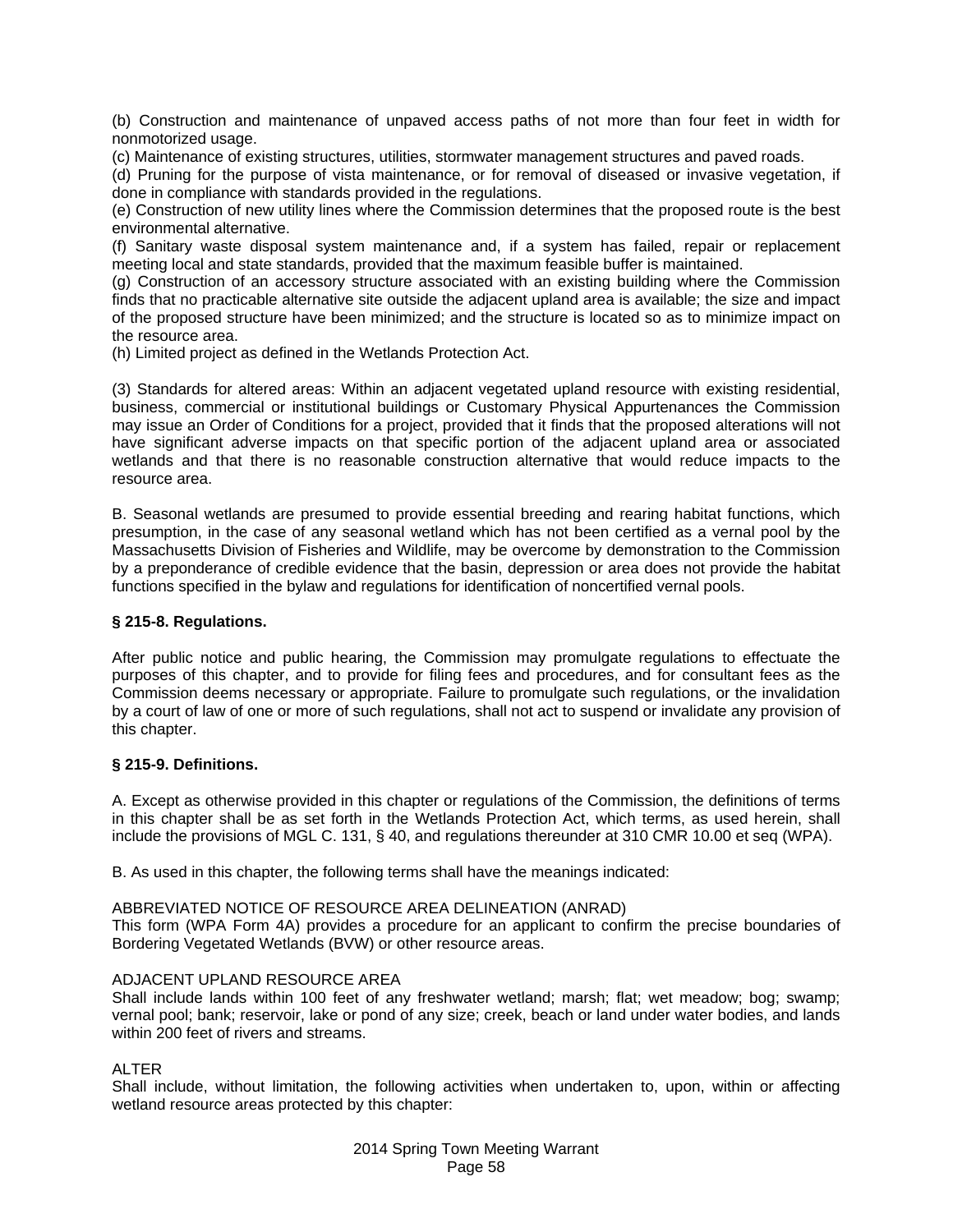(b) Construction and maintenance of unpaved access paths of not more than four feet in width for nonmotorized usage.
(c) Maintenance of existing structures, utilities, stormwater management structures and paved roads.
(d) Pruning for the purpose of vista maintenance, or for removal of diseased or invasive vegetation, if done in compliance with standards provided in the regulations.
(e) Construction of new utility lines where the Commission determines that the proposed route is the best environmental alternative.
(f) Sanitary waste disposal system maintenance and, if a system has failed, repair or replacement meeting local and state standards, provided that the maximum feasible buffer is maintained.
(g) Construction of an accessory structure associated with an existing building where the Commission finds that no practicable alternative site outside the adjacent upland area is available; the size and impact of the proposed structure have been minimized; and the structure is located so as to minimize impact on the resource area.
(h) Limited project as defined in the Wetlands Protection Act.

(3) Standards for altered areas: Within an adjacent vegetated upland resource with existing residential, business, commercial or institutional buildings or Customary Physical Appurtenances the Commission may issue an Order of Conditions for a project, provided that it finds that the proposed alterations will not have significant adverse impacts on that specific portion of the adjacent upland area or associated wetlands and that there is no reasonable construction alternative that would reduce impacts to the resource area.

B. Seasonal wetlands are presumed to provide essential breeding and rearing habitat functions, which presumption, in the case of any seasonal wetland which has not been certified as a vernal pool by the Massachusetts Division of Fisheries and Wildlife, may be overcome by demonstration to the Commission by a preponderance of credible evidence that the basin, depression or area does not provide the habitat functions specified in the bylaw and regulations for identification of noncertified vernal pools.

**§ 215-8. Regulations.**

After public notice and public hearing, the Commission may promulgate regulations to effectuate the purposes of this chapter, and to provide for filing fees and procedures, and for consultant fees as the Commission deems necessary or appropriate. Failure to promulgate such regulations, or the invalidation by a court of law of one or more of such regulations, shall not act to suspend or invalidate any provision of this chapter.

**§ 215-9. Definitions.**

A. Except as otherwise provided in this chapter or regulations of the Commission, the definitions of terms in this chapter shall be as set forth in the Wetlands Protection Act, which terms, as used herein, shall include the provisions of MGL C. 131, § 40, and regulations thereunder at 310 CMR 10.00 et seq (WPA).

B. As used in this chapter, the following terms shall have the meanings indicated:

ABBREVIATED NOTICE OF RESOURCE AREA DELINEATION (ANRAD)
This form (WPA Form 4A) provides a procedure for an applicant to confirm the precise boundaries of Bordering Vegetated Wetlands (BVW) or other resource areas.

ADJACENT UPLAND RESOURCE AREA
Shall include lands within 100 feet of any freshwater wetland; marsh; flat; wet meadow; bog; swamp; vernal pool; bank; reservoir, lake or pond of any size; creek, beach or land under water bodies, and lands within 200 feet of rivers and streams.

ALTER
Shall include, without limitation, the following activities when undertaken to, upon, within or affecting wetland resource areas protected by this chapter: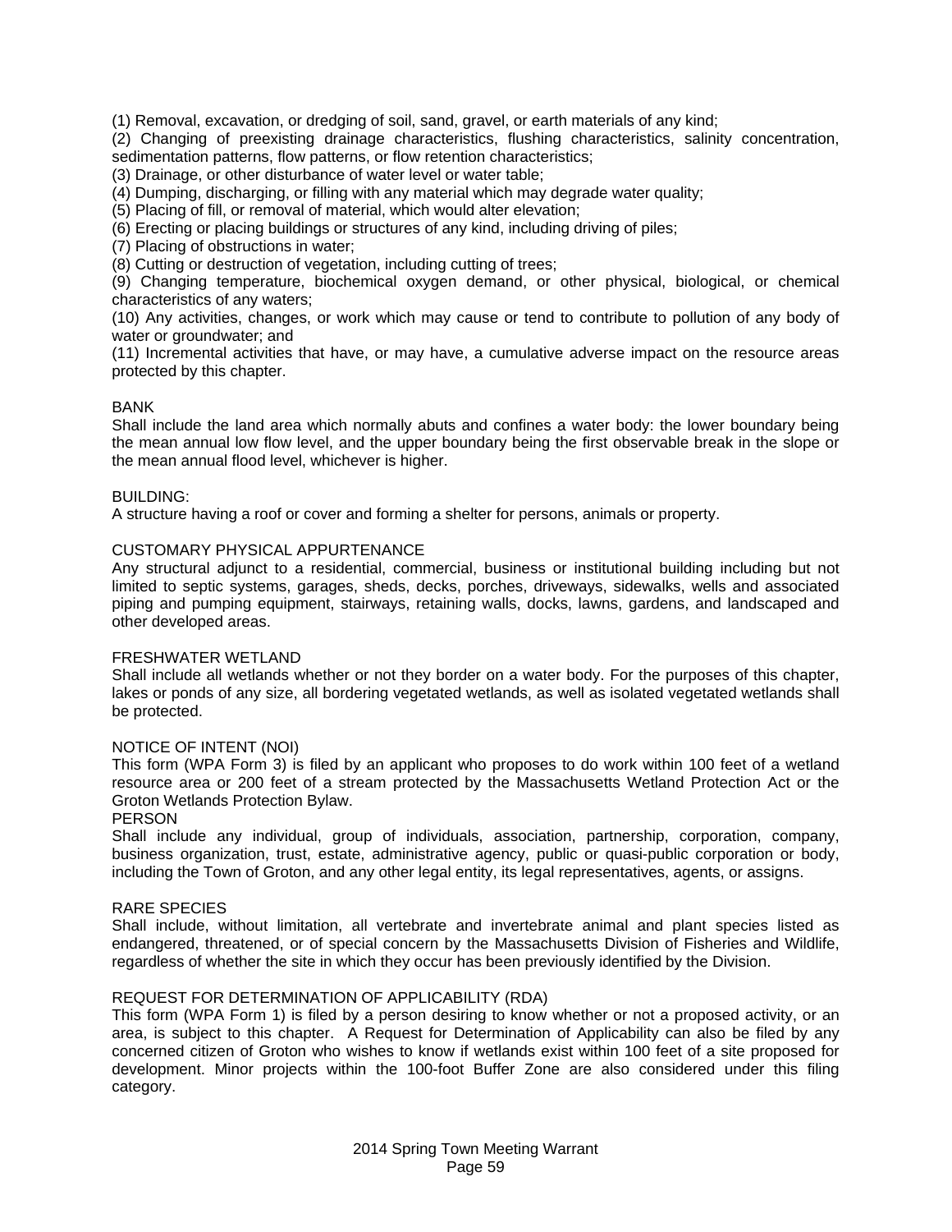(1) Removal, excavation, or dredging of soil, sand, gravel, or earth materials of any kind;
(2) Changing of preexisting drainage characteristics, flushing characteristics, salinity concentration, sedimentation patterns, flow patterns, or flow retention characteristics;
(3) Drainage, or other disturbance of water level or water table;
(4) Dumping, discharging, or filling with any material which may degrade water quality;
(5) Placing of fill, or removal of material, which would alter elevation;
(6) Erecting or placing buildings or structures of any kind, including driving of piles;
(7) Placing of obstructions in water;
(8) Cutting or destruction of vegetation, including cutting of trees;
(9) Changing temperature, biochemical oxygen demand, or other physical, biological, or chemical characteristics of any waters;
(10) Any activities, changes, or work which may cause or tend to contribute to pollution of any body of water or groundwater; and
(11) Incremental activities that have, or may have, a cumulative adverse impact on the resource areas protected by this chapter.

BANK
Shall include the land area which normally abuts and confines a water body: the lower boundary being the mean annual low flow level, and the upper boundary being the first observable break in the slope or the mean annual flood level, whichever is higher.

BUILDING:
A structure having a roof or cover and forming a shelter for persons, animals or property.

CUSTOMARY PHYSICAL APPURTENANCE
Any structural adjunct to a residential, commercial, business or institutional building including but not limited to septic systems, garages, sheds, decks, porches, driveways, sidewalks, wells and associated piping and pumping equipment, stairways, retaining walls, docks, lawns, gardens, and landscaped and other developed areas.

FRESHWATER WETLAND
Shall include all wetlands whether or not they border on a water body. For the purposes of this chapter, lakes or ponds of any size, all bordering vegetated wetlands, as well as isolated vegetated wetlands shall be protected.

NOTICE OF INTENT (NOI)
This form (WPA Form 3) is filed by an applicant who proposes to do work within 100 feet of a wetland resource area or 200 feet of a stream protected by the Massachusetts Wetland Protection Act or the Groton Wetlands Protection Bylaw.

PERSON
Shall include any individual, group of individuals, association, partnership, corporation, company, business organization, trust, estate, administrative agency, public or quasi-public corporation or body, including the Town of Groton, and any other legal entity, its legal representatives, agents, or assigns.

RARE SPECIES
Shall include, without limitation, all vertebrate and invertebrate animal and plant species listed as endangered, threatened, or of special concern by the Massachusetts Division of Fisheries and Wildlife, regardless of whether the site in which they occur has been previously identified by the Division.

REQUEST FOR DETERMINATION OF APPLICABILITY (RDA)
This form (WPA Form 1) is filed by a person desiring to know whether or not a proposed activity, or an area, is subject to this chapter. A Request for Determination of Applicability can also be filed by any concerned citizen of Groton who wishes to know if wetlands exist within 100 feet of a site proposed for development. Minor projects within the 100-foot Buffer Zone are also considered under this filing category.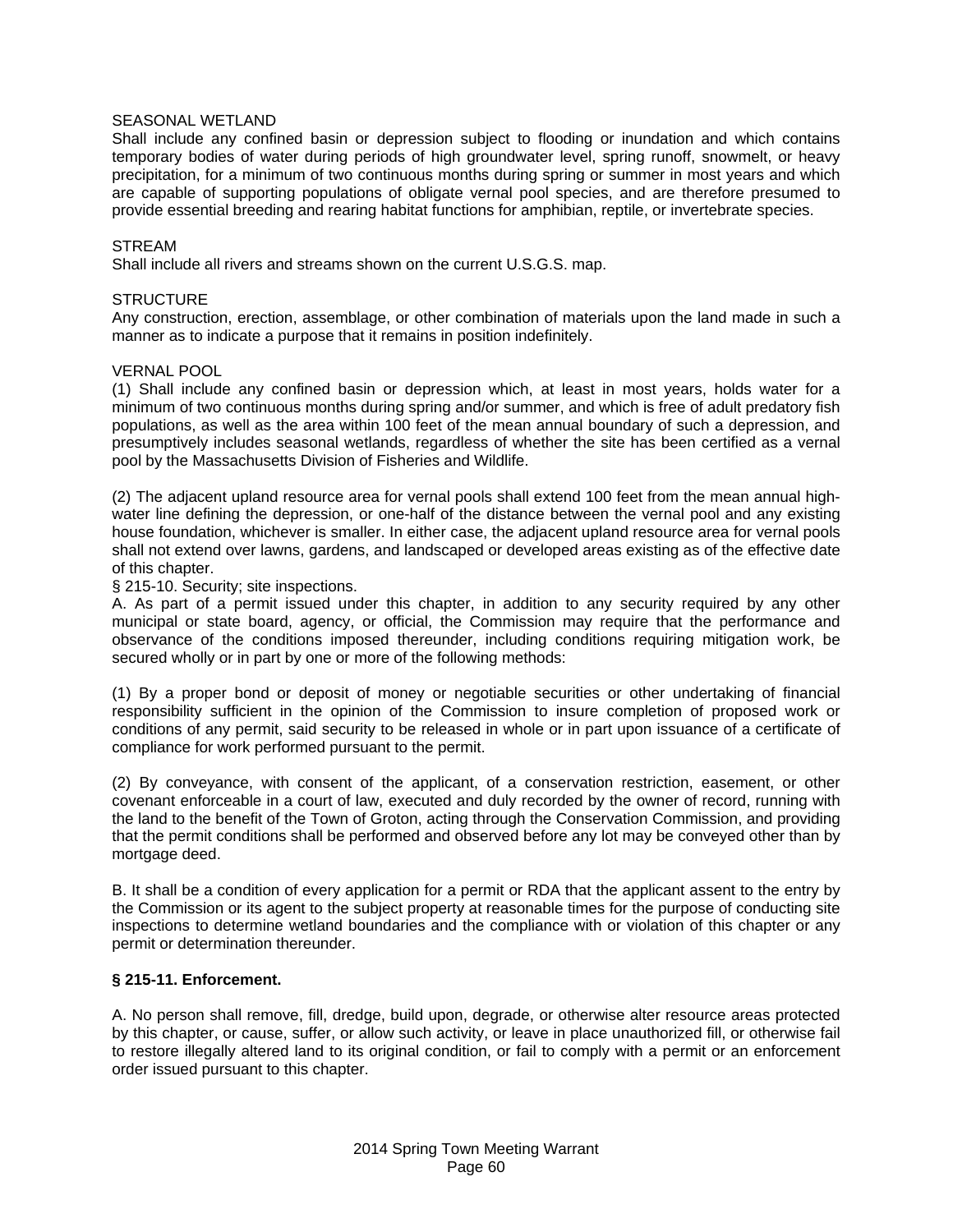SEASONAL WETLAND
Shall include any confined basin or depression subject to flooding or inundation and which contains temporary bodies of water during periods of high groundwater level, spring runoff, snowmelt, or heavy precipitation, for a minimum of two continuous months during spring or summer in most years and which are capable of supporting populations of obligate vernal pool species, and are therefore presumed to provide essential breeding and rearing habitat functions for amphibian, reptile, or invertebrate species.

STREAM
Shall include all rivers and streams shown on the current U.S.G.S. map.

STRUCTURE
Any construction, erection, assemblage, or other combination of materials upon the land made in such a manner as to indicate a purpose that it remains in position indefinitely.

VERNAL POOL
(1) Shall include any confined basin or depression which, at least in most years, holds water for a minimum of two continuous months during spring and/or summer, and which is free of adult predatory fish populations, as well as the area within 100 feet of the mean annual boundary of such a depression, and presumptively includes seasonal wetlands, regardless of whether the site has been certified as a vernal pool by the Massachusetts Division of Fisheries and Wildlife.

(2) The adjacent upland resource area for vernal pools shall extend 100 feet from the mean annual high-water line defining the depression, or one-half of the distance between the vernal pool and any existing house foundation, whichever is smaller. In either case, the adjacent upland resource area for vernal pools shall not extend over lawns, gardens, and landscaped or developed areas existing as of the effective date of this chapter.

§ 215-10. Security; site inspections.

A. As part of a permit issued under this chapter, in addition to any security required by any other municipal or state board, agency, or official, the Commission may require that the performance and observance of the conditions imposed thereunder, including conditions requiring mitigation work, be secured wholly or in part by one or more of the following methods:

(1) By a proper bond or deposit of money or negotiable securities or other undertaking of financial responsibility sufficient in the opinion of the Commission to insure completion of proposed work or conditions of any permit, said security to be released in whole or in part upon issuance of a certificate of compliance for work performed pursuant to the permit.

(2) By conveyance, with consent of the applicant, of a conservation restriction, easement, or other covenant enforceable in a court of law, executed and duly recorded by the owner of record, running with the land to the benefit of the Town of Groton, acting through the Conservation Commission, and providing that the permit conditions shall be performed and observed before any lot may be conveyed other than by mortgage deed.

B. It shall be a condition of every application for a permit or RDA that the applicant assent to the entry by the Commission or its agent to the subject property at reasonable times for the purpose of conducting site inspections to determine wetland boundaries and the compliance with or violation of this chapter or any permit or determination thereunder.

**§ 215-11. Enforcement.**

A. No person shall remove, fill, dredge, build upon, degrade, or otherwise alter resource areas protected by this chapter, or cause, suffer, or allow such activity, or leave in place unauthorized fill, or otherwise fail to restore illegally altered land to its original condition, or fail to comply with a permit or an enforcement order issued pursuant to this chapter.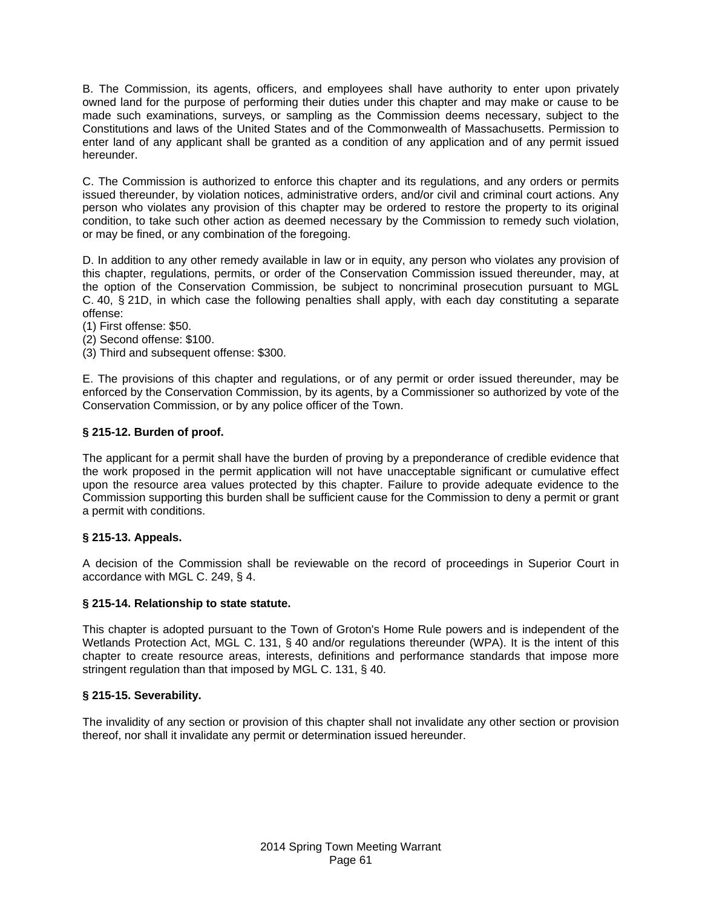B. The Commission, its agents, officers, and employees shall have authority to enter upon privately owned land for the purpose of performing their duties under this chapter and may make or cause to be made such examinations, surveys, or sampling as the Commission deems necessary, subject to the Constitutions and laws of the United States and of the Commonwealth of Massachusetts. Permission to enter land of any applicant shall be granted as a condition of any application and of any permit issued hereunder.

C. The Commission is authorized to enforce this chapter and its regulations, and any orders or permits issued thereunder, by violation notices, administrative orders, and/or civil and criminal court actions. Any person who violates any provision of this chapter may be ordered to restore the property to its original condition, to take such other action as deemed necessary by the Commission to remedy such violation, or may be fined, or any combination of the foregoing.

D. In addition to any other remedy available in law or in equity, any person who violates any provision of this chapter, regulations, permits, or order of the Conservation Commission issued thereunder, may, at the option of the Conservation Commission, be subject to noncriminal prosecution pursuant to MGL C. 40, § 21D, in which case the following penalties shall apply, with each day constituting a separate offense:
(1) First offense: $50.
(2) Second offense: $100.
(3) Third and subsequent offense: $300.

E. The provisions of this chapter and regulations, or of any permit or order issued thereunder, may be enforced by the Conservation Commission, by its agents, by a Commissioner so authorized by vote of the Conservation Commission, or by any police officer of the Town.

**§ 215-12. Burden of proof.**

The applicant for a permit shall have the burden of proving by a preponderance of credible evidence that the work proposed in the permit application will not have unacceptable significant or cumulative effect upon the resource area values protected by this chapter. Failure to provide adequate evidence to the Commission supporting this burden shall be sufficient cause for the Commission to deny a permit or grant a permit with conditions.

**§ 215-13. Appeals.**

A decision of the Commission shall be reviewable on the record of proceedings in Superior Court in accordance with MGL C. 249, § 4.

**§ 215-14. Relationship to state statute.**

This chapter is adopted pursuant to the Town of Groton's Home Rule powers and is independent of the Wetlands Protection Act, MGL C. 131, § 40 and/or regulations thereunder (WPA). It is the intent of this chapter to create resource areas, interests, definitions and performance standards that impose more stringent regulation than that imposed by MGL C. 131, § 40.

**§ 215-15. Severability.**

The invalidity of any section or provision of this chapter shall not invalidate any other section or provision thereof, nor shall it invalidate any permit or determination issued hereunder.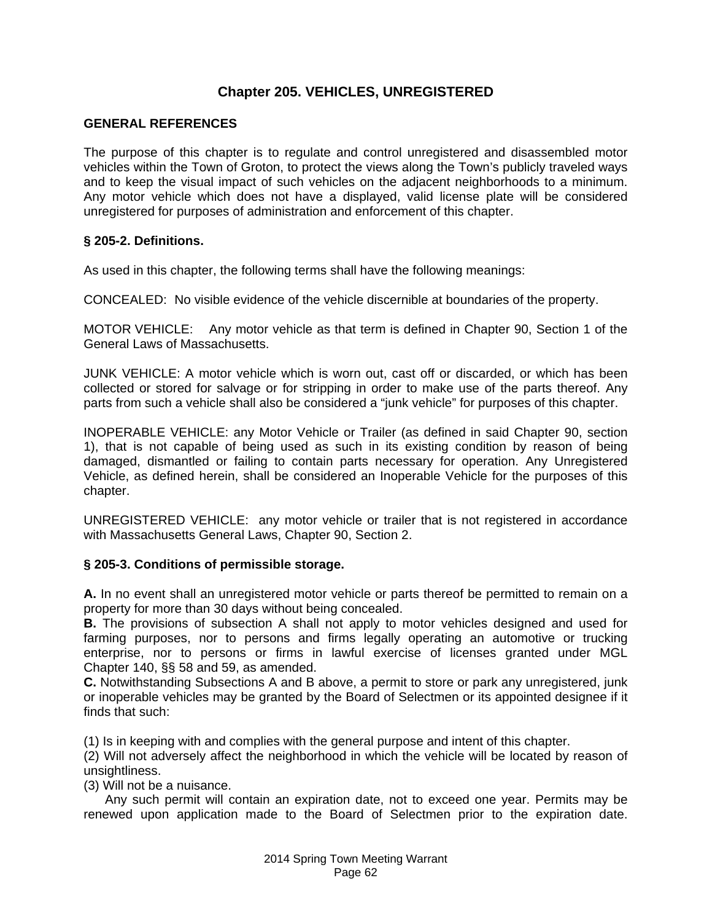# Chapter 205. VEHICLES, UNREGISTERED

## GENERAL REFERENCES

The purpose of this chapter is to regulate and control unregistered and disassembled motor vehicles within the Town of Groton, to protect the views along the Town's publicly traveled ways and to keep the visual impact of such vehicles on the adjacent neighborhoods to a minimum. Any motor vehicle which does not have a displayed, valid license plate will be considered unregistered for purposes of administration and enforcement of this chapter.

## § 205-2. Definitions.

As used in this chapter, the following terms shall have the following meanings:

CONCEALED: No visible evidence of the vehicle discernible at boundaries of the property.

MOTOR VEHICLE: Any motor vehicle as that term is defined in Chapter 90, Section 1 of the General Laws of Massachusetts.

JUNK VEHICLE: A motor vehicle which is worn out, cast off or discarded, or which has been collected or stored for salvage or for stripping in order to make use of the parts thereof. Any parts from such a vehicle shall also be considered a "junk vehicle" for purposes of this chapter.

INOPERABLE VEHICLE: any Motor Vehicle or Trailer (as defined in said Chapter 90, section 1), that is not capable of being used as such in its existing condition by reason of being damaged, dismantled or failing to contain parts necessary for operation. Any Unregistered Vehicle, as defined herein, shall be considered an Inoperable Vehicle for the purposes of this chapter.

UNREGISTERED VEHICLE: any motor vehicle or trailer that is not registered in accordance with Massachusetts General Laws, Chapter 90, Section 2.

## § 205-3. Conditions of permissible storage.

**A.** In no event shall an unregistered motor vehicle or parts thereof be permitted to remain on a property for more than 30 days without being concealed.
**B.** The provisions of subsection A shall not apply to motor vehicles designed and used for farming purposes, nor to persons and firms legally operating an automotive or trucking enterprise, nor to persons or firms in lawful exercise of licenses granted under MGL Chapter 140, §§ 58 and 59, as amended.
**C.** Notwithstanding Subsections A and B above, a permit to store or park any unregistered, junk or inoperable vehicles may be granted by the Board of Selectmen or its appointed designee if it finds that such:

(1) Is in keeping with and complies with the general purpose and intent of this chapter.
(2) Will not adversely affect the neighborhood in which the vehicle will be located by reason of unsightliness.
(3) Will not be a nuisance.

Any such permit will contain an expiration date, not to exceed one year. Permits may be renewed upon application made to the Board of Selectmen prior to the expiration date.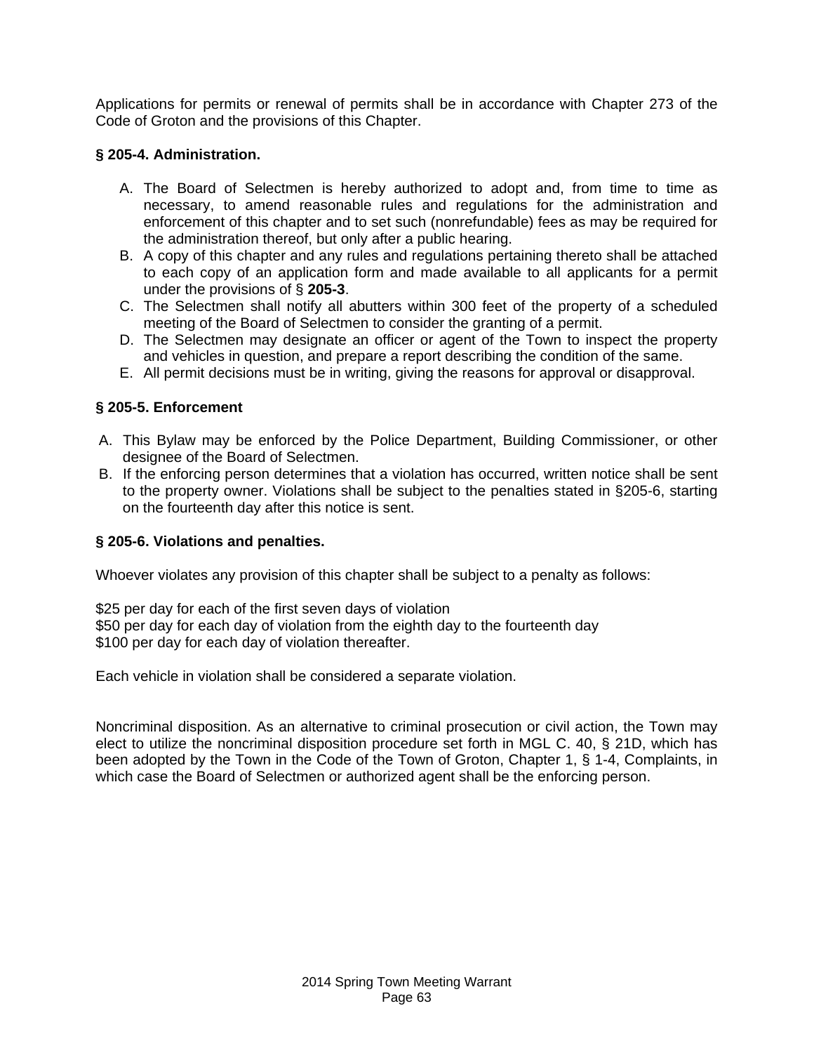Applications for permits or renewal of permits shall be in accordance with Chapter 273 of the Code of Groton and the provisions of this Chapter.

**§ 205-4. Administration.**

A. The Board of Selectmen is hereby authorized to adopt and, from time to time as necessary, to amend reasonable rules and regulations for the administration and enforcement of this chapter and to set such (nonrefundable) fees as may be required for the administration thereof, but only after a public hearing.
B. A copy of this chapter and any rules and regulations pertaining thereto shall be attached to each copy of an application form and made available to all applicants for a permit under the provisions of § **205-3**.
C. The Selectmen shall notify all abutters within 300 feet of the property of a scheduled meeting of the Board of Selectmen to consider the granting of a permit.
D. The Selectmen may designate an officer or agent of the Town to inspect the property and vehicles in question, and prepare a report describing the condition of the same.
E. All permit decisions must be in writing, giving the reasons for approval or disapproval.

**§ 205-5. Enforcement**

A. This Bylaw may be enforced by the Police Department, Building Commissioner, or other designee of the Board of Selectmen.
B. If the enforcing person determines that a violation has occurred, written notice shall be sent to the property owner. Violations shall be subject to the penalties stated in §205-6, starting on the fourteenth day after this notice is sent.

**§ 205-6. Violations and penalties.**

Whoever violates any provision of this chapter shall be subject to a penalty as follows:

$25 per day for each of the first seven days of violation
$50 per day for each day of violation from the eighth day to the fourteenth day
$100 per day for each day of violation thereafter.

Each vehicle in violation shall be considered a separate violation.

Noncriminal disposition. As an alternative to criminal prosecution or civil action, the Town may elect to utilize the noncriminal disposition procedure set forth in MGL C. 40, § 21D, which has been adopted by the Town in the Code of the Town of Groton, Chapter 1, § 1-4, Complaints, in which case the Board of Selectmen or authorized agent shall be the enforcing person.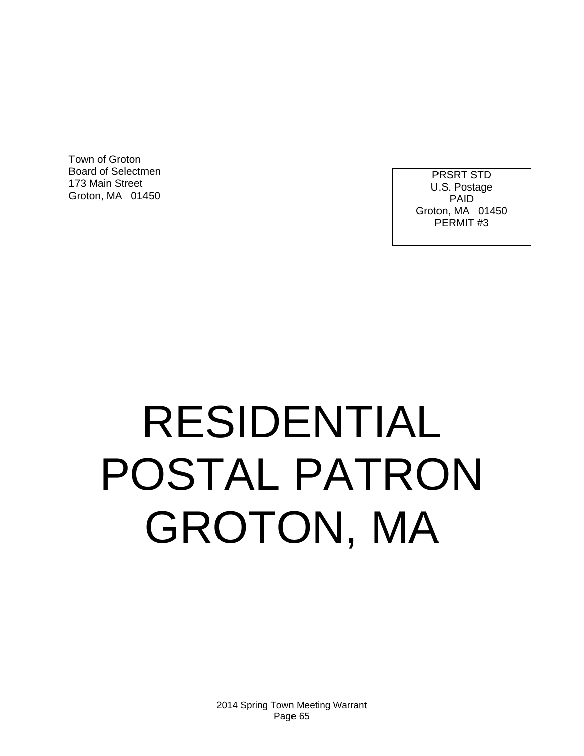Town of Groton
Board of Selectmen
173 Main Street
Groton, MA 01450

PRSRT STD
U.S. Postage
PAID
Groton, MA 01450
PERMIT #3

# RESIDENTIAL POSTAL PATRON GROTON, MA